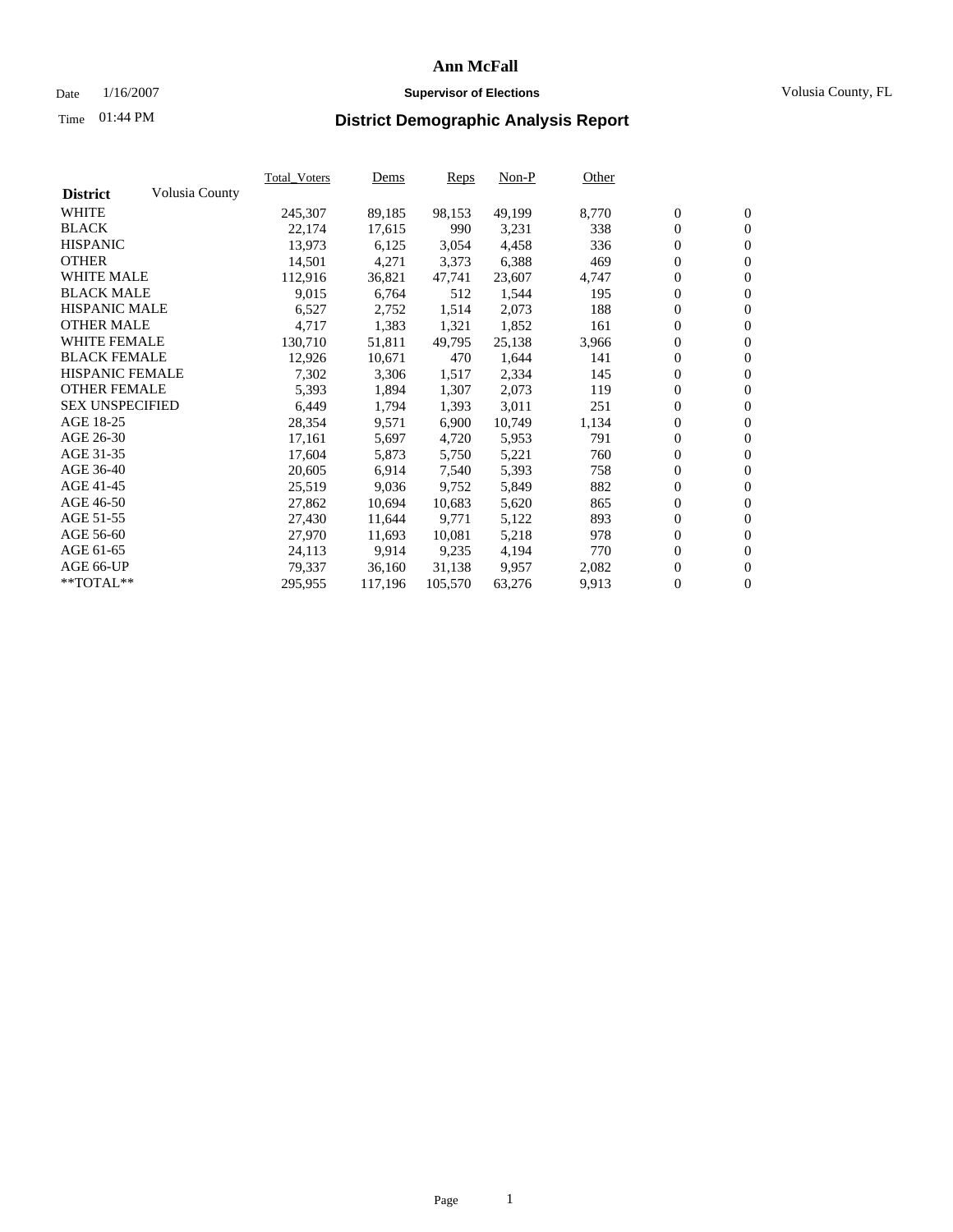# Ann McFall

Date 1/16/2007 **Supervisor of Elections** Volusia County, FL

Time 01:44 PM

## District Demographic Analysis Report

| District | Volusia County | Total_Voters | Dems | Reps | Non-P | Other | | |
|---|---|---|---|---|---|---|---|---|
| WHITE | | 245,307 | 89,185 | 98,153 | 49,199 | 8,770 | 0 | 0 |
| BLACK | | 22,174 | 17,615 | 990 | 3,231 | 338 | 0 | 0 |
| HISPANIC | | 13,973 | 6,125 | 3,054 | 4,458 | 336 | 0 | 0 |
| OTHER | | 14,501 | 4,271 | 3,373 | 6,388 | 469 | 0 | 0 |
| WHITE MALE | | 112,916 | 36,821 | 47,741 | 23,607 | 4,747 | 0 | 0 |
| BLACK MALE | | 9,015 | 6,764 | 512 | 1,544 | 195 | 0 | 0 |
| HISPANIC MALE | | 6,527 | 2,752 | 1,514 | 2,073 | 188 | 0 | 0 |
| OTHER MALE | | 4,717 | 1,383 | 1,321 | 1,852 | 161 | 0 | 0 |
| WHITE FEMALE | | 130,710 | 51,811 | 49,795 | 25,138 | 3,966 | 0 | 0 |
| BLACK FEMALE | | 12,926 | 10,671 | 470 | 1,644 | 141 | 0 | 0 |
| HISPANIC FEMALE | | 7,302 | 3,306 | 1,517 | 2,334 | 145 | 0 | 0 |
| OTHER FEMALE | | 5,393 | 1,894 | 1,307 | 2,073 | 119 | 0 | 0 |
| SEX UNSPECIFIED | | 6,449 | 1,794 | 1,393 | 3,011 | 251 | 0 | 0 |
| AGE 18-25 | | 28,354 | 9,571 | 6,900 | 10,749 | 1,134 | 0 | 0 |
| AGE 26-30 | | 17,161 | 5,697 | 4,720 | 5,953 | 791 | 0 | 0 |
| AGE 31-35 | | 17,604 | 5,873 | 5,750 | 5,221 | 760 | 0 | 0 |
| AGE 36-40 | | 20,605 | 6,914 | 7,540 | 5,393 | 758 | 0 | 0 |
| AGE 41-45 | | 25,519 | 9,036 | 9,752 | 5,849 | 882 | 0 | 0 |
| AGE 46-50 | | 27,862 | 10,694 | 10,683 | 5,620 | 865 | 0 | 0 |
| AGE 51-55 | | 27,430 | 11,644 | 9,771 | 5,122 | 893 | 0 | 0 |
| AGE 56-60 | | 27,970 | 11,693 | 10,081 | 5,218 | 978 | 0 | 0 |
| AGE 61-65 | | 24,113 | 9,914 | 9,235 | 4,194 | 770 | 0 | 0 |
| AGE 66-UP | | 79,337 | 36,160 | 31,138 | 9,957 | 2,082 | 0 | 0 |
| **TOTAL** | | 295,955 | 117,196 | 105,570 | 63,276 | 9,913 | 0 | 0 |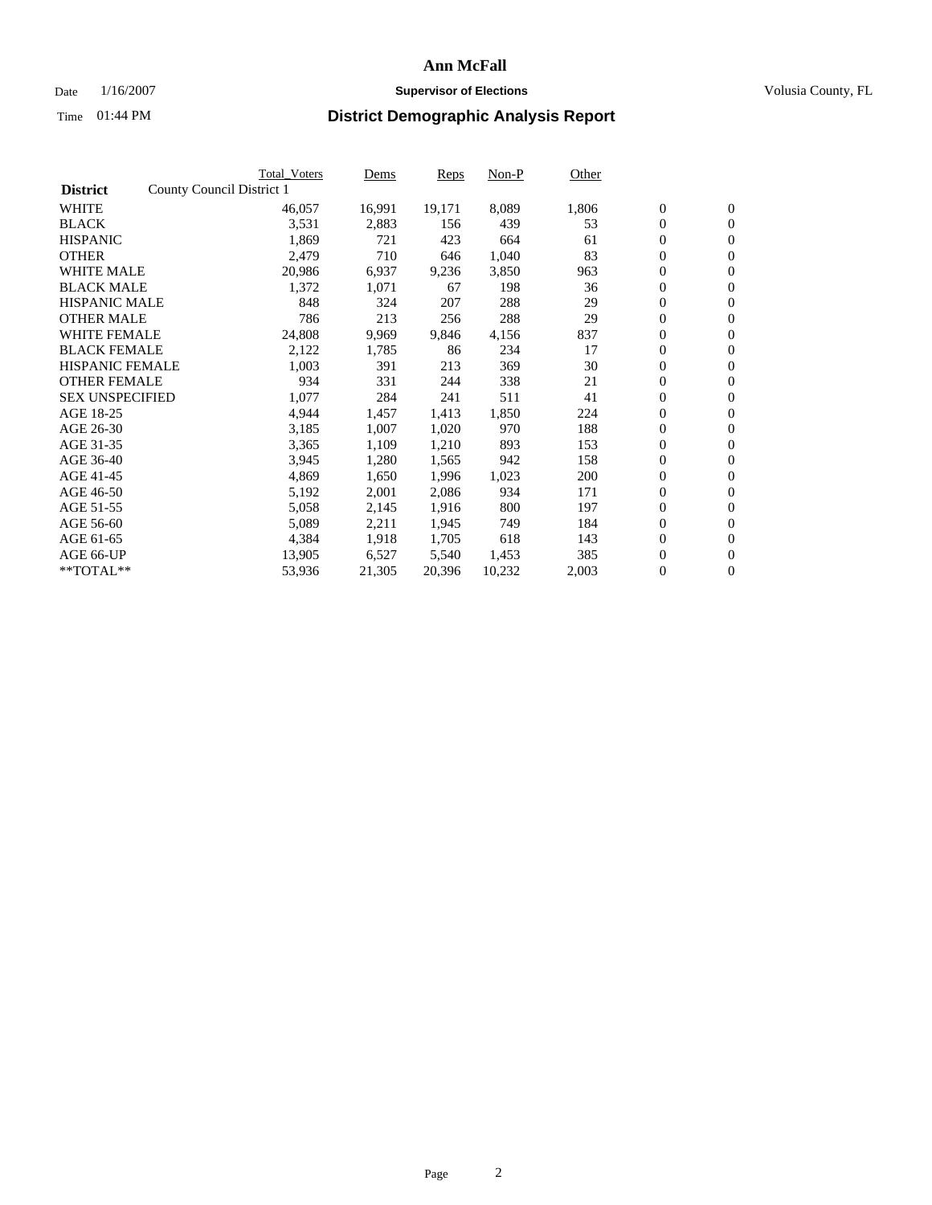# Ann McFall

Date 1/16/2007 **Supervisor of Elections** Volusia County, FL

Time 01:44 PM

## District Demographic Analysis Report

| | Total_Voters | Dems | Reps | Non-P | Other | | |
|---|---|---|---|---|---|---|---|
| **District** County Council District 1 | | | | | | | |
| WHITE | 46,057 | 16,991 | 19,171 | 8,089 | 1,806 | 0 | 0 |
| BLACK | 3,531 | 2,883 | 156 | 439 | 53 | 0 | 0 |
| HISPANIC | 1,869 | 721 | 423 | 664 | 61 | 0 | 0 |
| OTHER | 2,479 | 710 | 646 | 1,040 | 83 | 0 | 0 |
| WHITE MALE | 20,986 | 6,937 | 9,236 | 3,850 | 963 | 0 | 0 |
| BLACK MALE | 1,372 | 1,071 | 67 | 198 | 36 | 0 | 0 |
| HISPANIC MALE | 848 | 324 | 207 | 288 | 29 | 0 | 0 |
| OTHER MALE | 786 | 213 | 256 | 288 | 29 | 0 | 0 |
| WHITE FEMALE | 24,808 | 9,969 | 9,846 | 4,156 | 837 | 0 | 0 |
| BLACK FEMALE | 2,122 | 1,785 | 86 | 234 | 17 | 0 | 0 |
| HISPANIC FEMALE | 1,003 | 391 | 213 | 369 | 30 | 0 | 0 |
| OTHER FEMALE | 934 | 331 | 244 | 338 | 21 | 0 | 0 |
| SEX UNSPECIFIED | 1,077 | 284 | 241 | 511 | 41 | 0 | 0 |
| AGE 18-25 | 4,944 | 1,457 | 1,413 | 1,850 | 224 | 0 | 0 |
| AGE 26-30 | 3,185 | 1,007 | 1,020 | 970 | 188 | 0 | 0 |
| AGE 31-35 | 3,365 | 1,109 | 1,210 | 893 | 153 | 0 | 0 |
| AGE 36-40 | 3,945 | 1,280 | 1,565 | 942 | 158 | 0 | 0 |
| AGE 41-45 | 4,869 | 1,650 | 1,996 | 1,023 | 200 | 0 | 0 |
| AGE 46-50 | 5,192 | 2,001 | 2,086 | 934 | 171 | 0 | 0 |
| AGE 51-55 | 5,058 | 2,145 | 1,916 | 800 | 197 | 0 | 0 |
| AGE 56-60 | 5,089 | 2,211 | 1,945 | 749 | 184 | 0 | 0 |
| AGE 61-65 | 4,384 | 1,918 | 1,705 | 618 | 143 | 0 | 0 |
| AGE 66-UP | 13,905 | 6,527 | 5,540 | 1,453 | 385 | 0 | 0 |
| **TOTAL** | 53,936 | 21,305 | 20,396 | 10,232 | 2,003 | 0 | 0 |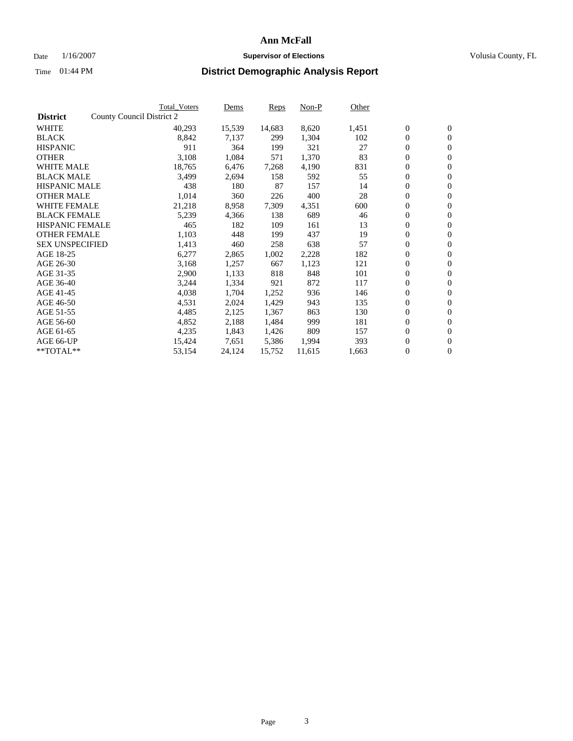# Ann McFall

Date 1/16/2007 **Supervisor of Elections** Volusia County, FL

Time 01:44 PM **District Demographic Analysis Report**

| **District** | County Council District 2 | Total_Voters | Dems | Reps | Non-P | Other | | |
|---|---|---|---|---|---|---|---|---|
| WHITE | | 40,293 | 15,539 | 14,683 | 8,620 | 1,451 | 0 | 0 |
| BLACK | | 8,842 | 7,137 | 299 | 1,304 | 102 | 0 | 0 |
| HISPANIC | | 911 | 364 | 199 | 321 | 27 | 0 | 0 |
| OTHER | | 3,108 | 1,084 | 571 | 1,370 | 83 | 0 | 0 |
| WHITE MALE | | 18,765 | 6,476 | 7,268 | 4,190 | 831 | 0 | 0 |
| BLACK MALE | | 3,499 | 2,694 | 158 | 592 | 55 | 0 | 0 |
| HISPANIC MALE | | 438 | 180 | 87 | 157 | 14 | 0 | 0 |
| OTHER MALE | | 1,014 | 360 | 226 | 400 | 28 | 0 | 0 |
| WHITE FEMALE | | 21,218 | 8,958 | 7,309 | 4,351 | 600 | 0 | 0 |
| BLACK FEMALE | | 5,239 | 4,366 | 138 | 689 | 46 | 0 | 0 |
| HISPANIC FEMALE | | 465 | 182 | 109 | 161 | 13 | 0 | 0 |
| OTHER FEMALE | | 1,103 | 448 | 199 | 437 | 19 | 0 | 0 |
| SEX UNSPECIFIED | | 1,413 | 460 | 258 | 638 | 57 | 0 | 0 |
| AGE 18-25 | | 6,277 | 2,865 | 1,002 | 2,228 | 182 | 0 | 0 |
| AGE 26-30 | | 3,168 | 1,257 | 667 | 1,123 | 121 | 0 | 0 |
| AGE 31-35 | | 2,900 | 1,133 | 818 | 848 | 101 | 0 | 0 |
| AGE 36-40 | | 3,244 | 1,334 | 921 | 872 | 117 | 0 | 0 |
| AGE 41-45 | | 4,038 | 1,704 | 1,252 | 936 | 146 | 0 | 0 |
| AGE 46-50 | | 4,531 | 2,024 | 1,429 | 943 | 135 | 0 | 0 |
| AGE 51-55 | | 4,485 | 2,125 | 1,367 | 863 | 130 | 0 | 0 |
| AGE 56-60 | | 4,852 | 2,188 | 1,484 | 999 | 181 | 0 | 0 |
| AGE 61-65 | | 4,235 | 1,843 | 1,426 | 809 | 157 | 0 | 0 |
| AGE 66-UP | | 15,424 | 7,651 | 5,386 | 1,994 | 393 | 0 | 0 |
| **TOTAL** | | 53,154 | 24,124 | 15,752 | 11,615 | 1,663 | 0 | 0 |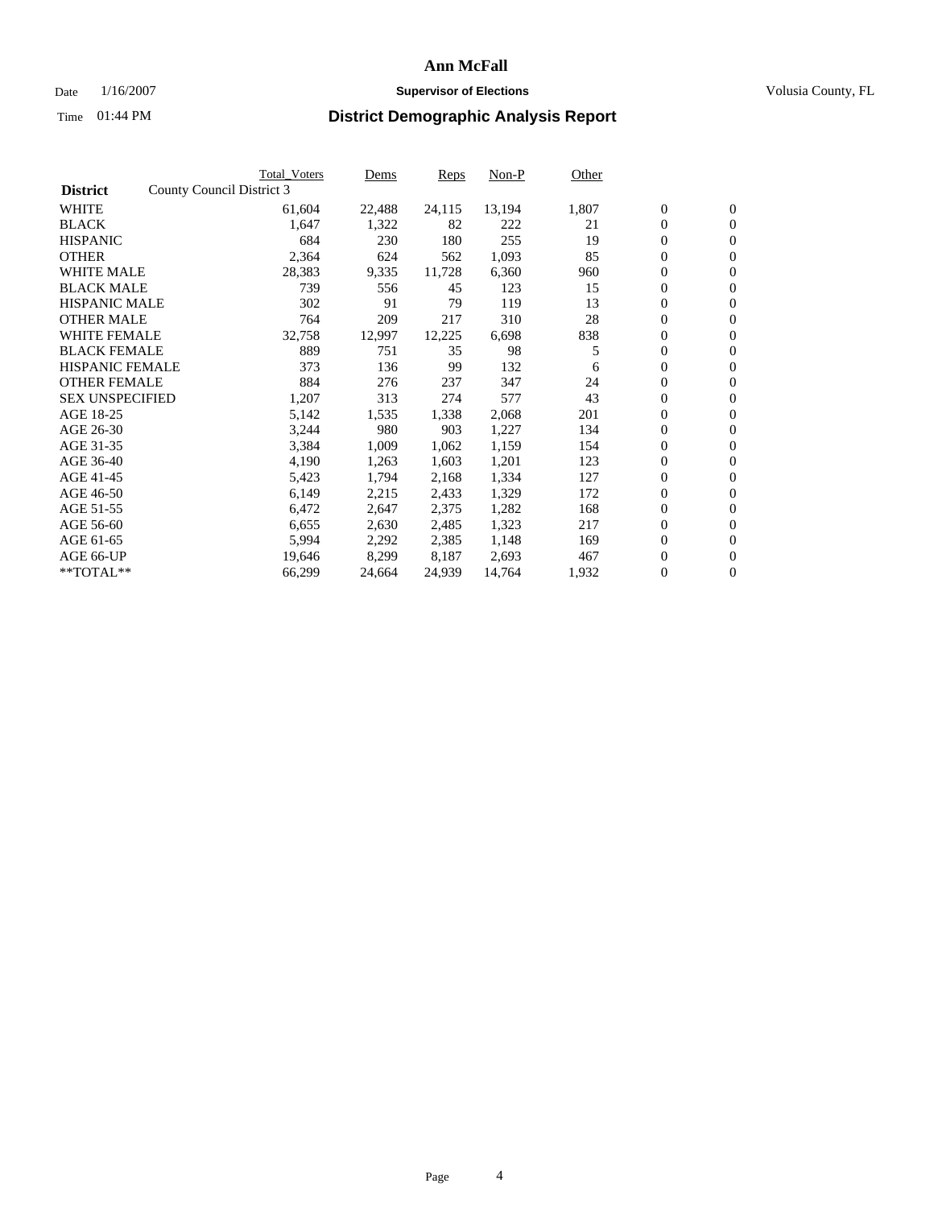# Ann McFall

Date 1/16/2007 **Supervisor of Elections** Volusia County, FL

Time 01:44 PM

## District Demographic Analysis Report

| **District** County Council District 3 | Total_Voters | Dems | Reps | Non-P | Other | | |
|---|---|---|---|---|---|---|---|
| WHITE | 61,604 | 22,488 | 24,115 | 13,194 | 1,807 | 0 | 0 |
| BLACK | 1,647 | 1,322 | 82 | 222 | 21 | 0 | 0 |
| HISPANIC | 684 | 230 | 180 | 255 | 19 | 0 | 0 |
| OTHER | 2,364 | 624 | 562 | 1,093 | 85 | 0 | 0 |
| WHITE MALE | 28,383 | 9,335 | 11,728 | 6,360 | 960 | 0 | 0 |
| BLACK MALE | 739 | 556 | 45 | 123 | 15 | 0 | 0 |
| HISPANIC MALE | 302 | 91 | 79 | 119 | 13 | 0 | 0 |
| OTHER MALE | 764 | 209 | 217 | 310 | 28 | 0 | 0 |
| WHITE FEMALE | 32,758 | 12,997 | 12,225 | 6,698 | 838 | 0 | 0 |
| BLACK FEMALE | 889 | 751 | 35 | 98 | 5 | 0 | 0 |
| HISPANIC FEMALE | 373 | 136 | 99 | 132 | 6 | 0 | 0 |
| OTHER FEMALE | 884 | 276 | 237 | 347 | 24 | 0 | 0 |
| SEX UNSPECIFIED | 1,207 | 313 | 274 | 577 | 43 | 0 | 0 |
| AGE 18-25 | 5,142 | 1,535 | 1,338 | 2,068 | 201 | 0 | 0 |
| AGE 26-30 | 3,244 | 980 | 903 | 1,227 | 134 | 0 | 0 |
| AGE 31-35 | 3,384 | 1,009 | 1,062 | 1,159 | 154 | 0 | 0 |
| AGE 36-40 | 4,190 | 1,263 | 1,603 | 1,201 | 123 | 0 | 0 |
| AGE 41-45 | 5,423 | 1,794 | 2,168 | 1,334 | 127 | 0 | 0 |
| AGE 46-50 | 6,149 | 2,215 | 2,433 | 1,329 | 172 | 0 | 0 |
| AGE 51-55 | 6,472 | 2,647 | 2,375 | 1,282 | 168 | 0 | 0 |
| AGE 56-60 | 6,655 | 2,630 | 2,485 | 1,323 | 217 | 0 | 0 |
| AGE 61-65 | 5,994 | 2,292 | 2,385 | 1,148 | 169 | 0 | 0 |
| AGE 66-UP | 19,646 | 8,299 | 8,187 | 2,693 | 467 | 0 | 0 |
| **TOTAL** | 66,299 | 24,664 | 24,939 | 14,764 | 1,932 | 0 | 0 |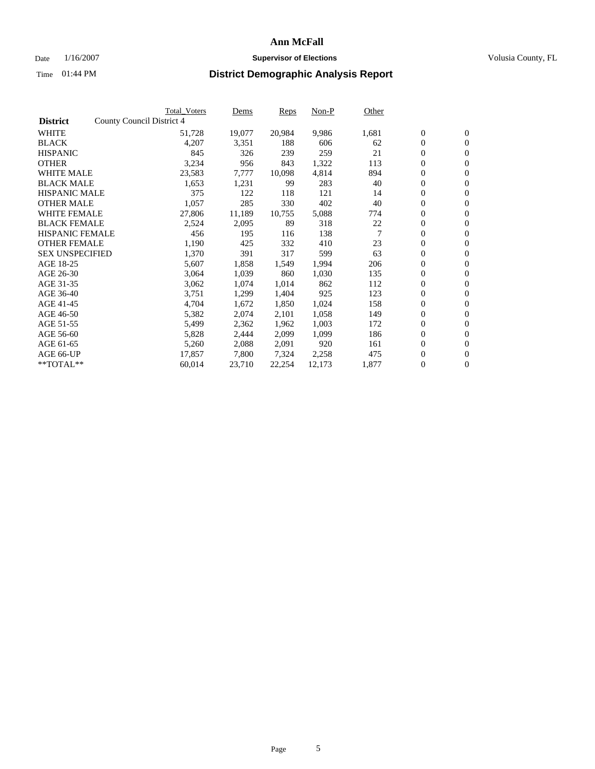# Ann McFall

Date 1/16/2007 **Supervisor of Elections** Volusia County, FL

Time 01:44 PM **District Demographic Analysis Report**

| **District** | County Council District 4 | Total_Voters | Dems | Reps | Non-P | Other | | |
|---|---|---|---|---|---|---|---|---|
| WHITE | | 51,728 | 19,077 | 20,984 | 9,986 | 1,681 | 0 | 0 |
| BLACK | | 4,207 | 3,351 | 188 | 606 | 62 | 0 | 0 |
| HISPANIC | | 845 | 326 | 239 | 259 | 21 | 0 | 0 |
| OTHER | | 3,234 | 956 | 843 | 1,322 | 113 | 0 | 0 |
| WHITE MALE | | 23,583 | 7,777 | 10,098 | 4,814 | 894 | 0 | 0 |
| BLACK MALE | | 1,653 | 1,231 | 99 | 283 | 40 | 0 | 0 |
| HISPANIC MALE | | 375 | 122 | 118 | 121 | 14 | 0 | 0 |
| OTHER MALE | | 1,057 | 285 | 330 | 402 | 40 | 0 | 0 |
| WHITE FEMALE | | 27,806 | 11,189 | 10,755 | 5,088 | 774 | 0 | 0 |
| BLACK FEMALE | | 2,524 | 2,095 | 89 | 318 | 22 | 0 | 0 |
| HISPANIC FEMALE | | 456 | 195 | 116 | 138 | 7 | 0 | 0 |
| OTHER FEMALE | | 1,190 | 425 | 332 | 410 | 23 | 0 | 0 |
| SEX UNSPECIFIED | | 1,370 | 391 | 317 | 599 | 63 | 0 | 0 |
| AGE 18-25 | | 5,607 | 1,858 | 1,549 | 1,994 | 206 | 0 | 0 |
| AGE 26-30 | | 3,064 | 1,039 | 860 | 1,030 | 135 | 0 | 0 |
| AGE 31-35 | | 3,062 | 1,074 | 1,014 | 862 | 112 | 0 | 0 |
| AGE 36-40 | | 3,751 | 1,299 | 1,404 | 925 | 123 | 0 | 0 |
| AGE 41-45 | | 4,704 | 1,672 | 1,850 | 1,024 | 158 | 0 | 0 |
| AGE 46-50 | | 5,382 | 2,074 | 2,101 | 1,058 | 149 | 0 | 0 |
| AGE 51-55 | | 5,499 | 2,362 | 1,962 | 1,003 | 172 | 0 | 0 |
| AGE 56-60 | | 5,828 | 2,444 | 2,099 | 1,099 | 186 | 0 | 0 |
| AGE 61-65 | | 5,260 | 2,088 | 2,091 | 920 | 161 | 0 | 0 |
| AGE 66-UP | | 17,857 | 7,800 | 7,324 | 2,258 | 475 | 0 | 0 |
| **TOTAL** | | 60,014 | 23,710 | 22,254 | 12,173 | 1,877 | 0 | 0 |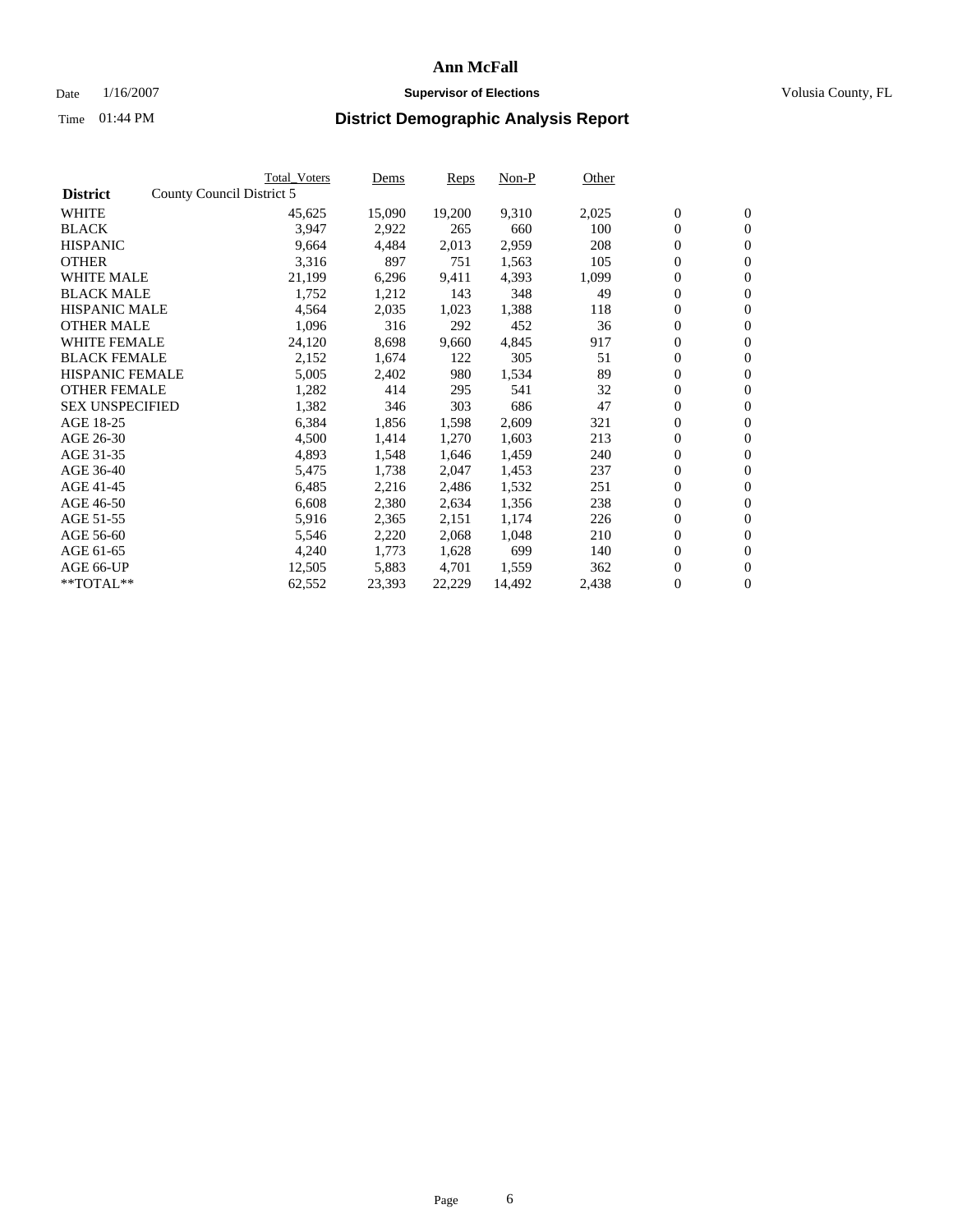# Ann McFall

Date 1/16/2007 **Supervisor of Elections** Volusia County, FL

Time 01:44 PM **District Demographic Analysis Report**

| | Total_Voters | Dems | Reps | Non-P | Other | | |
|---|---|---|---|---|---|---|---|
| **District** County Council District 5 | | | | | | | |
| WHITE | 45,625 | 15,090 | 19,200 | 9,310 | 2,025 | 0 | 0 |
| BLACK | 3,947 | 2,922 | 265 | 660 | 100 | 0 | 0 |
| HISPANIC | 9,664 | 4,484 | 2,013 | 2,959 | 208 | 0 | 0 |
| OTHER | 3,316 | 897 | 751 | 1,563 | 105 | 0 | 0 |
| WHITE MALE | 21,199 | 6,296 | 9,411 | 4,393 | 1,099 | 0 | 0 |
| BLACK MALE | 1,752 | 1,212 | 143 | 348 | 49 | 0 | 0 |
| HISPANIC MALE | 4,564 | 2,035 | 1,023 | 1,388 | 118 | 0 | 0 |
| OTHER MALE | 1,096 | 316 | 292 | 452 | 36 | 0 | 0 |
| WHITE FEMALE | 24,120 | 8,698 | 9,660 | 4,845 | 917 | 0 | 0 |
| BLACK FEMALE | 2,152 | 1,674 | 122 | 305 | 51 | 0 | 0 |
| HISPANIC FEMALE | 5,005 | 2,402 | 980 | 1,534 | 89 | 0 | 0 |
| OTHER FEMALE | 1,282 | 414 | 295 | 541 | 32 | 0 | 0 |
| SEX UNSPECIFIED | 1,382 | 346 | 303 | 686 | 47 | 0 | 0 |
| AGE 18-25 | 6,384 | 1,856 | 1,598 | 2,609 | 321 | 0 | 0 |
| AGE 26-30 | 4,500 | 1,414 | 1,270 | 1,603 | 213 | 0 | 0 |
| AGE 31-35 | 4,893 | 1,548 | 1,646 | 1,459 | 240 | 0 | 0 |
| AGE 36-40 | 5,475 | 1,738 | 2,047 | 1,453 | 237 | 0 | 0 |
| AGE 41-45 | 6,485 | 2,216 | 2,486 | 1,532 | 251 | 0 | 0 |
| AGE 46-50 | 6,608 | 2,380 | 2,634 | 1,356 | 238 | 0 | 0 |
| AGE 51-55 | 5,916 | 2,365 | 2,151 | 1,174 | 226 | 0 | 0 |
| AGE 56-60 | 5,546 | 2,220 | 2,068 | 1,048 | 210 | 0 | 0 |
| AGE 61-65 | 4,240 | 1,773 | 1,628 | 699 | 140 | 0 | 0 |
| AGE 66-UP | 12,505 | 5,883 | 4,701 | 1,559 | 362 | 0 | 0 |
| **TOTAL** | 62,552 | 23,393 | 22,229 | 14,492 | 2,438 | 0 | 0 |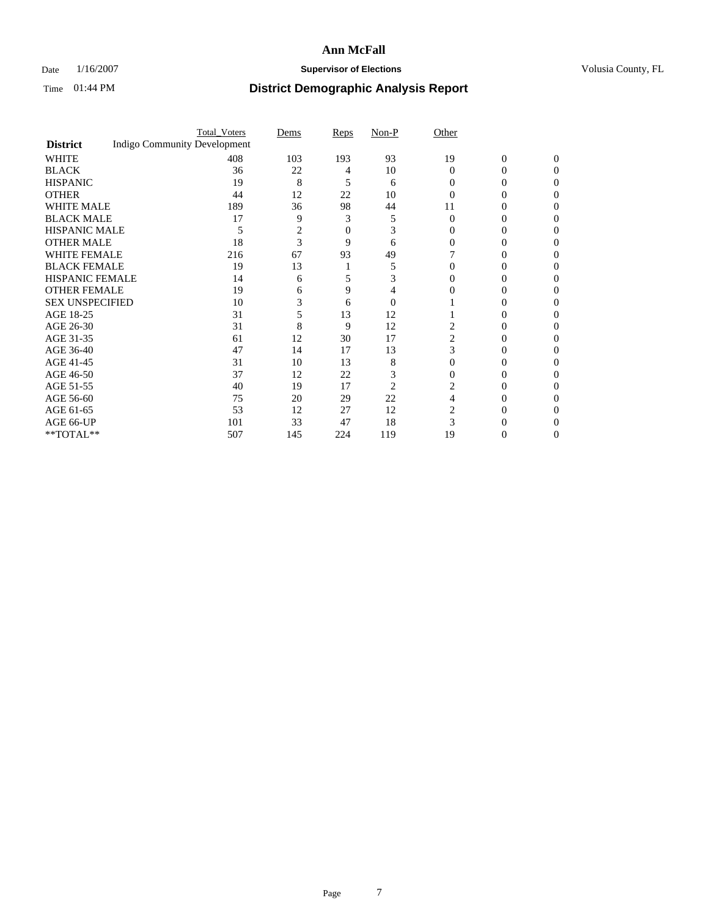# Ann McFall

Date 1/16/2007 **Supervisor of Elections** Volusia County, FL

Time 01:44 PM **District Demographic Analysis Report**

| **District** | Total_Voters | Dems | Reps | Non-P | Other | | |
|---|---|---|---|---|---|---|---|
| Indigo Community Development | | | | | | | |
| WHITE | 408 | 103 | 193 | 93 | 19 | 0 | 0 |
| BLACK | 36 | 22 | 4 | 10 | 0 | 0 | 0 |
| HISPANIC | 19 | 8 | 5 | 6 | 0 | 0 | 0 |
| OTHER | 44 | 12 | 22 | 10 | 0 | 0 | 0 |
| WHITE MALE | 189 | 36 | 98 | 44 | 11 | 0 | 0 |
| BLACK MALE | 17 | 9 | 3 | 5 | 0 | 0 | 0 |
| HISPANIC MALE | 5 | 2 | 0 | 3 | 0 | 0 | 0 |
| OTHER MALE | 18 | 3 | 9 | 6 | 0 | 0 | 0 |
| WHITE FEMALE | 216 | 67 | 93 | 49 | 7 | 0 | 0 |
| BLACK FEMALE | 19 | 13 | 1 | 5 | 0 | 0 | 0 |
| HISPANIC FEMALE | 14 | 6 | 5 | 3 | 0 | 0 | 0 |
| OTHER FEMALE | 19 | 6 | 9 | 4 | 0 | 0 | 0 |
| SEX UNSPECIFIED | 10 | 3 | 6 | 0 | 1 | 0 | 0 |
| AGE 18-25 | 31 | 5 | 13 | 12 | 1 | 0 | 0 |
| AGE 26-30 | 31 | 8 | 9 | 12 | 2 | 0 | 0 |
| AGE 31-35 | 61 | 12 | 30 | 17 | 2 | 0 | 0 |
| AGE 36-40 | 47 | 14 | 17 | 13 | 3 | 0 | 0 |
| AGE 41-45 | 31 | 10 | 13 | 8 | 0 | 0 | 0 |
| AGE 46-50 | 37 | 12 | 22 | 3 | 0 | 0 | 0 |
| AGE 51-55 | 40 | 19 | 17 | 2 | 2 | 0 | 0 |
| AGE 56-60 | 75 | 20 | 29 | 22 | 4 | 0 | 0 |
| AGE 61-65 | 53 | 12 | 27 | 12 | 2 | 0 | 0 |
| AGE 66-UP | 101 | 33 | 47 | 18 | 3 | 0 | 0 |
| **TOTAL** | 507 | 145 | 224 | 119 | 19 | 0 | 0 |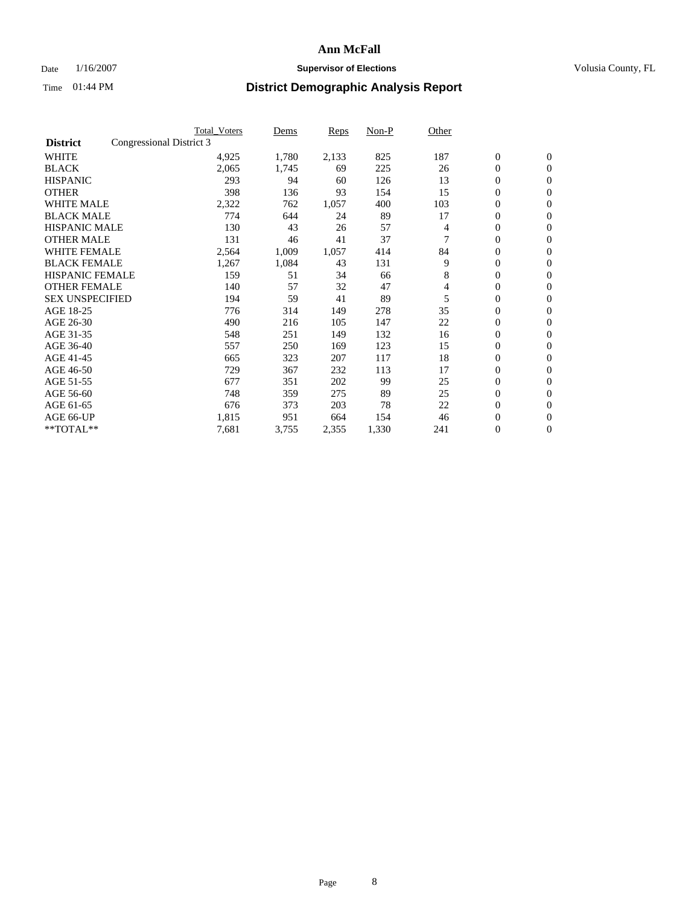# Ann McFall

Date 1/16/2007 **Supervisor of Elections** Volusia County, FL

Time 01:44 PM

## District Demographic Analysis Report

| | Total_Voters | Dems | Reps | Non-P | Other | | |
|---|---|---|---|---|---|---|---|
| **District** Congressional District 3 | | | | | | | |
| WHITE | 4,925 | 1,780 | 2,133 | 825 | 187 | 0 | 0 |
| BLACK | 2,065 | 1,745 | 69 | 225 | 26 | 0 | 0 |
| HISPANIC | 293 | 94 | 60 | 126 | 13 | 0 | 0 |
| OTHER | 398 | 136 | 93 | 154 | 15 | 0 | 0 |
| WHITE MALE | 2,322 | 762 | 1,057 | 400 | 103 | 0 | 0 |
| BLACK MALE | 774 | 644 | 24 | 89 | 17 | 0 | 0 |
| HISPANIC MALE | 130 | 43 | 26 | 57 | 4 | 0 | 0 |
| OTHER MALE | 131 | 46 | 41 | 37 | 7 | 0 | 0 |
| WHITE FEMALE | 2,564 | 1,009 | 1,057 | 414 | 84 | 0 | 0 |
| BLACK FEMALE | 1,267 | 1,084 | 43 | 131 | 9 | 0 | 0 |
| HISPANIC FEMALE | 159 | 51 | 34 | 66 | 8 | 0 | 0 |
| OTHER FEMALE | 140 | 57 | 32 | 47 | 4 | 0 | 0 |
| SEX UNSPECIFIED | 194 | 59 | 41 | 89 | 5 | 0 | 0 |
| AGE 18-25 | 776 | 314 | 149 | 278 | 35 | 0 | 0 |
| AGE 26-30 | 490 | 216 | 105 | 147 | 22 | 0 | 0 |
| AGE 31-35 | 548 | 251 | 149 | 132 | 16 | 0 | 0 |
| AGE 36-40 | 557 | 250 | 169 | 123 | 15 | 0 | 0 |
| AGE 41-45 | 665 | 323 | 207 | 117 | 18 | 0 | 0 |
| AGE 46-50 | 729 | 367 | 232 | 113 | 17 | 0 | 0 |
| AGE 51-55 | 677 | 351 | 202 | 99 | 25 | 0 | 0 |
| AGE 56-60 | 748 | 359 | 275 | 89 | 25 | 0 | 0 |
| AGE 61-65 | 676 | 373 | 203 | 78 | 22 | 0 | 0 |
| AGE 66-UP | 1,815 | 951 | 664 | 154 | 46 | 0 | 0 |
| **TOTAL** | 7,681 | 3,755 | 2,355 | 1,330 | 241 | 0 | 0 |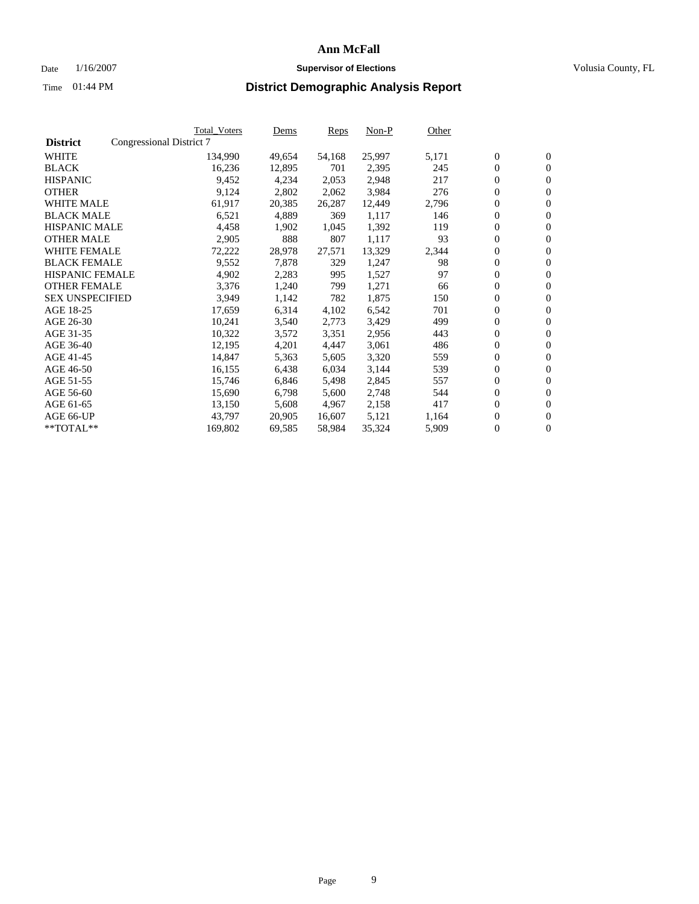# Ann McFall

Date 1/16/2007 **Supervisor of Elections** Volusia County, FL

Time 01:44 PM **District Demographic Analysis Report**

| **District** | Congressional District 7 | Total_Voters | Dems | Reps | Non-P | Other | | |
|---|---|---|---|---|---|---|---|---|
| WHITE | | 134,990 | 49,654 | 54,168 | 25,997 | 5,171 | 0 | 0 |
| BLACK | | 16,236 | 12,895 | 701 | 2,395 | 245 | 0 | 0 |
| HISPANIC | | 9,452 | 4,234 | 2,053 | 2,948 | 217 | 0 | 0 |
| OTHER | | 9,124 | 2,802 | 2,062 | 3,984 | 276 | 0 | 0 |
| WHITE MALE | | 61,917 | 20,385 | 26,287 | 12,449 | 2,796 | 0 | 0 |
| BLACK MALE | | 6,521 | 4,889 | 369 | 1,117 | 146 | 0 | 0 |
| HISPANIC MALE | | 4,458 | 1,902 | 1,045 | 1,392 | 119 | 0 | 0 |
| OTHER MALE | | 2,905 | 888 | 807 | 1,117 | 93 | 0 | 0 |
| WHITE FEMALE | | 72,222 | 28,978 | 27,571 | 13,329 | 2,344 | 0 | 0 |
| BLACK FEMALE | | 9,552 | 7,878 | 329 | 1,247 | 98 | 0 | 0 |
| HISPANIC FEMALE | | 4,902 | 2,283 | 995 | 1,527 | 97 | 0 | 0 |
| OTHER FEMALE | | 3,376 | 1,240 | 799 | 1,271 | 66 | 0 | 0 |
| SEX UNSPECIFIED | | 3,949 | 1,142 | 782 | 1,875 | 150 | 0 | 0 |
| AGE 18-25 | | 17,659 | 6,314 | 4,102 | 6,542 | 701 | 0 | 0 |
| AGE 26-30 | | 10,241 | 3,540 | 2,773 | 3,429 | 499 | 0 | 0 |
| AGE 31-35 | | 10,322 | 3,572 | 3,351 | 2,956 | 443 | 0 | 0 |
| AGE 36-40 | | 12,195 | 4,201 | 4,447 | 3,061 | 486 | 0 | 0 |
| AGE 41-45 | | 14,847 | 5,363 | 5,605 | 3,320 | 559 | 0 | 0 |
| AGE 46-50 | | 16,155 | 6,438 | 6,034 | 3,144 | 539 | 0 | 0 |
| AGE 51-55 | | 15,746 | 6,846 | 5,498 | 2,845 | 557 | 0 | 0 |
| AGE 56-60 | | 15,690 | 6,798 | 5,600 | 2,748 | 544 | 0 | 0 |
| AGE 61-65 | | 13,150 | 5,608 | 4,967 | 2,158 | 417 | 0 | 0 |
| AGE 66-UP | | 43,797 | 20,905 | 16,607 | 5,121 | 1,164 | 0 | 0 |
| **TOTAL** | | 169,802 | 69,585 | 58,984 | 35,324 | 5,909 | 0 | 0 |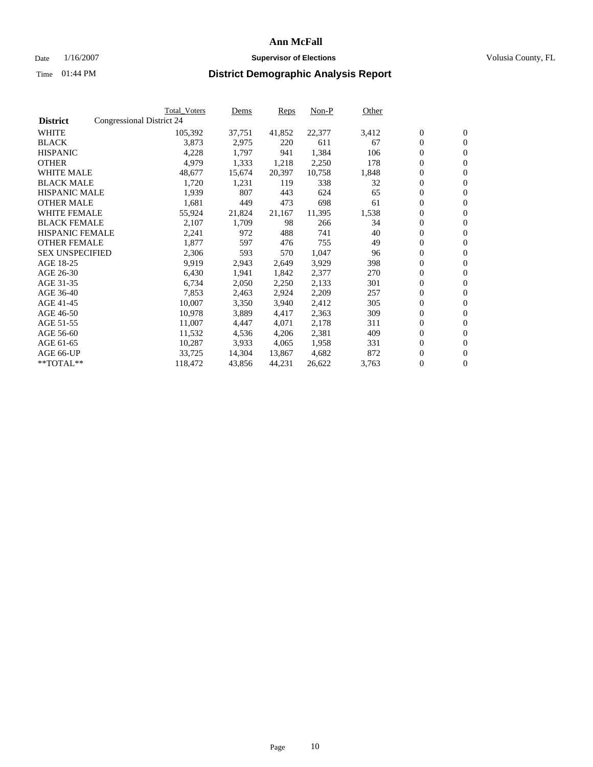# Ann McFall

Date 1/16/2007 **Supervisor of Elections** Volusia County, FL

Time 01:44 PM **District Demographic Analysis Report**

| District | Congressional District 24 Total_Voters | Dems | Reps | Non-P | Other | | |
|---|---|---|---|---|---|---|---|
| WHITE | 105,392 | 37,751 | 41,852 | 22,377 | 3,412 | 0 | 0 |
| BLACK | 3,873 | 2,975 | 220 | 611 | 67 | 0 | 0 |
| HISPANIC | 4,228 | 1,797 | 941 | 1,384 | 106 | 0 | 0 |
| OTHER | 4,979 | 1,333 | 1,218 | 2,250 | 178 | 0 | 0 |
| WHITE MALE | 48,677 | 15,674 | 20,397 | 10,758 | 1,848 | 0 | 0 |
| BLACK MALE | 1,720 | 1,231 | 119 | 338 | 32 | 0 | 0 |
| HISPANIC MALE | 1,939 | 807 | 443 | 624 | 65 | 0 | 0 |
| OTHER MALE | 1,681 | 449 | 473 | 698 | 61 | 0 | 0 |
| WHITE FEMALE | 55,924 | 21,824 | 21,167 | 11,395 | 1,538 | 0 | 0 |
| BLACK FEMALE | 2,107 | 1,709 | 98 | 266 | 34 | 0 | 0 |
| HISPANIC FEMALE | 2,241 | 972 | 488 | 741 | 40 | 0 | 0 |
| OTHER FEMALE | 1,877 | 597 | 476 | 755 | 49 | 0 | 0 |
| SEX UNSPECIFIED | 2,306 | 593 | 570 | 1,047 | 96 | 0 | 0 |
| AGE 18-25 | 9,919 | 2,943 | 2,649 | 3,929 | 398 | 0 | 0 |
| AGE 26-30 | 6,430 | 1,941 | 1,842 | 2,377 | 270 | 0 | 0 |
| AGE 31-35 | 6,734 | 2,050 | 2,250 | 2,133 | 301 | 0 | 0 |
| AGE 36-40 | 7,853 | 2,463 | 2,924 | 2,209 | 257 | 0 | 0 |
| AGE 41-45 | 10,007 | 3,350 | 3,940 | 2,412 | 305 | 0 | 0 |
| AGE 46-50 | 10,978 | 3,889 | 4,417 | 2,363 | 309 | 0 | 0 |
| AGE 51-55 | 11,007 | 4,447 | 4,071 | 2,178 | 311 | 0 | 0 |
| AGE 56-60 | 11,532 | 4,536 | 4,206 | 2,381 | 409 | 0 | 0 |
| AGE 61-65 | 10,287 | 3,933 | 4,065 | 1,958 | 331 | 0 | 0 |
| AGE 66-UP | 33,725 | 14,304 | 13,867 | 4,682 | 872 | 0 | 0 |
| **TOTAL** | 118,472 | 43,856 | 44,231 | 26,622 | 3,763 | 0 | 0 |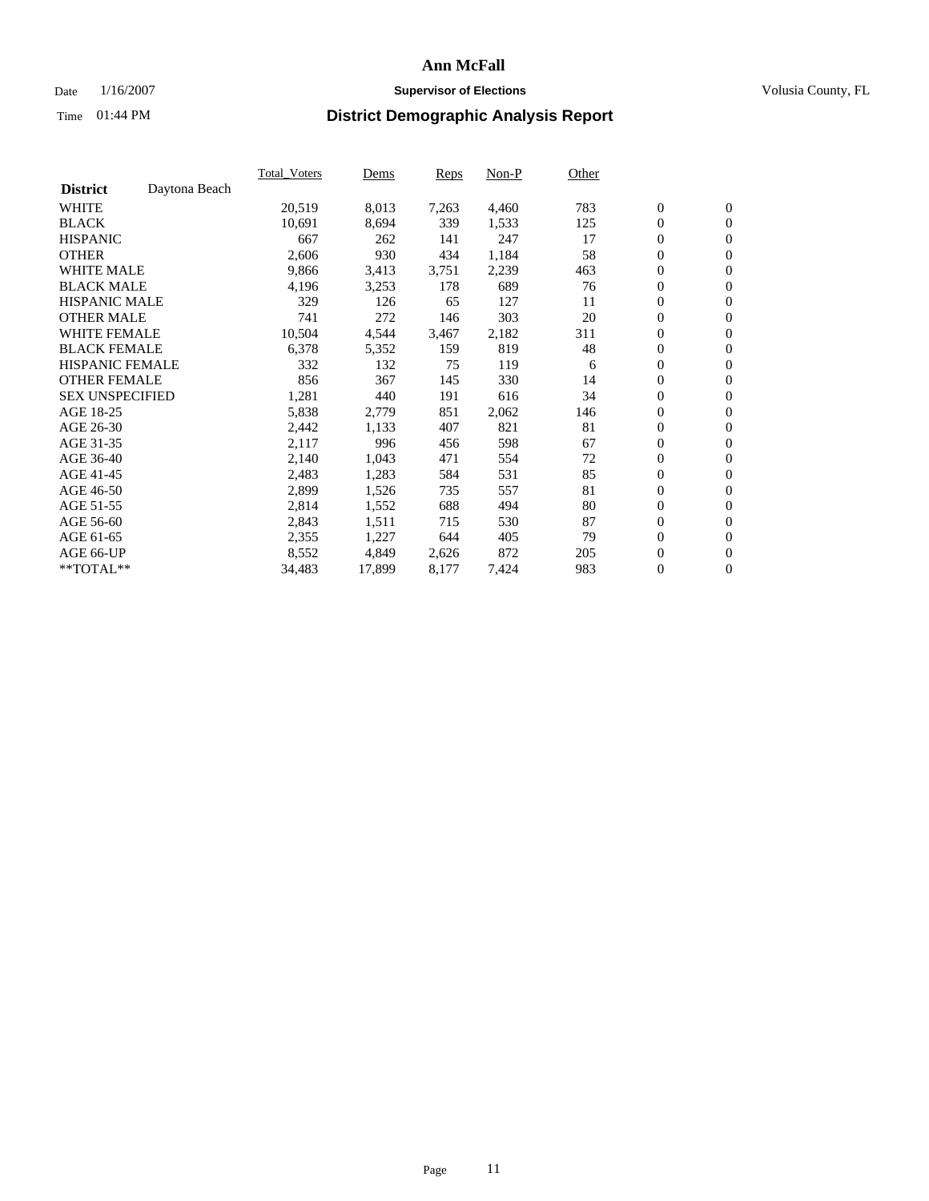# Ann McFall

Date 1/16/2007 **Supervisor of Elections** Volusia County, FL

Time 01:44 PM

## District Demographic Analysis Report

| **District** Daytona Beach | Total_Voters | Dems | Reps | Non-P | Other | | |
|---|---|---|---|---|---|---|---|
| WHITE | 20,519 | 8,013 | 7,263 | 4,460 | 783 | 0 | 0 |
| BLACK | 10,691 | 8,694 | 339 | 1,533 | 125 | 0 | 0 |
| HISPANIC | 667 | 262 | 141 | 247 | 17 | 0 | 0 |
| OTHER | 2,606 | 930 | 434 | 1,184 | 58 | 0 | 0 |
| WHITE MALE | 9,866 | 3,413 | 3,751 | 2,239 | 463 | 0 | 0 |
| BLACK MALE | 4,196 | 3,253 | 178 | 689 | 76 | 0 | 0 |
| HISPANIC MALE | 329 | 126 | 65 | 127 | 11 | 0 | 0 |
| OTHER MALE | 741 | 272 | 146 | 303 | 20 | 0 | 0 |
| WHITE FEMALE | 10,504 | 4,544 | 3,467 | 2,182 | 311 | 0 | 0 |
| BLACK FEMALE | 6,378 | 5,352 | 159 | 819 | 48 | 0 | 0 |
| HISPANIC FEMALE | 332 | 132 | 75 | 119 | 6 | 0 | 0 |
| OTHER FEMALE | 856 | 367 | 145 | 330 | 14 | 0 | 0 |
| SEX UNSPECIFIED | 1,281 | 440 | 191 | 616 | 34 | 0 | 0 |
| AGE 18-25 | 5,838 | 2,779 | 851 | 2,062 | 146 | 0 | 0 |
| AGE 26-30 | 2,442 | 1,133 | 407 | 821 | 81 | 0 | 0 |
| AGE 31-35 | 2,117 | 996 | 456 | 598 | 67 | 0 | 0 |
| AGE 36-40 | 2,140 | 1,043 | 471 | 554 | 72 | 0 | 0 |
| AGE 41-45 | 2,483 | 1,283 | 584 | 531 | 85 | 0 | 0 |
| AGE 46-50 | 2,899 | 1,526 | 735 | 557 | 81 | 0 | 0 |
| AGE 51-55 | 2,814 | 1,552 | 688 | 494 | 80 | 0 | 0 |
| AGE 56-60 | 2,843 | 1,511 | 715 | 530 | 87 | 0 | 0 |
| AGE 61-65 | 2,355 | 1,227 | 644 | 405 | 79 | 0 | 0 |
| AGE 66-UP | 8,552 | 4,849 | 2,626 | 872 | 205 | 0 | 0 |
| **TOTAL** | 34,483 | 17,899 | 8,177 | 7,424 | 983 | 0 | 0 |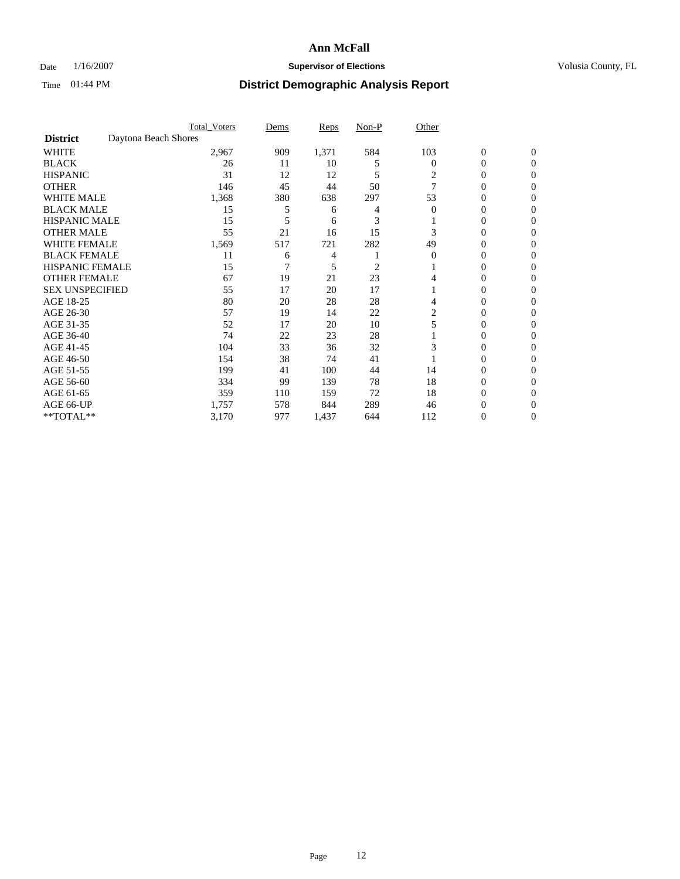# Ann McFall

Date 1/16/2007 **Supervisor of Elections** Volusia County, FL

Time 01:44 PM **District Demographic Analysis Report**

| | Total_Voters | Dems | Reps | Non-P | Other | | |
|---|---|---|---|---|---|---|---|
| **District** Daytona Beach Shores | | | | | | | |
| WHITE | 2,967 | 909 | 1,371 | 584 | 103 | 0 | 0 |
| BLACK | 26 | 11 | 10 | 5 | 0 | 0 | 0 |
| HISPANIC | 31 | 12 | 12 | 5 | 2 | 0 | 0 |
| OTHER | 146 | 45 | 44 | 50 | 7 | 0 | 0 |
| WHITE MALE | 1,368 | 380 | 638 | 297 | 53 | 0 | 0 |
| BLACK MALE | 15 | 5 | 6 | 4 | 0 | 0 | 0 |
| HISPANIC MALE | 15 | 5 | 6 | 3 | 1 | 0 | 0 |
| OTHER MALE | 55 | 21 | 16 | 15 | 3 | 0 | 0 |
| WHITE FEMALE | 1,569 | 517 | 721 | 282 | 49 | 0 | 0 |
| BLACK FEMALE | 11 | 6 | 4 | 1 | 0 | 0 | 0 |
| HISPANIC FEMALE | 15 | 7 | 5 | 2 | 1 | 0 | 0 |
| OTHER FEMALE | 67 | 19 | 21 | 23 | 4 | 0 | 0 |
| SEX UNSPECIFIED | 55 | 17 | 20 | 17 | 1 | 0 | 0 |
| AGE 18-25 | 80 | 20 | 28 | 28 | 4 | 0 | 0 |
| AGE 26-30 | 57 | 19 | 14 | 22 | 2 | 0 | 0 |
| AGE 31-35 | 52 | 17 | 20 | 10 | 5 | 0 | 0 |
| AGE 36-40 | 74 | 22 | 23 | 28 | 1 | 0 | 0 |
| AGE 41-45 | 104 | 33 | 36 | 32 | 3 | 0 | 0 |
| AGE 46-50 | 154 | 38 | 74 | 41 | 1 | 0 | 0 |
| AGE 51-55 | 199 | 41 | 100 | 44 | 14 | 0 | 0 |
| AGE 56-60 | 334 | 99 | 139 | 78 | 18 | 0 | 0 |
| AGE 61-65 | 359 | 110 | 159 | 72 | 18 | 0 | 0 |
| AGE 66-UP | 1,757 | 578 | 844 | 289 | 46 | 0 | 0 |
| **TOTAL** | 3,170 | 977 | 1,437 | 644 | 112 | 0 | 0 |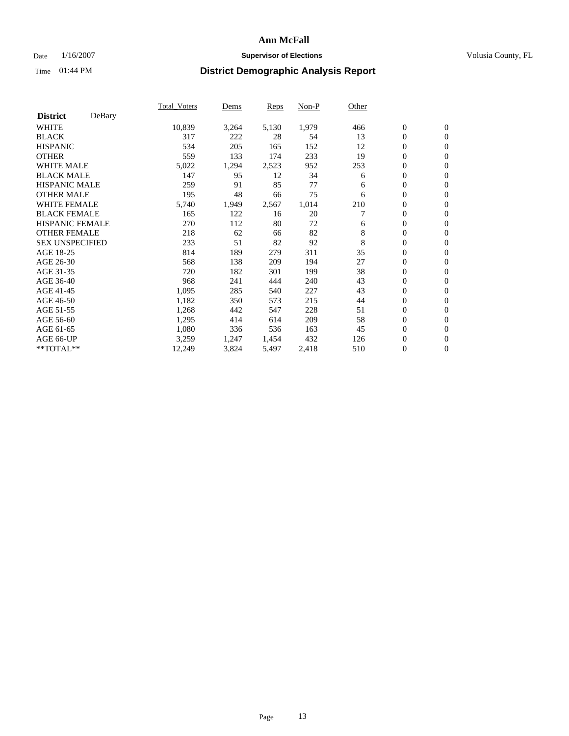# Ann McFall

Date 1/16/2007 **Supervisor of Elections** Volusia County, FL

Time 01:44 PM **District Demographic Analysis Report**

| **District** DeBary | Total_Voters | Dems | Reps | Non-P | Other | | |
|---|---|---|---|---|---|---|---|
| WHITE | 10,839 | 3,264 | 5,130 | 1,979 | 466 | 0 | 0 |
| BLACK | 317 | 222 | 28 | 54 | 13 | 0 | 0 |
| HISPANIC | 534 | 205 | 165 | 152 | 12 | 0 | 0 |
| OTHER | 559 | 133 | 174 | 233 | 19 | 0 | 0 |
| WHITE MALE | 5,022 | 1,294 | 2,523 | 952 | 253 | 0 | 0 |
| BLACK MALE | 147 | 95 | 12 | 34 | 6 | 0 | 0 |
| HISPANIC MALE | 259 | 91 | 85 | 77 | 6 | 0 | 0 |
| OTHER MALE | 195 | 48 | 66 | 75 | 6 | 0 | 0 |
| WHITE FEMALE | 5,740 | 1,949 | 2,567 | 1,014 | 210 | 0 | 0 |
| BLACK FEMALE | 165 | 122 | 16 | 20 | 7 | 0 | 0 |
| HISPANIC FEMALE | 270 | 112 | 80 | 72 | 6 | 0 | 0 |
| OTHER FEMALE | 218 | 62 | 66 | 82 | 8 | 0 | 0 |
| SEX UNSPECIFIED | 233 | 51 | 82 | 92 | 8 | 0 | 0 |
| AGE 18-25 | 814 | 189 | 279 | 311 | 35 | 0 | 0 |
| AGE 26-30 | 568 | 138 | 209 | 194 | 27 | 0 | 0 |
| AGE 31-35 | 720 | 182 | 301 | 199 | 38 | 0 | 0 |
| AGE 36-40 | 968 | 241 | 444 | 240 | 43 | 0 | 0 |
| AGE 41-45 | 1,095 | 285 | 540 | 227 | 43 | 0 | 0 |
| AGE 46-50 | 1,182 | 350 | 573 | 215 | 44 | 0 | 0 |
| AGE 51-55 | 1,268 | 442 | 547 | 228 | 51 | 0 | 0 |
| AGE 56-60 | 1,295 | 414 | 614 | 209 | 58 | 0 | 0 |
| AGE 61-65 | 1,080 | 336 | 536 | 163 | 45 | 0 | 0 |
| AGE 66-UP | 3,259 | 1,247 | 1,454 | 432 | 126 | 0 | 0 |
| **TOTAL** | 12,249 | 3,824 | 5,497 | 2,418 | 510 | 0 | 0 |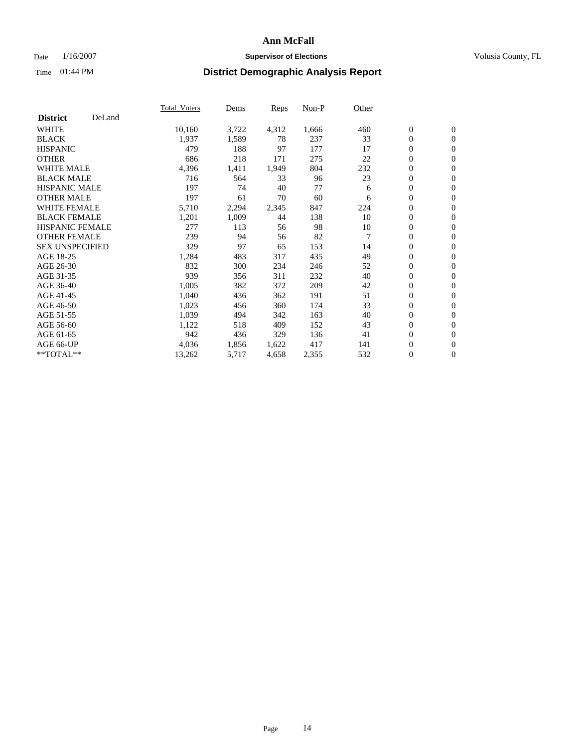**Ann McFall**

Date 1/16/2007 **Supervisor of Elections** Volusia County, FL

Time 01:44 PM **District Demographic Analysis Report**

| **District** DeLand | Total_Voters | Dems | Reps | Non-P | Other | | |
|---|---|---|---|---|---|---|---|
| WHITE | 10,160 | 3,722 | 4,312 | 1,666 | 460 | 0 | 0 |
| BLACK | 1,937 | 1,589 | 78 | 237 | 33 | 0 | 0 |
| HISPANIC | 479 | 188 | 97 | 177 | 17 | 0 | 0 |
| OTHER | 686 | 218 | 171 | 275 | 22 | 0 | 0 |
| WHITE MALE | 4,396 | 1,411 | 1,949 | 804 | 232 | 0 | 0 |
| BLACK MALE | 716 | 564 | 33 | 96 | 23 | 0 | 0 |
| HISPANIC MALE | 197 | 74 | 40 | 77 | 6 | 0 | 0 |
| OTHER MALE | 197 | 61 | 70 | 60 | 6 | 0 | 0 |
| WHITE FEMALE | 5,710 | 2,294 | 2,345 | 847 | 224 | 0 | 0 |
| BLACK FEMALE | 1,201 | 1,009 | 44 | 138 | 10 | 0 | 0 |
| HISPANIC FEMALE | 277 | 113 | 56 | 98 | 10 | 0 | 0 |
| OTHER FEMALE | 239 | 94 | 56 | 82 | 7 | 0 | 0 |
| SEX UNSPECIFIED | 329 | 97 | 65 | 153 | 14 | 0 | 0 |
| AGE 18-25 | 1,284 | 483 | 317 | 435 | 49 | 0 | 0 |
| AGE 26-30 | 832 | 300 | 234 | 246 | 52 | 0 | 0 |
| AGE 31-35 | 939 | 356 | 311 | 232 | 40 | 0 | 0 |
| AGE 36-40 | 1,005 | 382 | 372 | 209 | 42 | 0 | 0 |
| AGE 41-45 | 1,040 | 436 | 362 | 191 | 51 | 0 | 0 |
| AGE 46-50 | 1,023 | 456 | 360 | 174 | 33 | 0 | 0 |
| AGE 51-55 | 1,039 | 494 | 342 | 163 | 40 | 0 | 0 |
| AGE 56-60 | 1,122 | 518 | 409 | 152 | 43 | 0 | 0 |
| AGE 61-65 | 942 | 436 | 329 | 136 | 41 | 0 | 0 |
| AGE 66-UP | 4,036 | 1,856 | 1,622 | 417 | 141 | 0 | 0 |
| **TOTAL** | 13,262 | 5,717 | 4,658 | 2,355 | 532 | 0 | 0 |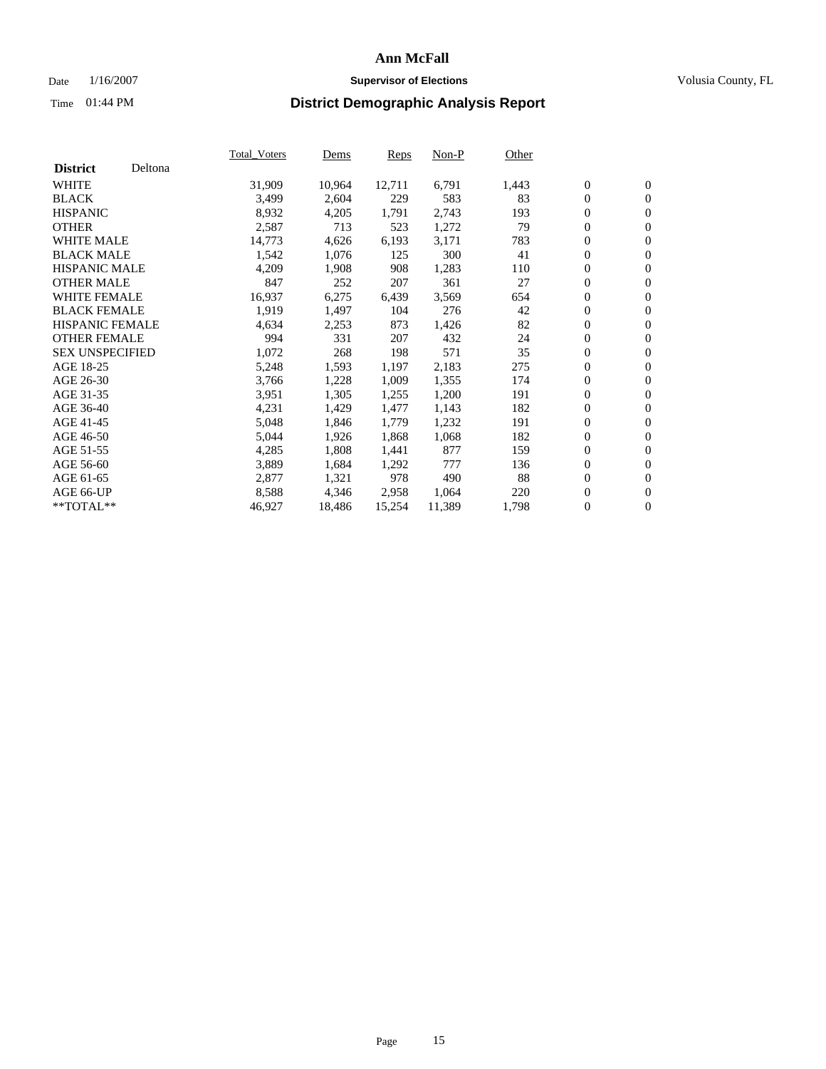# Ann McFall

Date 1/16/2007 **Supervisor of Elections** Volusia County, FL

Time 01:44 PM

## District Demographic Analysis Report

| **District** Deltona | Total_Voters | Dems | Reps | Non-P | Other | | |
|---|---|---|---|---|---|---|---|
| WHITE | 31,909 | 10,964 | 12,711 | 6,791 | 1,443 | 0 | 0 |
| BLACK | 3,499 | 2,604 | 229 | 583 | 83 | 0 | 0 |
| HISPANIC | 8,932 | 4,205 | 1,791 | 2,743 | 193 | 0 | 0 |
| OTHER | 2,587 | 713 | 523 | 1,272 | 79 | 0 | 0 |
| WHITE MALE | 14,773 | 4,626 | 6,193 | 3,171 | 783 | 0 | 0 |
| BLACK MALE | 1,542 | 1,076 | 125 | 300 | 41 | 0 | 0 |
| HISPANIC MALE | 4,209 | 1,908 | 908 | 1,283 | 110 | 0 | 0 |
| OTHER MALE | 847 | 252 | 207 | 361 | 27 | 0 | 0 |
| WHITE FEMALE | 16,937 | 6,275 | 6,439 | 3,569 | 654 | 0 | 0 |
| BLACK FEMALE | 1,919 | 1,497 | 104 | 276 | 42 | 0 | 0 |
| HISPANIC FEMALE | 4,634 | 2,253 | 873 | 1,426 | 82 | 0 | 0 |
| OTHER FEMALE | 994 | 331 | 207 | 432 | 24 | 0 | 0 |
| SEX UNSPECIFIED | 1,072 | 268 | 198 | 571 | 35 | 0 | 0 |
| AGE 18-25 | 5,248 | 1,593 | 1,197 | 2,183 | 275 | 0 | 0 |
| AGE 26-30 | 3,766 | 1,228 | 1,009 | 1,355 | 174 | 0 | 0 |
| AGE 31-35 | 3,951 | 1,305 | 1,255 | 1,200 | 191 | 0 | 0 |
| AGE 36-40 | 4,231 | 1,429 | 1,477 | 1,143 | 182 | 0 | 0 |
| AGE 41-45 | 5,048 | 1,846 | 1,779 | 1,232 | 191 | 0 | 0 |
| AGE 46-50 | 5,044 | 1,926 | 1,868 | 1,068 | 182 | 0 | 0 |
| AGE 51-55 | 4,285 | 1,808 | 1,441 | 877 | 159 | 0 | 0 |
| AGE 56-60 | 3,889 | 1,684 | 1,292 | 777 | 136 | 0 | 0 |
| AGE 61-65 | 2,877 | 1,321 | 978 | 490 | 88 | 0 | 0 |
| AGE 66-UP | 8,588 | 4,346 | 2,958 | 1,064 | 220 | 0 | 0 |
| **TOTAL** | 46,927 | 18,486 | 15,254 | 11,389 | 1,798 | 0 | 0 |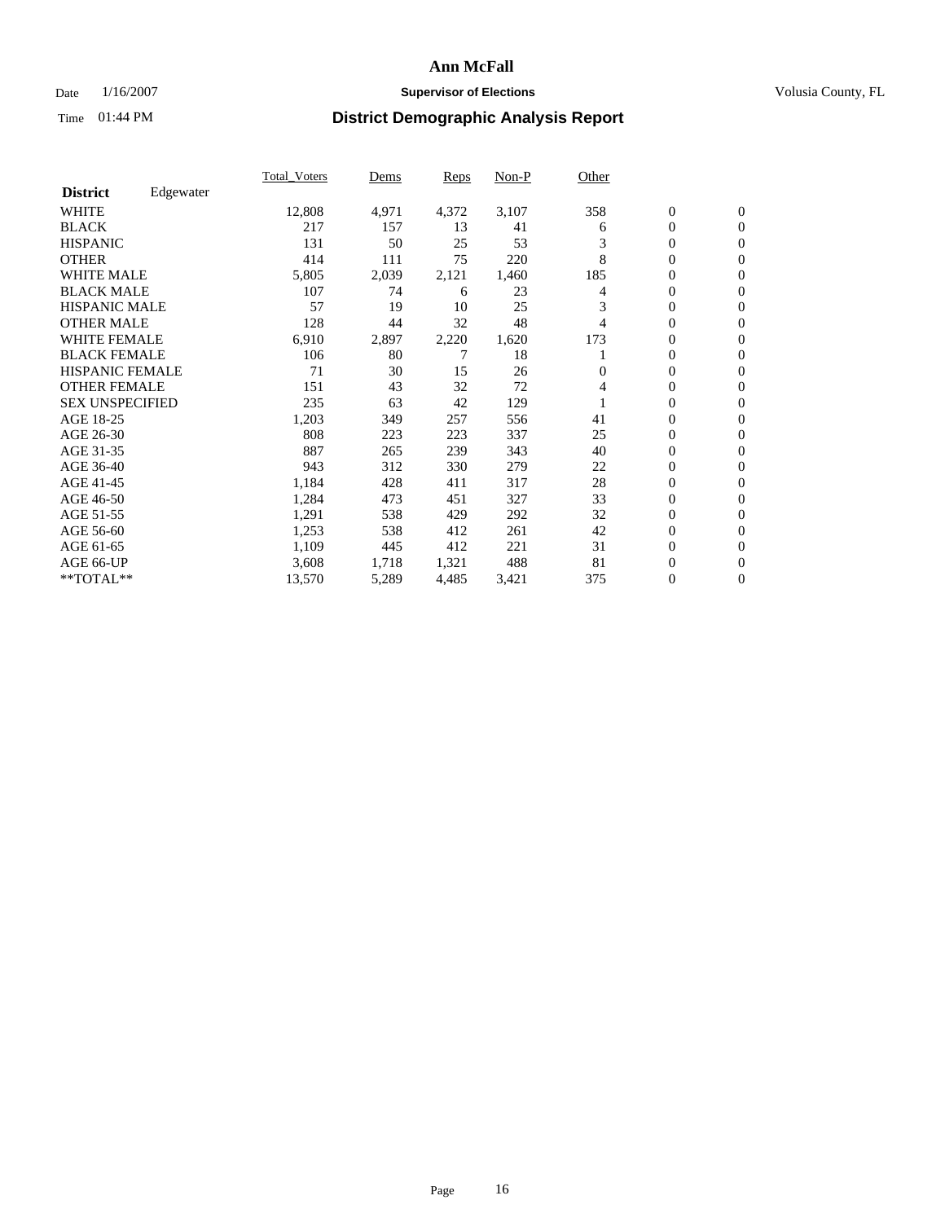# Ann McFall

Date 1/16/2007 **Supervisor of Elections** Volusia County, FL

Time 01:44 PM **District Demographic Analysis Report**

| **District** Edgewater | Total_Voters | Dems | Reps | Non-P | Other | | |
|---|---|---|---|---|---|---|---|
| WHITE | 12,808 | 4,971 | 4,372 | 3,107 | 358 | 0 | 0 |
| BLACK | 217 | 157 | 13 | 41 | 6 | 0 | 0 |
| HISPANIC | 131 | 50 | 25 | 53 | 3 | 0 | 0 |
| OTHER | 414 | 111 | 75 | 220 | 8 | 0 | 0 |
| WHITE MALE | 5,805 | 2,039 | 2,121 | 1,460 | 185 | 0 | 0 |
| BLACK MALE | 107 | 74 | 6 | 23 | 4 | 0 | 0 |
| HISPANIC MALE | 57 | 19 | 10 | 25 | 3 | 0 | 0 |
| OTHER MALE | 128 | 44 | 32 | 48 | 4 | 0 | 0 |
| WHITE FEMALE | 6,910 | 2,897 | 2,220 | 1,620 | 173 | 0 | 0 |
| BLACK FEMALE | 106 | 80 | 7 | 18 | 1 | 0 | 0 |
| HISPANIC FEMALE | 71 | 30 | 15 | 26 | 0 | 0 | 0 |
| OTHER FEMALE | 151 | 43 | 32 | 72 | 4 | 0 | 0 |
| SEX UNSPECIFIED | 235 | 63 | 42 | 129 | 1 | 0 | 0 |
| AGE 18-25 | 1,203 | 349 | 257 | 556 | 41 | 0 | 0 |
| AGE 26-30 | 808 | 223 | 223 | 337 | 25 | 0 | 0 |
| AGE 31-35 | 887 | 265 | 239 | 343 | 40 | 0 | 0 |
| AGE 36-40 | 943 | 312 | 330 | 279 | 22 | 0 | 0 |
| AGE 41-45 | 1,184 | 428 | 411 | 317 | 28 | 0 | 0 |
| AGE 46-50 | 1,284 | 473 | 451 | 327 | 33 | 0 | 0 |
| AGE 51-55 | 1,291 | 538 | 429 | 292 | 32 | 0 | 0 |
| AGE 56-60 | 1,253 | 538 | 412 | 261 | 42 | 0 | 0 |
| AGE 61-65 | 1,109 | 445 | 412 | 221 | 31 | 0 | 0 |
| AGE 66-UP | 3,608 | 1,718 | 1,321 | 488 | 81 | 0 | 0 |
| **TOTAL** | 13,570 | 5,289 | 4,485 | 3,421 | 375 | 0 | 0 |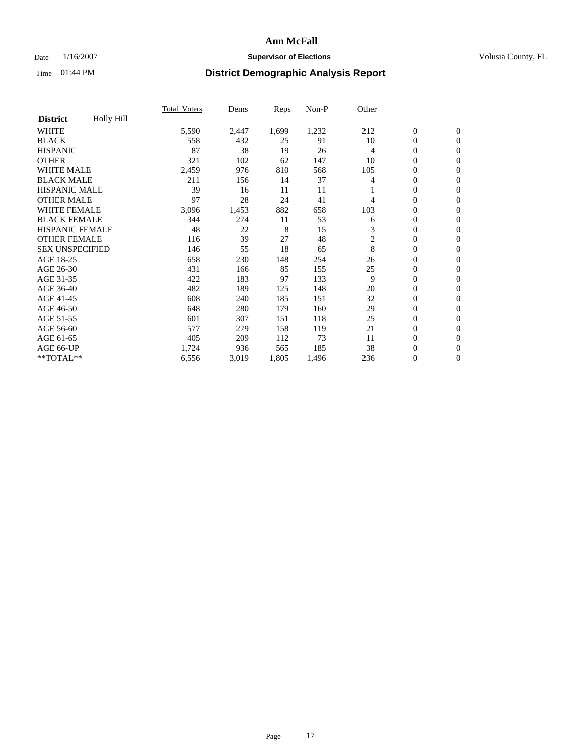# Ann McFall

Date 1/16/2007 **Supervisor of Elections** Volusia County, FL

Time 01:44 PM **District Demographic Analysis Report**

| **District** Holly Hill | Total_Voters | Dems | Reps | Non-P | Other | | |
|---|---|---|---|---|---|---|---|
| WHITE | 5,590 | 2,447 | 1,699 | 1,232 | 212 | 0 | 0 |
| BLACK | 558 | 432 | 25 | 91 | 10 | 0 | 0 |
| HISPANIC | 87 | 38 | 19 | 26 | 4 | 0 | 0 |
| OTHER | 321 | 102 | 62 | 147 | 10 | 0 | 0 |
| WHITE MALE | 2,459 | 976 | 810 | 568 | 105 | 0 | 0 |
| BLACK MALE | 211 | 156 | 14 | 37 | 4 | 0 | 0 |
| HISPANIC MALE | 39 | 16 | 11 | 11 | 1 | 0 | 0 |
| OTHER MALE | 97 | 28 | 24 | 41 | 4 | 0 | 0 |
| WHITE FEMALE | 3,096 | 1,453 | 882 | 658 | 103 | 0 | 0 |
| BLACK FEMALE | 344 | 274 | 11 | 53 | 6 | 0 | 0 |
| HISPANIC FEMALE | 48 | 22 | 8 | 15 | 3 | 0 | 0 |
| OTHER FEMALE | 116 | 39 | 27 | 48 | 2 | 0 | 0 |
| SEX UNSPECIFIED | 146 | 55 | 18 | 65 | 8 | 0 | 0 |
| AGE 18-25 | 658 | 230 | 148 | 254 | 26 | 0 | 0 |
| AGE 26-30 | 431 | 166 | 85 | 155 | 25 | 0 | 0 |
| AGE 31-35 | 422 | 183 | 97 | 133 | 9 | 0 | 0 |
| AGE 36-40 | 482 | 189 | 125 | 148 | 20 | 0 | 0 |
| AGE 41-45 | 608 | 240 | 185 | 151 | 32 | 0 | 0 |
| AGE 46-50 | 648 | 280 | 179 | 160 | 29 | 0 | 0 |
| AGE 51-55 | 601 | 307 | 151 | 118 | 25 | 0 | 0 |
| AGE 56-60 | 577 | 279 | 158 | 119 | 21 | 0 | 0 |
| AGE 61-65 | 405 | 209 | 112 | 73 | 11 | 0 | 0 |
| AGE 66-UP | 1,724 | 936 | 565 | 185 | 38 | 0 | 0 |
| **TOTAL** | 6,556 | 3,019 | 1,805 | 1,496 | 236 | 0 | 0 |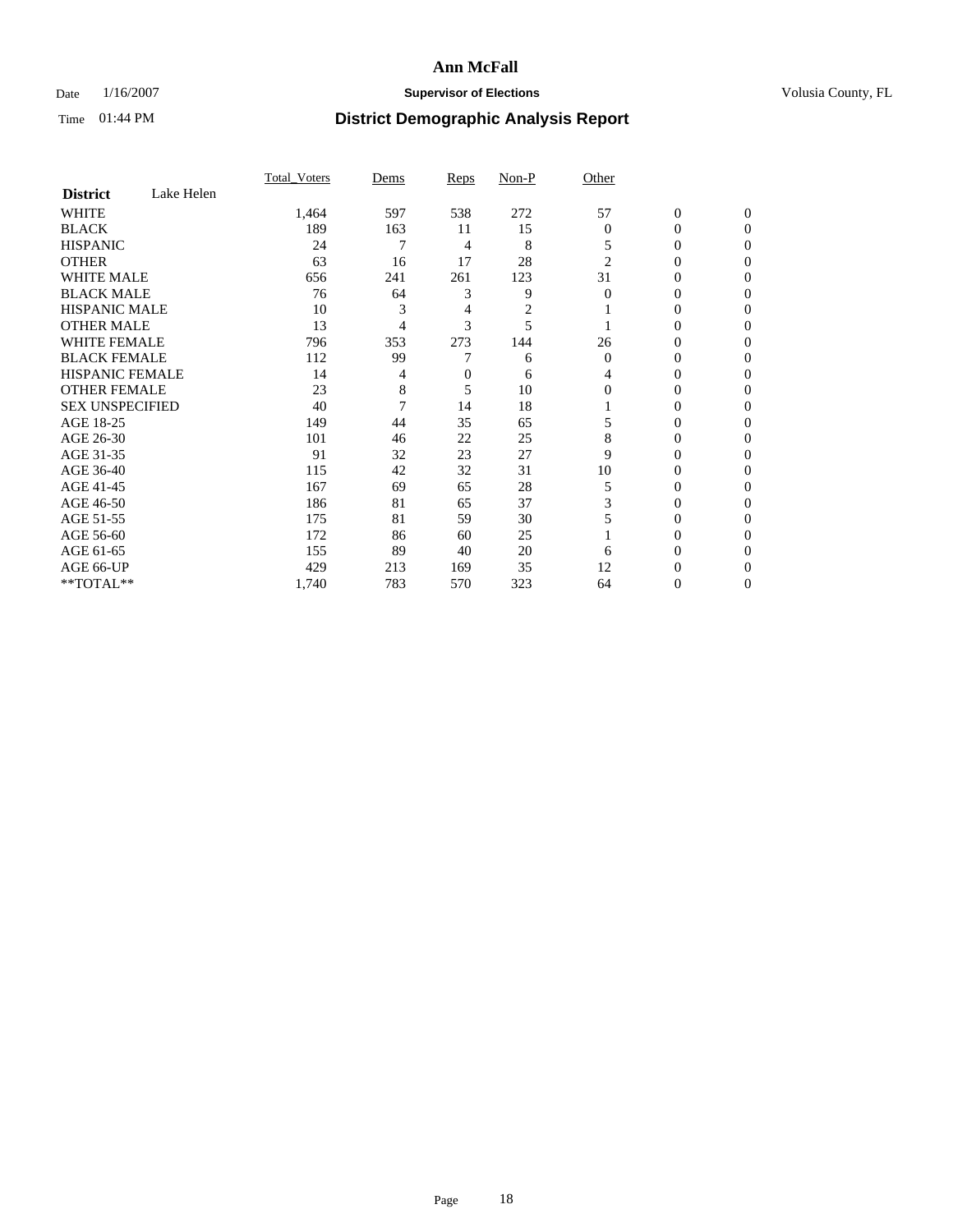# Ann McFall

Date 1/16/2007 **Supervisor of Elections** Volusia County, FL

Time 01:44 PM **District Demographic Analysis Report**

| **District** Lake Helen | Total_Voters | Dems | Reps | Non-P | Other | | |
|---|---|---|---|---|---|---|---|
| WHITE | 1,464 | 597 | 538 | 272 | 57 | 0 | 0 |
| BLACK | 189 | 163 | 11 | 15 | 0 | 0 | 0 |
| HISPANIC | 24 | 7 | 4 | 8 | 5 | 0 | 0 |
| OTHER | 63 | 16 | 17 | 28 | 2 | 0 | 0 |
| WHITE MALE | 656 | 241 | 261 | 123 | 31 | 0 | 0 |
| BLACK MALE | 76 | 64 | 3 | 9 | 0 | 0 | 0 |
| HISPANIC MALE | 10 | 3 | 4 | 2 | 1 | 0 | 0 |
| OTHER MALE | 13 | 4 | 3 | 5 | 1 | 0 | 0 |
| WHITE FEMALE | 796 | 353 | 273 | 144 | 26 | 0 | 0 |
| BLACK FEMALE | 112 | 99 | 7 | 6 | 0 | 0 | 0 |
| HISPANIC FEMALE | 14 | 4 | 0 | 6 | 4 | 0 | 0 |
| OTHER FEMALE | 23 | 8 | 5 | 10 | 0 | 0 | 0 |
| SEX UNSPECIFIED | 40 | 7 | 14 | 18 | 1 | 0 | 0 |
| AGE 18-25 | 149 | 44 | 35 | 65 | 5 | 0 | 0 |
| AGE 26-30 | 101 | 46 | 22 | 25 | 8 | 0 | 0 |
| AGE 31-35 | 91 | 32 | 23 | 27 | 9 | 0 | 0 |
| AGE 36-40 | 115 | 42 | 32 | 31 | 10 | 0 | 0 |
| AGE 41-45 | 167 | 69 | 65 | 28 | 5 | 0 | 0 |
| AGE 46-50 | 186 | 81 | 65 | 37 | 3 | 0 | 0 |
| AGE 51-55 | 175 | 81 | 59 | 30 | 5 | 0 | 0 |
| AGE 56-60 | 172 | 86 | 60 | 25 | 1 | 0 | 0 |
| AGE 61-65 | 155 | 89 | 40 | 20 | 6 | 0 | 0 |
| AGE 66-UP | 429 | 213 | 169 | 35 | 12 | 0 | 0 |
| **TOTAL** | 1,740 | 783 | 570 | 323 | 64 | 0 | 0 |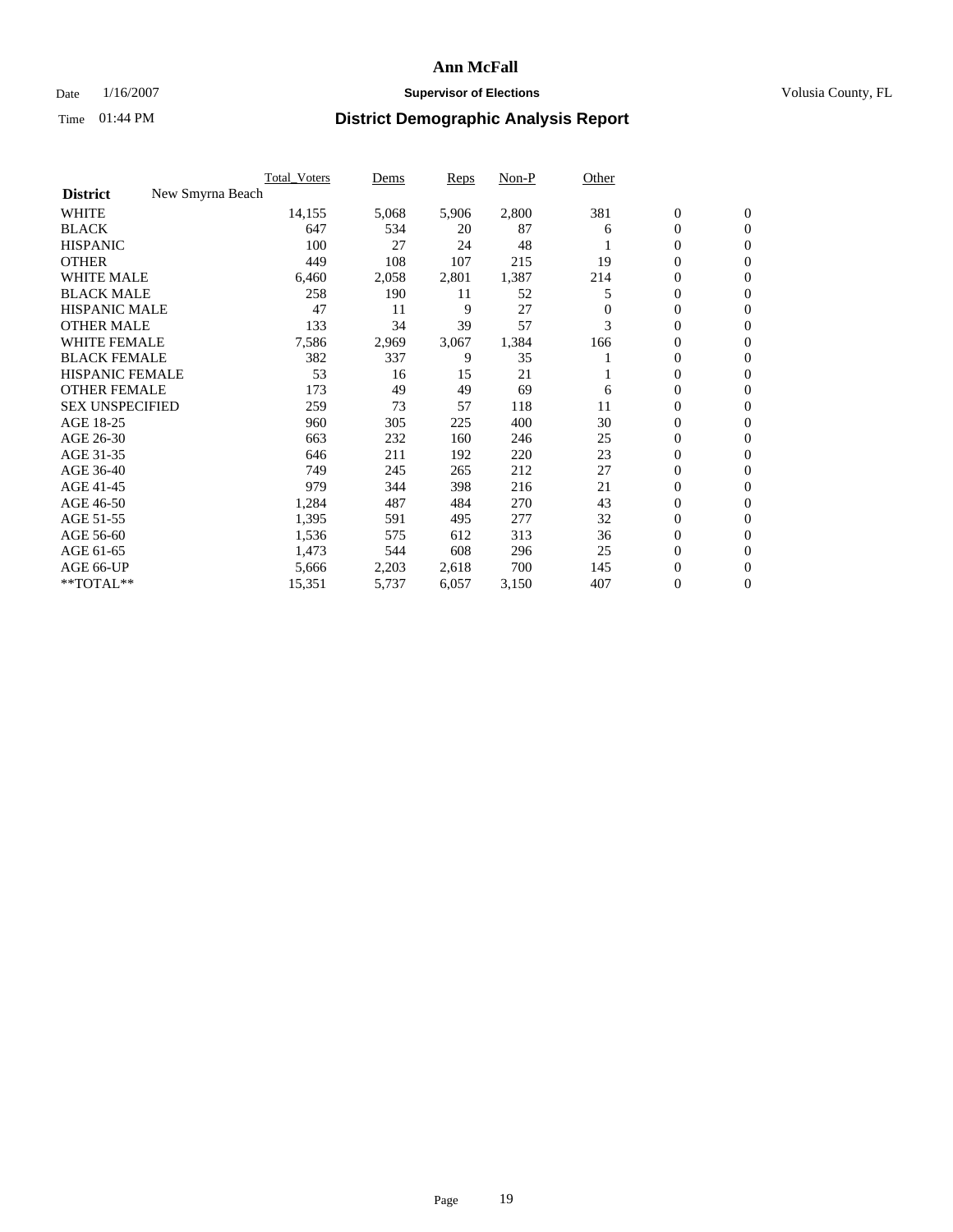# Ann McFall

Date 1/16/2007 **Supervisor of Elections** Volusia County, FL

Time 01:44 PM **District Demographic Analysis Report**

| | Total_Voters | Dems | Reps | Non-P | Other | | |
|---|---|---|---|---|---|---|---|
| **District** New Smyrna Beach | | | | | | | |
| WHITE | 14,155 | 5,068 | 5,906 | 2,800 | 381 | 0 | 0 |
| BLACK | 647 | 534 | 20 | 87 | 6 | 0 | 0 |
| HISPANIC | 100 | 27 | 24 | 48 | 1 | 0 | 0 |
| OTHER | 449 | 108 | 107 | 215 | 19 | 0 | 0 |
| WHITE MALE | 6,460 | 2,058 | 2,801 | 1,387 | 214 | 0 | 0 |
| BLACK MALE | 258 | 190 | 11 | 52 | 5 | 0 | 0 |
| HISPANIC MALE | 47 | 11 | 9 | 27 | 0 | 0 | 0 |
| OTHER MALE | 133 | 34 | 39 | 57 | 3 | 0 | 0 |
| WHITE FEMALE | 7,586 | 2,969 | 3,067 | 1,384 | 166 | 0 | 0 |
| BLACK FEMALE | 382 | 337 | 9 | 35 | 1 | 0 | 0 |
| HISPANIC FEMALE | 53 | 16 | 15 | 21 | 1 | 0 | 0 |
| OTHER FEMALE | 173 | 49 | 49 | 69 | 6 | 0 | 0 |
| SEX UNSPECIFIED | 259 | 73 | 57 | 118 | 11 | 0 | 0 |
| AGE 18-25 | 960 | 305 | 225 | 400 | 30 | 0 | 0 |
| AGE 26-30 | 663 | 232 | 160 | 246 | 25 | 0 | 0 |
| AGE 31-35 | 646 | 211 | 192 | 220 | 23 | 0 | 0 |
| AGE 36-40 | 749 | 245 | 265 | 212 | 27 | 0 | 0 |
| AGE 41-45 | 979 | 344 | 398 | 216 | 21 | 0 | 0 |
| AGE 46-50 | 1,284 | 487 | 484 | 270 | 43 | 0 | 0 |
| AGE 51-55 | 1,395 | 591 | 495 | 277 | 32 | 0 | 0 |
| AGE 56-60 | 1,536 | 575 | 612 | 313 | 36 | 0 | 0 |
| AGE 61-65 | 1,473 | 544 | 608 | 296 | 25 | 0 | 0 |
| AGE 66-UP | 5,666 | 2,203 | 2,618 | 700 | 145 | 0 | 0 |
| **TOTAL** | 15,351 | 5,737 | 6,057 | 3,150 | 407 | 0 | 0 |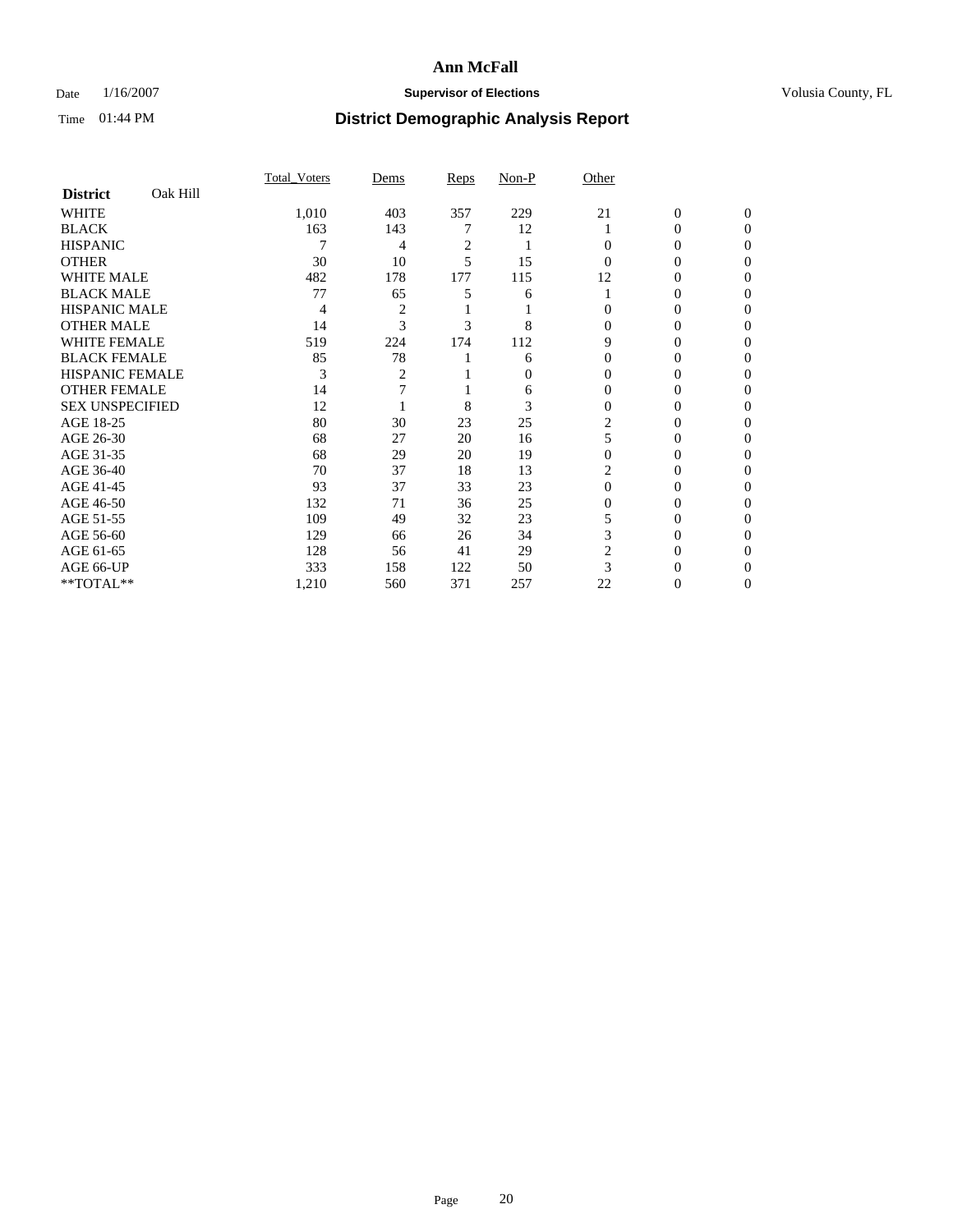# Ann McFall

Date 1/16/2007 **Supervisor of Elections** Volusia County, FL

Time 01:44 PM **District Demographic Analysis Report**

| **District** Oak Hill | Total_Voters | Dems | Reps | Non-P | Other | | |
|---|---|---|---|---|---|---|---|
| WHITE | 1,010 | 403 | 357 | 229 | 21 | 0 | 0 |
| BLACK | 163 | 143 | 7 | 12 | 1 | 0 | 0 |
| HISPANIC | 7 | 4 | 2 | 1 | 0 | 0 | 0 |
| OTHER | 30 | 10 | 5 | 15 | 0 | 0 | 0 |
| WHITE MALE | 482 | 178 | 177 | 115 | 12 | 0 | 0 |
| BLACK MALE | 77 | 65 | 5 | 6 | 1 | 0 | 0 |
| HISPANIC MALE | 4 | 2 | 1 | 1 | 0 | 0 | 0 |
| OTHER MALE | 14 | 3 | 3 | 8 | 0 | 0 | 0 |
| WHITE FEMALE | 519 | 224 | 174 | 112 | 9 | 0 | 0 |
| BLACK FEMALE | 85 | 78 | 1 | 6 | 0 | 0 | 0 |
| HISPANIC FEMALE | 3 | 2 | 1 | 0 | 0 | 0 | 0 |
| OTHER FEMALE | 14 | 7 | 1 | 6 | 0 | 0 | 0 |
| SEX UNSPECIFIED | 12 | 1 | 8 | 3 | 0 | 0 | 0 |
| AGE 18-25 | 80 | 30 | 23 | 25 | 2 | 0 | 0 |
| AGE 26-30 | 68 | 27 | 20 | 16 | 5 | 0 | 0 |
| AGE 31-35 | 68 | 29 | 20 | 19 | 0 | 0 | 0 |
| AGE 36-40 | 70 | 37 | 18 | 13 | 2 | 0 | 0 |
| AGE 41-45 | 93 | 37 | 33 | 23 | 0 | 0 | 0 |
| AGE 46-50 | 132 | 71 | 36 | 25 | 0 | 0 | 0 |
| AGE 51-55 | 109 | 49 | 32 | 23 | 5 | 0 | 0 |
| AGE 56-60 | 129 | 66 | 26 | 34 | 3 | 0 | 0 |
| AGE 61-65 | 128 | 56 | 41 | 29 | 2 | 0 | 0 |
| AGE 66-UP | 333 | 158 | 122 | 50 | 3 | 0 | 0 |
| **TOTAL** | 1,210 | 560 | 371 | 257 | 22 | 0 | 0 |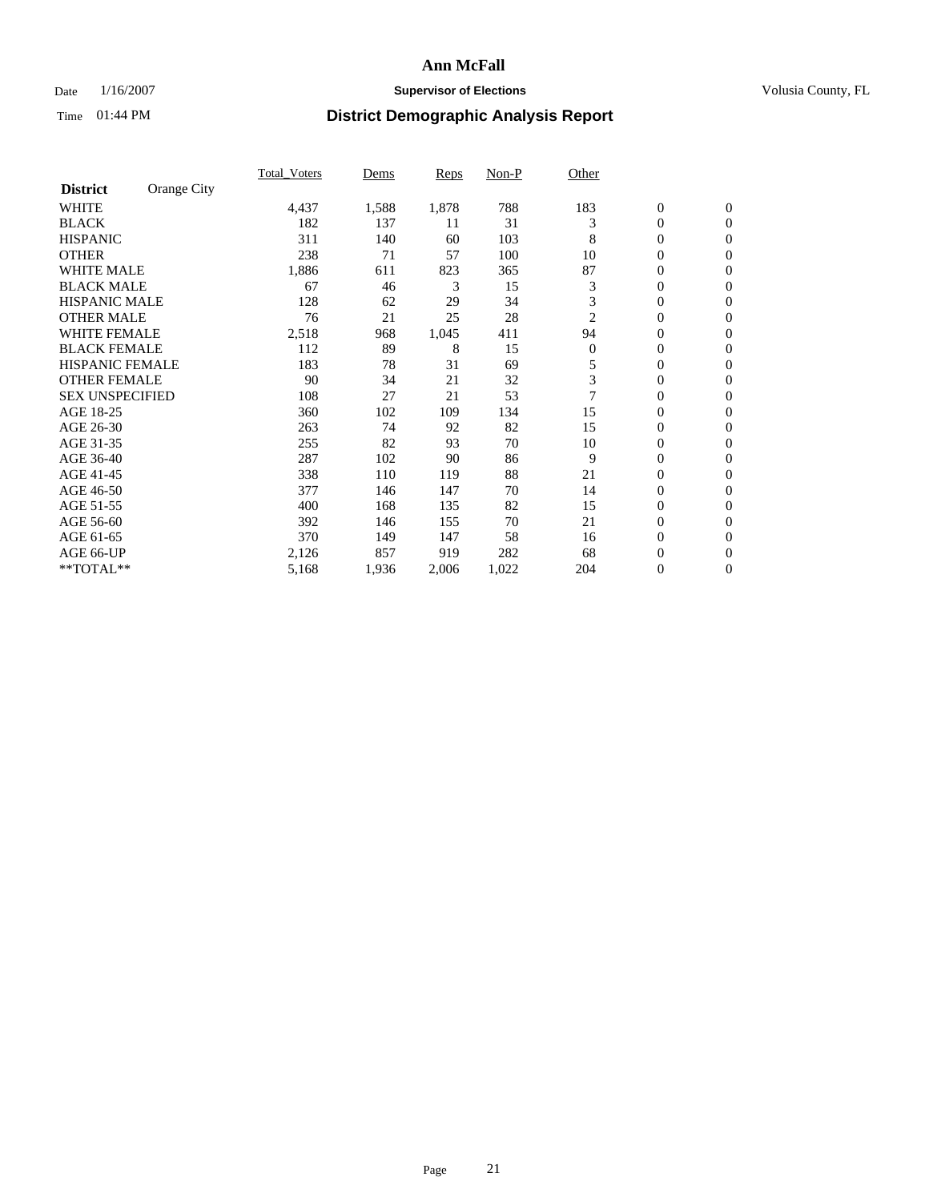# Ann McFall

Date 1/16/2007 **Supervisor of Elections** Volusia County, FL

Time 01:44 PM **District Demographic Analysis Report**

| **District** Orange City | Total_Voters | Dems | Reps | Non-P | Other | | |
|---|---|---|---|---|---|---|---|
| WHITE | 4,437 | 1,588 | 1,878 | 788 | 183 | 0 | 0 |
| BLACK | 182 | 137 | 11 | 31 | 3 | 0 | 0 |
| HISPANIC | 311 | 140 | 60 | 103 | 8 | 0 | 0 |
| OTHER | 238 | 71 | 57 | 100 | 10 | 0 | 0 |
| WHITE MALE | 1,886 | 611 | 823 | 365 | 87 | 0 | 0 |
| BLACK MALE | 67 | 46 | 3 | 15 | 3 | 0 | 0 |
| HISPANIC MALE | 128 | 62 | 29 | 34 | 3 | 0 | 0 |
| OTHER MALE | 76 | 21 | 25 | 28 | 2 | 0 | 0 |
| WHITE FEMALE | 2,518 | 968 | 1,045 | 411 | 94 | 0 | 0 |
| BLACK FEMALE | 112 | 89 | 8 | 15 | 0 | 0 | 0 |
| HISPANIC FEMALE | 183 | 78 | 31 | 69 | 5 | 0 | 0 |
| OTHER FEMALE | 90 | 34 | 21 | 32 | 3 | 0 | 0 |
| SEX UNSPECIFIED | 108 | 27 | 21 | 53 | 7 | 0 | 0 |
| AGE 18-25 | 360 | 102 | 109 | 134 | 15 | 0 | 0 |
| AGE 26-30 | 263 | 74 | 92 | 82 | 15 | 0 | 0 |
| AGE 31-35 | 255 | 82 | 93 | 70 | 10 | 0 | 0 |
| AGE 36-40 | 287 | 102 | 90 | 86 | 9 | 0 | 0 |
| AGE 41-45 | 338 | 110 | 119 | 88 | 21 | 0 | 0 |
| AGE 46-50 | 377 | 146 | 147 | 70 | 14 | 0 | 0 |
| AGE 51-55 | 400 | 168 | 135 | 82 | 15 | 0 | 0 |
| AGE 56-60 | 392 | 146 | 155 | 70 | 21 | 0 | 0 |
| AGE 61-65 | 370 | 149 | 147 | 58 | 16 | 0 | 0 |
| AGE 66-UP | 2,126 | 857 | 919 | 282 | 68 | 0 | 0 |
| **TOTAL** | 5,168 | 1,936 | 2,006 | 1,022 | 204 | 0 | 0 |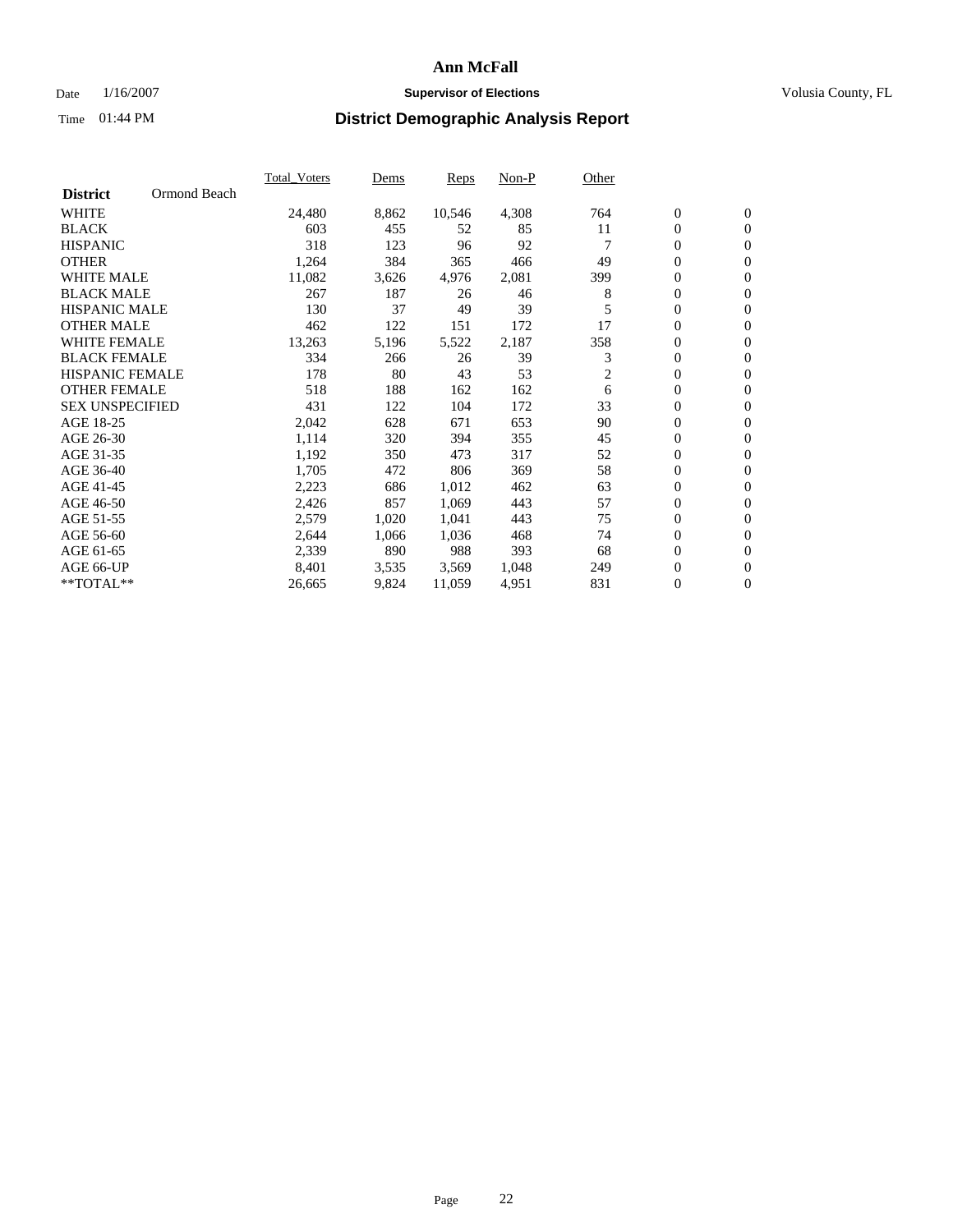# Ann McFall

Date 1/16/2007 **Supervisor of Elections** Volusia County, FL

Time 01:44 PM **District Demographic Analysis Report**

| **District** Ormond Beach | Total_Voters | Dems | Reps | Non-P | Other | | |
|---|---|---|---|---|---|---|---|
| WHITE | 24,480 | 8,862 | 10,546 | 4,308 | 764 | 0 | 0 |
| BLACK | 603 | 455 | 52 | 85 | 11 | 0 | 0 |
| HISPANIC | 318 | 123 | 96 | 92 | 7 | 0 | 0 |
| OTHER | 1,264 | 384 | 365 | 466 | 49 | 0 | 0 |
| WHITE MALE | 11,082 | 3,626 | 4,976 | 2,081 | 399 | 0 | 0 |
| BLACK MALE | 267 | 187 | 26 | 46 | 8 | 0 | 0 |
| HISPANIC MALE | 130 | 37 | 49 | 39 | 5 | 0 | 0 |
| OTHER MALE | 462 | 122 | 151 | 172 | 17 | 0 | 0 |
| WHITE FEMALE | 13,263 | 5,196 | 5,522 | 2,187 | 358 | 0 | 0 |
| BLACK FEMALE | 334 | 266 | 26 | 39 | 3 | 0 | 0 |
| HISPANIC FEMALE | 178 | 80 | 43 | 53 | 2 | 0 | 0 |
| OTHER FEMALE | 518 | 188 | 162 | 162 | 6 | 0 | 0 |
| SEX UNSPECIFIED | 431 | 122 | 104 | 172 | 33 | 0 | 0 |
| AGE 18-25 | 2,042 | 628 | 671 | 653 | 90 | 0 | 0 |
| AGE 26-30 | 1,114 | 320 | 394 | 355 | 45 | 0 | 0 |
| AGE 31-35 | 1,192 | 350 | 473 | 317 | 52 | 0 | 0 |
| AGE 36-40 | 1,705 | 472 | 806 | 369 | 58 | 0 | 0 |
| AGE 41-45 | 2,223 | 686 | 1,012 | 462 | 63 | 0 | 0 |
| AGE 46-50 | 2,426 | 857 | 1,069 | 443 | 57 | 0 | 0 |
| AGE 51-55 | 2,579 | 1,020 | 1,041 | 443 | 75 | 0 | 0 |
| AGE 56-60 | 2,644 | 1,066 | 1,036 | 468 | 74 | 0 | 0 |
| AGE 61-65 | 2,339 | 890 | 988 | 393 | 68 | 0 | 0 |
| AGE 66-UP | 8,401 | 3,535 | 3,569 | 1,048 | 249 | 0 | 0 |
| **TOTAL** | 26,665 | 9,824 | 11,059 | 4,951 | 831 | 0 | 0 |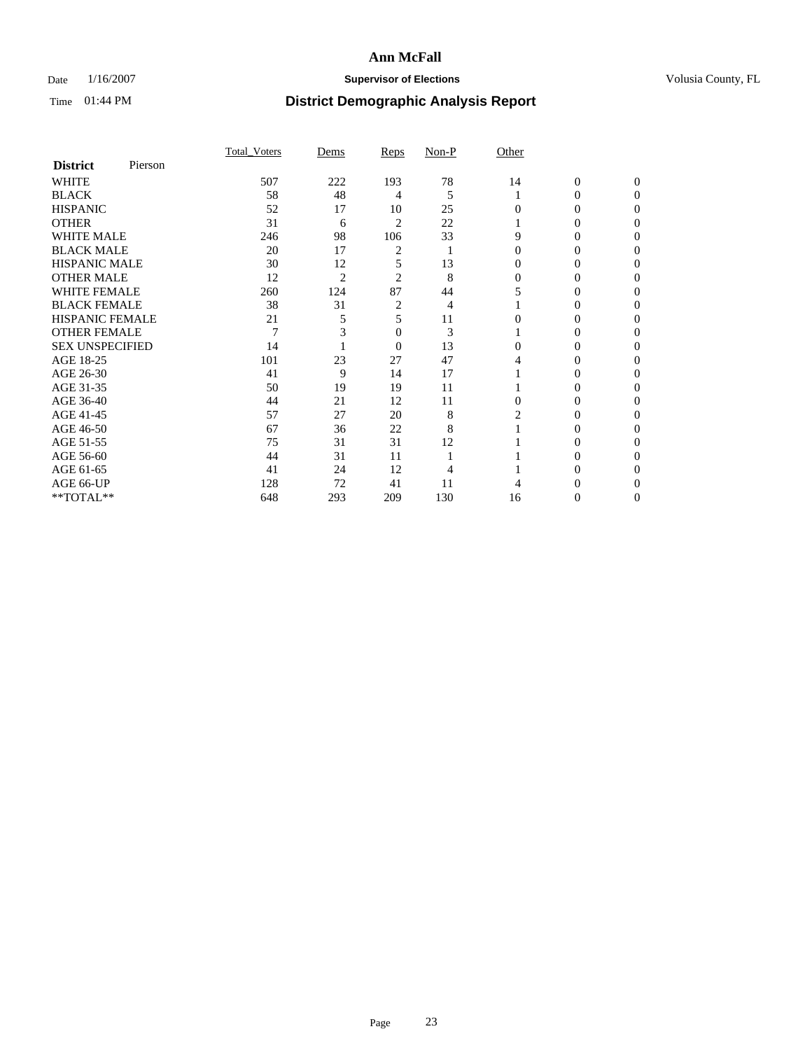# Ann McFall

Date 1/16/2007 **Supervisor of Elections** Volusia County, FL

Time 01:44 PM **District Demographic Analysis Report**

| **District** Pierson | Total_Voters | Dems | Reps | Non-P | Other | | |
|---|---|---|---|---|---|---|---|
| WHITE | 507 | 222 | 193 | 78 | 14 | 0 | 0 |
| BLACK | 58 | 48 | 4 | 5 | 1 | 0 | 0 |
| HISPANIC | 52 | 17 | 10 | 25 | 0 | 0 | 0 |
| OTHER | 31 | 6 | 2 | 22 | 1 | 0 | 0 |
| WHITE MALE | 246 | 98 | 106 | 33 | 9 | 0 | 0 |
| BLACK MALE | 20 | 17 | 2 | 1 | 0 | 0 | 0 |
| HISPANIC MALE | 30 | 12 | 5 | 13 | 0 | 0 | 0 |
| OTHER MALE | 12 | 2 | 2 | 8 | 0 | 0 | 0 |
| WHITE FEMALE | 260 | 124 | 87 | 44 | 5 | 0 | 0 |
| BLACK FEMALE | 38 | 31 | 2 | 4 | 1 | 0 | 0 |
| HISPANIC FEMALE | 21 | 5 | 5 | 11 | 0 | 0 | 0 |
| OTHER FEMALE | 7 | 3 | 0 | 3 | 1 | 0 | 0 |
| SEX UNSPECIFIED | 14 | 1 | 0 | 13 | 0 | 0 | 0 |
| AGE 18-25 | 101 | 23 | 27 | 47 | 4 | 0 | 0 |
| AGE 26-30 | 41 | 9 | 14 | 17 | 1 | 0 | 0 |
| AGE 31-35 | 50 | 19 | 19 | 11 | 1 | 0 | 0 |
| AGE 36-40 | 44 | 21 | 12 | 11 | 0 | 0 | 0 |
| AGE 41-45 | 57 | 27 | 20 | 8 | 2 | 0 | 0 |
| AGE 46-50 | 67 | 36 | 22 | 8 | 1 | 0 | 0 |
| AGE 51-55 | 75 | 31 | 31 | 12 | 1 | 0 | 0 |
| AGE 56-60 | 44 | 31 | 11 | 1 | 1 | 0 | 0 |
| AGE 61-65 | 41 | 24 | 12 | 4 | 1 | 0 | 0 |
| AGE 66-UP | 128 | 72 | 41 | 11 | 4 | 0 | 0 |
| **TOTAL** | 648 | 293 | 209 | 130 | 16 | 0 | 0 |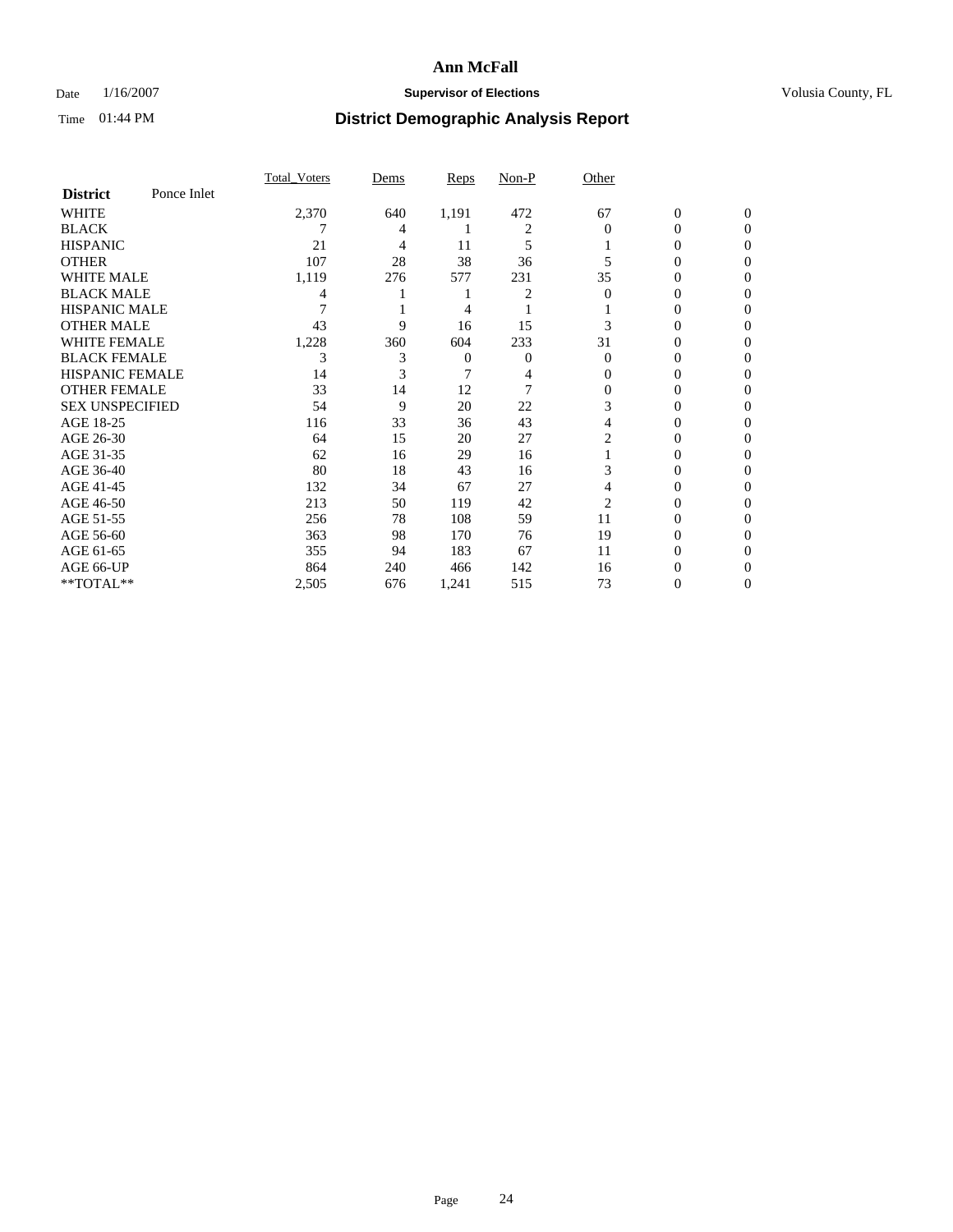# Ann McFall

Date 1/16/2007 **Supervisor of Elections** Volusia County, FL

Time 01:44 PM **District Demographic Analysis Report**

| **District** Ponce Inlet | Total_Voters | Dems | Reps | Non-P | Other | | |
|---|---|---|---|---|---|---|---|
| WHITE | 2,370 | 640 | 1,191 | 472 | 67 | 0 | 0 |
| BLACK | 7 | 4 | 1 | 2 | 0 | 0 | 0 |
| HISPANIC | 21 | 4 | 11 | 5 | 1 | 0 | 0 |
| OTHER | 107 | 28 | 38 | 36 | 5 | 0 | 0 |
| WHITE MALE | 1,119 | 276 | 577 | 231 | 35 | 0 | 0 |
| BLACK MALE | 4 | 1 | 1 | 2 | 0 | 0 | 0 |
| HISPANIC MALE | 7 | 1 | 4 | 1 | 1 | 0 | 0 |
| OTHER MALE | 43 | 9 | 16 | 15 | 3 | 0 | 0 |
| WHITE FEMALE | 1,228 | 360 | 604 | 233 | 31 | 0 | 0 |
| BLACK FEMALE | 3 | 3 | 0 | 0 | 0 | 0 | 0 |
| HISPANIC FEMALE | 14 | 3 | 7 | 4 | 0 | 0 | 0 |
| OTHER FEMALE | 33 | 14 | 12 | 7 | 0 | 0 | 0 |
| SEX UNSPECIFIED | 54 | 9 | 20 | 22 | 3 | 0 | 0 |
| AGE 18-25 | 116 | 33 | 36 | 43 | 4 | 0 | 0 |
| AGE 26-30 | 64 | 15 | 20 | 27 | 2 | 0 | 0 |
| AGE 31-35 | 62 | 16 | 29 | 16 | 1 | 0 | 0 |
| AGE 36-40 | 80 | 18 | 43 | 16 | 3 | 0 | 0 |
| AGE 41-45 | 132 | 34 | 67 | 27 | 4 | 0 | 0 |
| AGE 46-50 | 213 | 50 | 119 | 42 | 2 | 0 | 0 |
| AGE 51-55 | 256 | 78 | 108 | 59 | 11 | 0 | 0 |
| AGE 56-60 | 363 | 98 | 170 | 76 | 19 | 0 | 0 |
| AGE 61-65 | 355 | 94 | 183 | 67 | 11 | 0 | 0 |
| AGE 66-UP | 864 | 240 | 466 | 142 | 16 | 0 | 0 |
| **TOTAL** | 2,505 | 676 | 1,241 | 515 | 73 | 0 | 0 |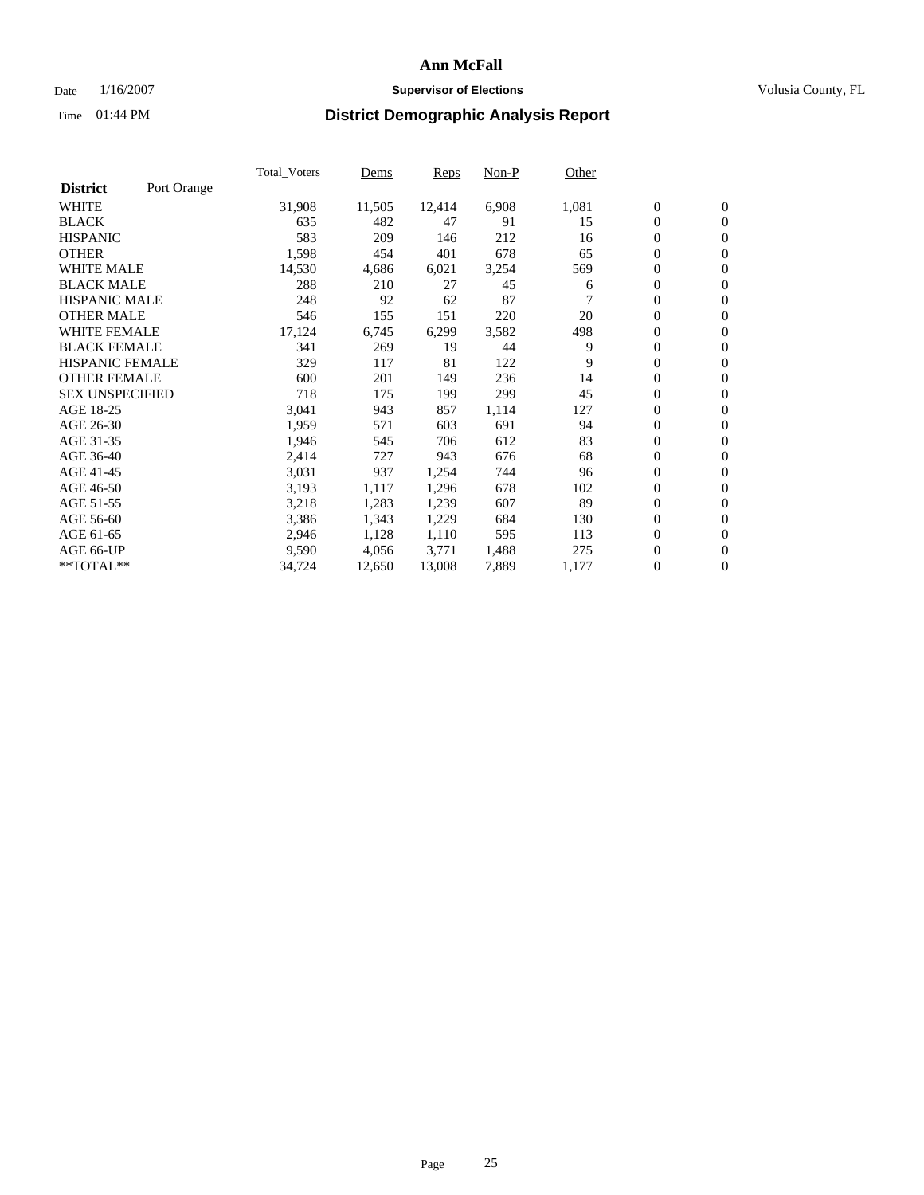# Ann McFall

Date 1/16/2007 **Supervisor of Elections** Volusia County, FL

Time 01:44 PM **District Demographic Analysis Report**

| District | Port Orange | Total_Voters | Dems | Reps | Non-P | Other | | |
|---|---|---|---|---|---|---|---|---|
| WHITE | | 31,908 | 11,505 | 12,414 | 6,908 | 1,081 | 0 | 0 |
| BLACK | | 635 | 482 | 47 | 91 | 15 | 0 | 0 |
| HISPANIC | | 583 | 209 | 146 | 212 | 16 | 0 | 0 |
| OTHER | | 1,598 | 454 | 401 | 678 | 65 | 0 | 0 |
| WHITE MALE | | 14,530 | 4,686 | 6,021 | 3,254 | 569 | 0 | 0 |
| BLACK MALE | | 288 | 210 | 27 | 45 | 6 | 0 | 0 |
| HISPANIC MALE | | 248 | 92 | 62 | 87 | 7 | 0 | 0 |
| OTHER MALE | | 546 | 155 | 151 | 220 | 20 | 0 | 0 |
| WHITE FEMALE | | 17,124 | 6,745 | 6,299 | 3,582 | 498 | 0 | 0 |
| BLACK FEMALE | | 341 | 269 | 19 | 44 | 9 | 0 | 0 |
| HISPANIC FEMALE | | 329 | 117 | 81 | 122 | 9 | 0 | 0 |
| OTHER FEMALE | | 600 | 201 | 149 | 236 | 14 | 0 | 0 |
| SEX UNSPECIFIED | | 718 | 175 | 199 | 299 | 45 | 0 | 0 |
| AGE 18-25 | | 3,041 | 943 | 857 | 1,114 | 127 | 0 | 0 |
| AGE 26-30 | | 1,959 | 571 | 603 | 691 | 94 | 0 | 0 |
| AGE 31-35 | | 1,946 | 545 | 706 | 612 | 83 | 0 | 0 |
| AGE 36-40 | | 2,414 | 727 | 943 | 676 | 68 | 0 | 0 |
| AGE 41-45 | | 3,031 | 937 | 1,254 | 744 | 96 | 0 | 0 |
| AGE 46-50 | | 3,193 | 1,117 | 1,296 | 678 | 102 | 0 | 0 |
| AGE 51-55 | | 3,218 | 1,283 | 1,239 | 607 | 89 | 0 | 0 |
| AGE 56-60 | | 3,386 | 1,343 | 1,229 | 684 | 130 | 0 | 0 |
| AGE 61-65 | | 2,946 | 1,128 | 1,110 | 595 | 113 | 0 | 0 |
| AGE 66-UP | | 9,590 | 4,056 | 3,771 | 1,488 | 275 | 0 | 0 |
| **TOTAL** | | 34,724 | 12,650 | 13,008 | 7,889 | 1,177 | 0 | 0 |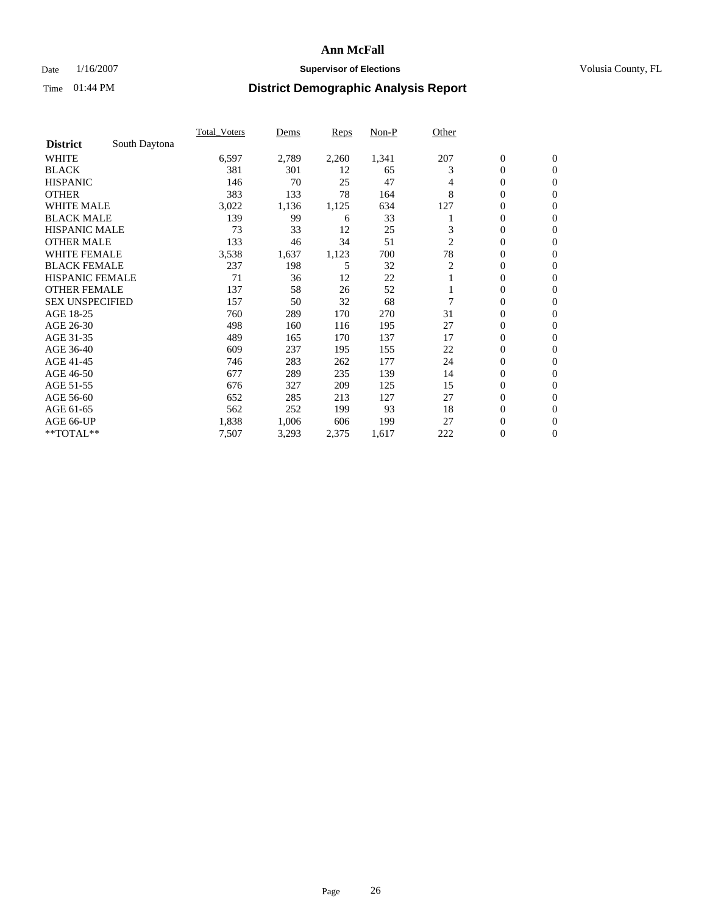# Ann McFall

Date 1/16/2007 **Supervisor of Elections** Volusia County, FL

Time 01:44 PM **District Demographic Analysis Report**

| | Total_Voters | Dems | Reps | Non-P | Other | | |
|---|---|---|---|---|---|---|---|
| **District** South Daytona | | | | | | | |
| WHITE | 6,597 | 2,789 | 2,260 | 1,341 | 207 | 0 | 0 |
| BLACK | 381 | 301 | 12 | 65 | 3 | 0 | 0 |
| HISPANIC | 146 | 70 | 25 | 47 | 4 | 0 | 0 |
| OTHER | 383 | 133 | 78 | 164 | 8 | 0 | 0 |
| WHITE MALE | 3,022 | 1,136 | 1,125 | 634 | 127 | 0 | 0 |
| BLACK MALE | 139 | 99 | 6 | 33 | 1 | 0 | 0 |
| HISPANIC MALE | 73 | 33 | 12 | 25 | 3 | 0 | 0 |
| OTHER MALE | 133 | 46 | 34 | 51 | 2 | 0 | 0 |
| WHITE FEMALE | 3,538 | 1,637 | 1,123 | 700 | 78 | 0 | 0 |
| BLACK FEMALE | 237 | 198 | 5 | 32 | 2 | 0 | 0 |
| HISPANIC FEMALE | 71 | 36 | 12 | 22 | 1 | 0 | 0 |
| OTHER FEMALE | 137 | 58 | 26 | 52 | 1 | 0 | 0 |
| SEX UNSPECIFIED | 157 | 50 | 32 | 68 | 7 | 0 | 0 |
| AGE 18-25 | 760 | 289 | 170 | 270 | 31 | 0 | 0 |
| AGE 26-30 | 498 | 160 | 116 | 195 | 27 | 0 | 0 |
| AGE 31-35 | 489 | 165 | 170 | 137 | 17 | 0 | 0 |
| AGE 36-40 | 609 | 237 | 195 | 155 | 22 | 0 | 0 |
| AGE 41-45 | 746 | 283 | 262 | 177 | 24 | 0 | 0 |
| AGE 46-50 | 677 | 289 | 235 | 139 | 14 | 0 | 0 |
| AGE 51-55 | 676 | 327 | 209 | 125 | 15 | 0 | 0 |
| AGE 56-60 | 652 | 285 | 213 | 127 | 27 | 0 | 0 |
| AGE 61-65 | 562 | 252 | 199 | 93 | 18 | 0 | 0 |
| AGE 66-UP | 1,838 | 1,006 | 606 | 199 | 27 | 0 | 0 |
| **TOTAL** | 7,507 | 3,293 | 2,375 | 1,617 | 222 | 0 | 0 |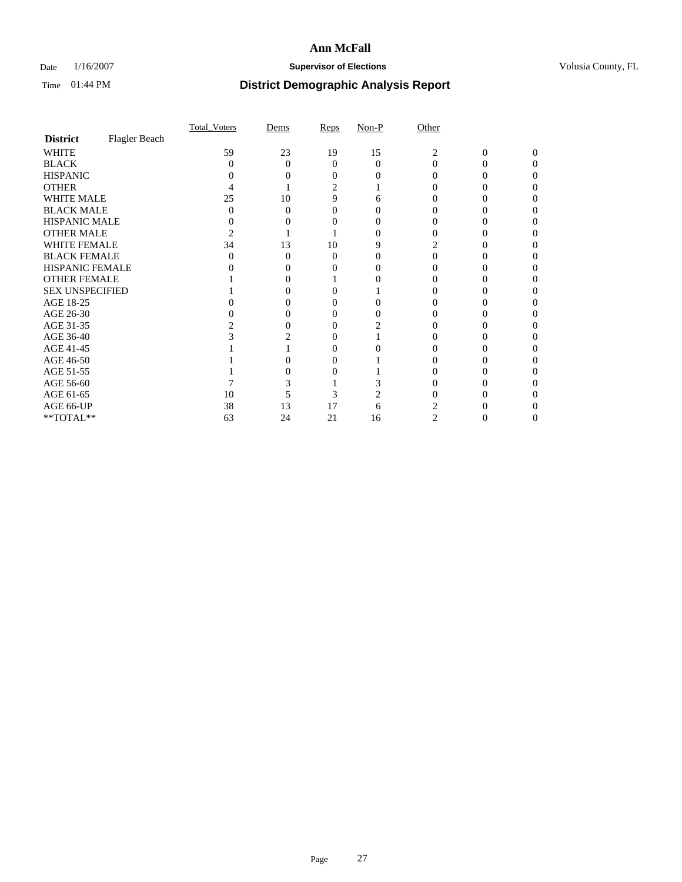# Ann McFall

Date 1/16/2007 **Supervisor of Elections** Volusia County, FL

Time 01:44 PM **District Demographic Analysis Report**

| | Total_Voters | Dems | Reps | Non-P | Other | | |
|---|---|---|---|---|---|---|---|
| **District** Flagler Beach | | | | | | | |
| WHITE | 59 | 23 | 19 | 15 | 2 | 0 | 0 |
| BLACK | 0 | 0 | 0 | 0 | 0 | 0 | 0 |
| HISPANIC | 0 | 0 | 0 | 0 | 0 | 0 | 0 |
| OTHER | 4 | 1 | 2 | 1 | 0 | 0 | 0 |
| WHITE MALE | 25 | 10 | 9 | 6 | 0 | 0 | 0 |
| BLACK MALE | 0 | 0 | 0 | 0 | 0 | 0 | 0 |
| HISPANIC MALE | 0 | 0 | 0 | 0 | 0 | 0 | 0 |
| OTHER MALE | 2 | 1 | 1 | 0 | 0 | 0 | 0 |
| WHITE FEMALE | 34 | 13 | 10 | 9 | 2 | 0 | 0 |
| BLACK FEMALE | 0 | 0 | 0 | 0 | 0 | 0 | 0 |
| HISPANIC FEMALE | 0 | 0 | 0 | 0 | 0 | 0 | 0 |
| OTHER FEMALE | 1 | 0 | 1 | 0 | 0 | 0 | 0 |
| SEX UNSPECIFIED | 1 | 0 | 0 | 1 | 0 | 0 | 0 |
| AGE 18-25 | 0 | 0 | 0 | 0 | 0 | 0 | 0 |
| AGE 26-30 | 0 | 0 | 0 | 0 | 0 | 0 | 0 |
| AGE 31-35 | 2 | 0 | 0 | 2 | 0 | 0 | 0 |
| AGE 36-40 | 3 | 2 | 0 | 1 | 0 | 0 | 0 |
| AGE 41-45 | 1 | 1 | 0 | 0 | 0 | 0 | 0 |
| AGE 46-50 | 1 | 0 | 0 | 1 | 0 | 0 | 0 |
| AGE 51-55 | 1 | 0 | 0 | 1 | 0 | 0 | 0 |
| AGE 56-60 | 7 | 3 | 1 | 3 | 0 | 0 | 0 |
| AGE 61-65 | 10 | 5 | 3 | 2 | 0 | 0 | 0 |
| AGE 66-UP | 38 | 13 | 17 | 6 | 2 | 0 | 0 |
| **TOTAL** | 63 | 24 | 21 | 16 | 2 | 0 | 0 |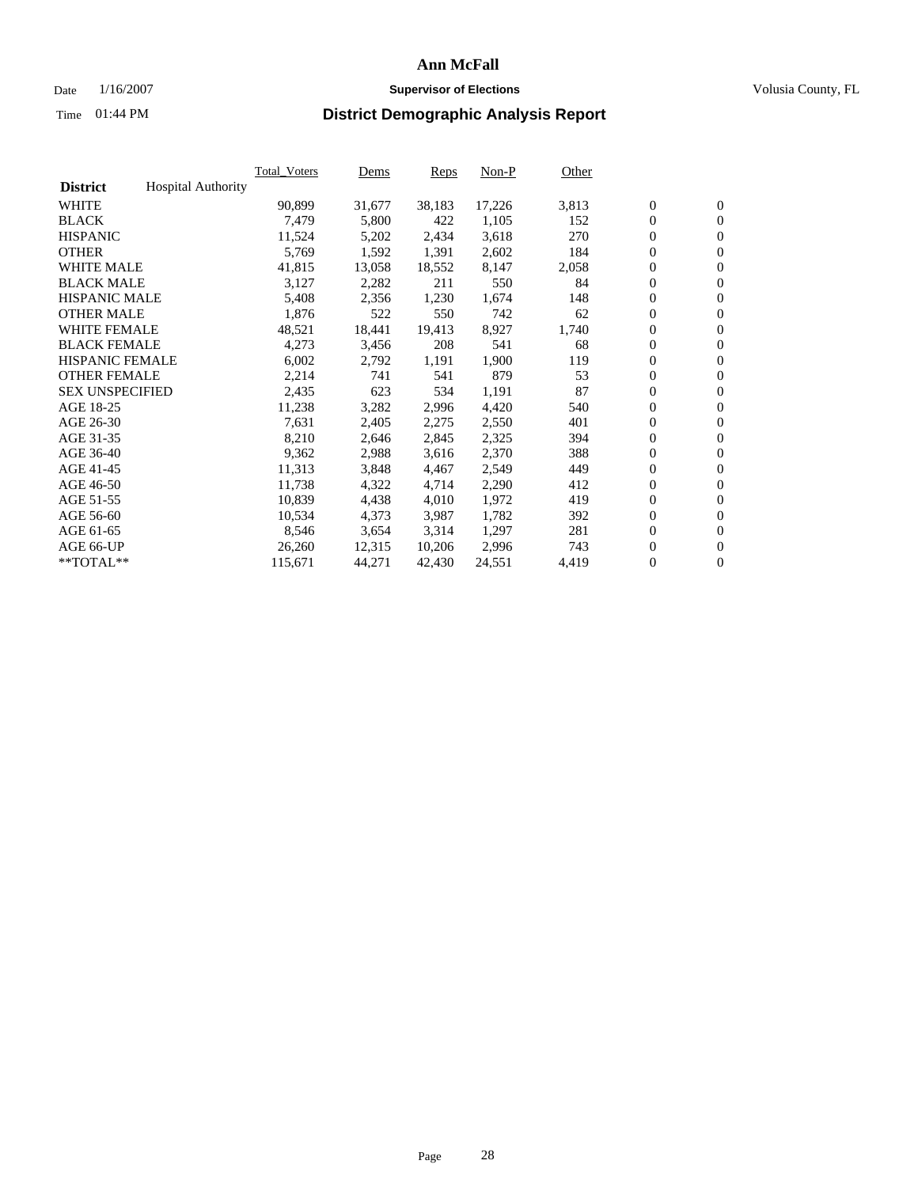# Ann McFall

Date 1/16/2007 **Supervisor of Elections** Volusia County, FL

Time 01:44 PM **District Demographic Analysis Report**

| **District** Hospital Authority | Total_Voters | Dems | Reps | Non-P | Other | | |
|---|---|---|---|---|---|---|---|
| WHITE | 90,899 | 31,677 | 38,183 | 17,226 | 3,813 | 0 | 0 |
| BLACK | 7,479 | 5,800 | 422 | 1,105 | 152 | 0 | 0 |
| HISPANIC | 11,524 | 5,202 | 2,434 | 3,618 | 270 | 0 | 0 |
| OTHER | 5,769 | 1,592 | 1,391 | 2,602 | 184 | 0 | 0 |
| WHITE MALE | 41,815 | 13,058 | 18,552 | 8,147 | 2,058 | 0 | 0 |
| BLACK MALE | 3,127 | 2,282 | 211 | 550 | 84 | 0 | 0 |
| HISPANIC MALE | 5,408 | 2,356 | 1,230 | 1,674 | 148 | 0 | 0 |
| OTHER MALE | 1,876 | 522 | 550 | 742 | 62 | 0 | 0 |
| WHITE FEMALE | 48,521 | 18,441 | 19,413 | 8,927 | 1,740 | 0 | 0 |
| BLACK FEMALE | 4,273 | 3,456 | 208 | 541 | 68 | 0 | 0 |
| HISPANIC FEMALE | 6,002 | 2,792 | 1,191 | 1,900 | 119 | 0 | 0 |
| OTHER FEMALE | 2,214 | 741 | 541 | 879 | 53 | 0 | 0 |
| SEX UNSPECIFIED | 2,435 | 623 | 534 | 1,191 | 87 | 0 | 0 |
| AGE 18-25 | 11,238 | 3,282 | 2,996 | 4,420 | 540 | 0 | 0 |
| AGE 26-30 | 7,631 | 2,405 | 2,275 | 2,550 | 401 | 0 | 0 |
| AGE 31-35 | 8,210 | 2,646 | 2,845 | 2,325 | 394 | 0 | 0 |
| AGE 36-40 | 9,362 | 2,988 | 3,616 | 2,370 | 388 | 0 | 0 |
| AGE 41-45 | 11,313 | 3,848 | 4,467 | 2,549 | 449 | 0 | 0 |
| AGE 46-50 | 11,738 | 4,322 | 4,714 | 2,290 | 412 | 0 | 0 |
| AGE 51-55 | 10,839 | 4,438 | 4,010 | 1,972 | 419 | 0 | 0 |
| AGE 56-60 | 10,534 | 4,373 | 3,987 | 1,782 | 392 | 0 | 0 |
| AGE 61-65 | 8,546 | 3,654 | 3,314 | 1,297 | 281 | 0 | 0 |
| AGE 66-UP | 26,260 | 12,315 | 10,206 | 2,996 | 743 | 0 | 0 |
| **TOTAL** | 115,671 | 44,271 | 42,430 | 24,551 | 4,419 | 0 | 0 |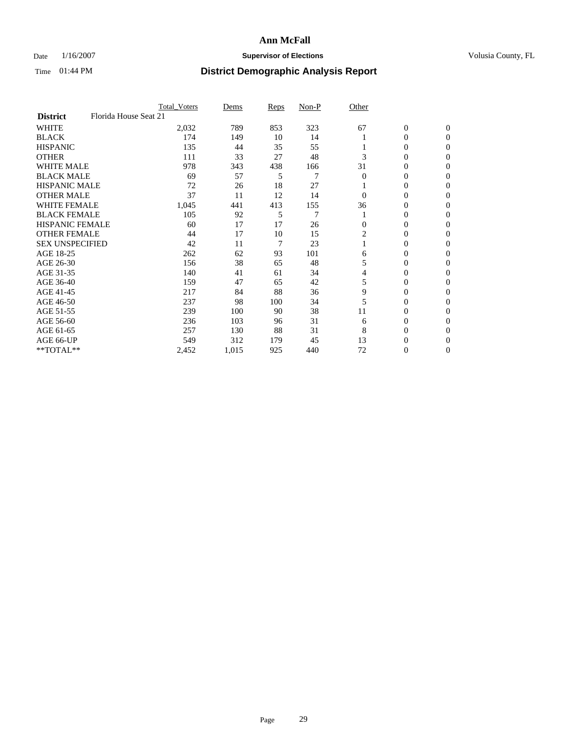# Ann McFall

Date 1/16/2007 **Supervisor of Elections** Volusia County, FL

Time 01:44 PM **District Demographic Analysis Report**

| | Total_Voters | Dems | Reps | Non-P | Other | | |
|---|---|---|---|---|---|---|---|
| **District** Florida House Seat 21 | | | | | | | |
| WHITE | 2,032 | 789 | 853 | 323 | 67 | 0 | 0 |
| BLACK | 174 | 149 | 10 | 14 | 1 | 0 | 0 |
| HISPANIC | 135 | 44 | 35 | 55 | 1 | 0 | 0 |
| OTHER | 111 | 33 | 27 | 48 | 3 | 0 | 0 |
| WHITE MALE | 978 | 343 | 438 | 166 | 31 | 0 | 0 |
| BLACK MALE | 69 | 57 | 5 | 7 | 0 | 0 | 0 |
| HISPANIC MALE | 72 | 26 | 18 | 27 | 1 | 0 | 0 |
| OTHER MALE | 37 | 11 | 12 | 14 | 0 | 0 | 0 |
| WHITE FEMALE | 1,045 | 441 | 413 | 155 | 36 | 0 | 0 |
| BLACK FEMALE | 105 | 92 | 5 | 7 | 1 | 0 | 0 |
| HISPANIC FEMALE | 60 | 17 | 17 | 26 | 0 | 0 | 0 |
| OTHER FEMALE | 44 | 17 | 10 | 15 | 2 | 0 | 0 |
| SEX UNSPECIFIED | 42 | 11 | 7 | 23 | 1 | 0 | 0 |
| AGE 18-25 | 262 | 62 | 93 | 101 | 6 | 0 | 0 |
| AGE 26-30 | 156 | 38 | 65 | 48 | 5 | 0 | 0 |
| AGE 31-35 | 140 | 41 | 61 | 34 | 4 | 0 | 0 |
| AGE 36-40 | 159 | 47 | 65 | 42 | 5 | 0 | 0 |
| AGE 41-45 | 217 | 84 | 88 | 36 | 9 | 0 | 0 |
| AGE 46-50 | 237 | 98 | 100 | 34 | 5 | 0 | 0 |
| AGE 51-55 | 239 | 100 | 90 | 38 | 11 | 0 | 0 |
| AGE 56-60 | 236 | 103 | 96 | 31 | 6 | 0 | 0 |
| AGE 61-65 | 257 | 130 | 88 | 31 | 8 | 0 | 0 |
| AGE 66-UP | 549 | 312 | 179 | 45 | 13 | 0 | 0 |
| **TOTAL** | 2,452 | 1,015 | 925 | 440 | 72 | 0 | 0 |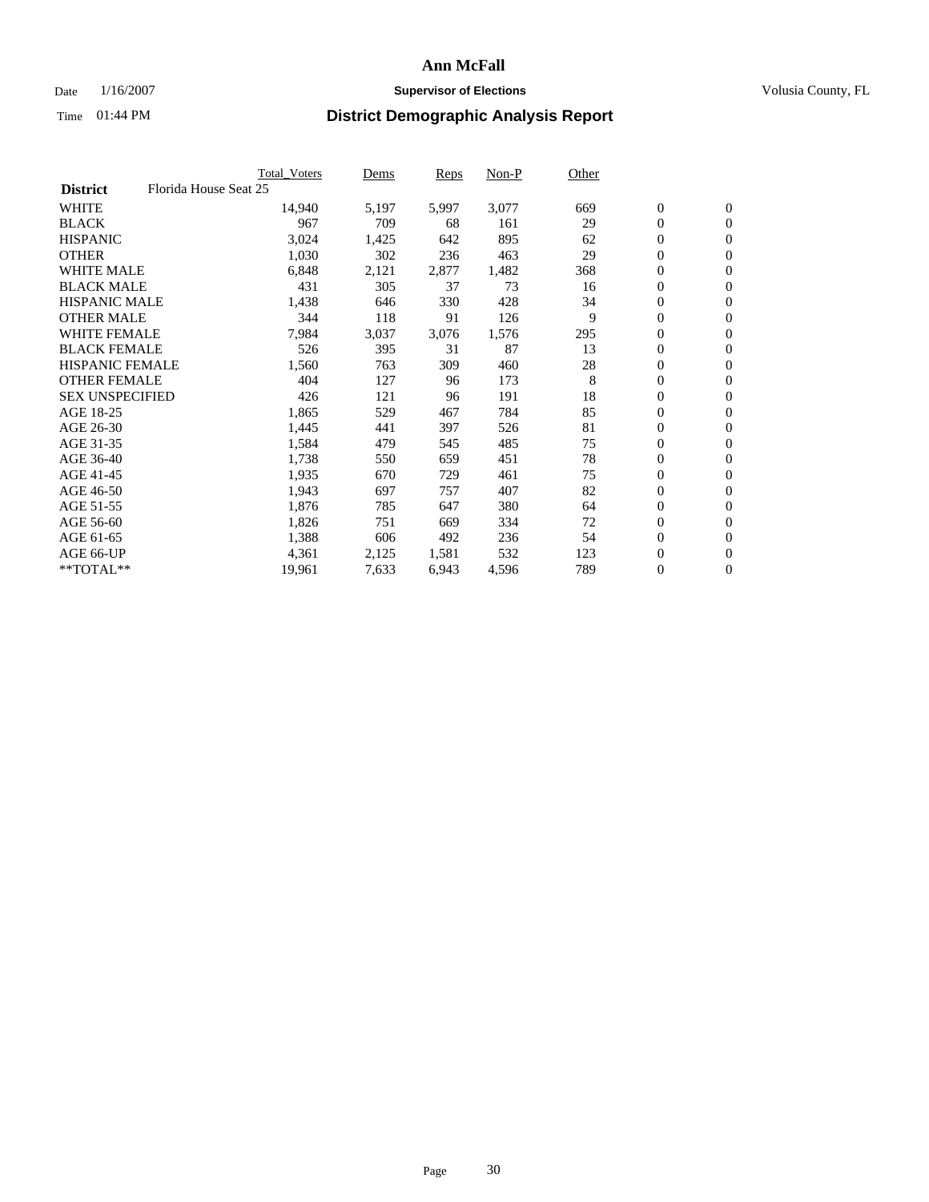# Ann McFall

Date 1/16/2007 **Supervisor of Elections** Volusia County, FL

Time 01:44 PM **District Demographic Analysis Report**

| | Total_Voters | Dems | Reps | Non-P | Other | | |
|---|---|---|---|---|---|---|---|
| **District** Florida House Seat 25 | | | | | | | |
| WHITE | 14,940 | 5,197 | 5,997 | 3,077 | 669 | 0 | 0 |
| BLACK | 967 | 709 | 68 | 161 | 29 | 0 | 0 |
| HISPANIC | 3,024 | 1,425 | 642 | 895 | 62 | 0 | 0 |
| OTHER | 1,030 | 302 | 236 | 463 | 29 | 0 | 0 |
| WHITE MALE | 6,848 | 2,121 | 2,877 | 1,482 | 368 | 0 | 0 |
| BLACK MALE | 431 | 305 | 37 | 73 | 16 | 0 | 0 |
| HISPANIC MALE | 1,438 | 646 | 330 | 428 | 34 | 0 | 0 |
| OTHER MALE | 344 | 118 | 91 | 126 | 9 | 0 | 0 |
| WHITE FEMALE | 7,984 | 3,037 | 3,076 | 1,576 | 295 | 0 | 0 |
| BLACK FEMALE | 526 | 395 | 31 | 87 | 13 | 0 | 0 |
| HISPANIC FEMALE | 1,560 | 763 | 309 | 460 | 28 | 0 | 0 |
| OTHER FEMALE | 404 | 127 | 96 | 173 | 8 | 0 | 0 |
| SEX UNSPECIFIED | 426 | 121 | 96 | 191 | 18 | 0 | 0 |
| AGE 18-25 | 1,865 | 529 | 467 | 784 | 85 | 0 | 0 |
| AGE 26-30 | 1,445 | 441 | 397 | 526 | 81 | 0 | 0 |
| AGE 31-35 | 1,584 | 479 | 545 | 485 | 75 | 0 | 0 |
| AGE 36-40 | 1,738 | 550 | 659 | 451 | 78 | 0 | 0 |
| AGE 41-45 | 1,935 | 670 | 729 | 461 | 75 | 0 | 0 |
| AGE 46-50 | 1,943 | 697 | 757 | 407 | 82 | 0 | 0 |
| AGE 51-55 | 1,876 | 785 | 647 | 380 | 64 | 0 | 0 |
| AGE 56-60 | 1,826 | 751 | 669 | 334 | 72 | 0 | 0 |
| AGE 61-65 | 1,388 | 606 | 492 | 236 | 54 | 0 | 0 |
| AGE 66-UP | 4,361 | 2,125 | 1,581 | 532 | 123 | 0 | 0 |
| **TOTAL** | 19,961 | 7,633 | 6,943 | 4,596 | 789 | 0 | 0 |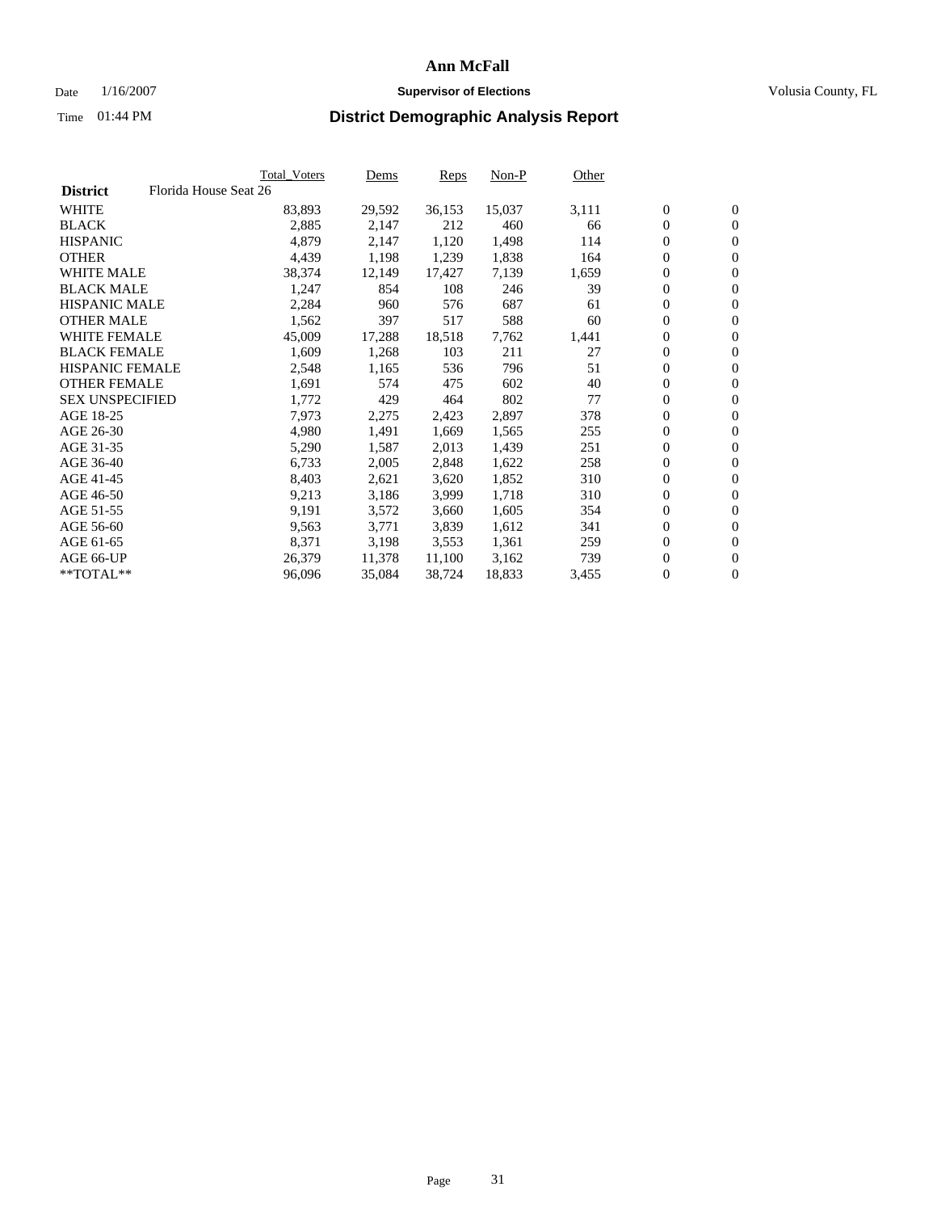# Ann McFall

Date 1/16/2007 **Supervisor of Elections** Volusia County, FL

Time 01:44 PM **District Demographic Analysis Report**

| | Total_Voters | Dems | Reps | Non-P | Other | | |
|---|---|---|---|---|---|---|---|
| **District** Florida House Seat 26 | | | | | | | |
| WHITE | 83,893 | 29,592 | 36,153 | 15,037 | 3,111 | 0 | 0 |
| BLACK | 2,885 | 2,147 | 212 | 460 | 66 | 0 | 0 |
| HISPANIC | 4,879 | 2,147 | 1,120 | 1,498 | 114 | 0 | 0 |
| OTHER | 4,439 | 1,198 | 1,239 | 1,838 | 164 | 0 | 0 |
| WHITE MALE | 38,374 | 12,149 | 17,427 | 7,139 | 1,659 | 0 | 0 |
| BLACK MALE | 1,247 | 854 | 108 | 246 | 39 | 0 | 0 |
| HISPANIC MALE | 2,284 | 960 | 576 | 687 | 61 | 0 | 0 |
| OTHER MALE | 1,562 | 397 | 517 | 588 | 60 | 0 | 0 |
| WHITE FEMALE | 45,009 | 17,288 | 18,518 | 7,762 | 1,441 | 0 | 0 |
| BLACK FEMALE | 1,609 | 1,268 | 103 | 211 | 27 | 0 | 0 |
| HISPANIC FEMALE | 2,548 | 1,165 | 536 | 796 | 51 | 0 | 0 |
| OTHER FEMALE | 1,691 | 574 | 475 | 602 | 40 | 0 | 0 |
| SEX UNSPECIFIED | 1,772 | 429 | 464 | 802 | 77 | 0 | 0 |
| AGE 18-25 | 7,973 | 2,275 | 2,423 | 2,897 | 378 | 0 | 0 |
| AGE 26-30 | 4,980 | 1,491 | 1,669 | 1,565 | 255 | 0 | 0 |
| AGE 31-35 | 5,290 | 1,587 | 2,013 | 1,439 | 251 | 0 | 0 |
| AGE 36-40 | 6,733 | 2,005 | 2,848 | 1,622 | 258 | 0 | 0 |
| AGE 41-45 | 8,403 | 2,621 | 3,620 | 1,852 | 310 | 0 | 0 |
| AGE 46-50 | 9,213 | 3,186 | 3,999 | 1,718 | 310 | 0 | 0 |
| AGE 51-55 | 9,191 | 3,572 | 3,660 | 1,605 | 354 | 0 | 0 |
| AGE 56-60 | 9,563 | 3,771 | 3,839 | 1,612 | 341 | 0 | 0 |
| AGE 61-65 | 8,371 | 3,198 | 3,553 | 1,361 | 259 | 0 | 0 |
| AGE 66-UP | 26,379 | 11,378 | 11,100 | 3,162 | 739 | 0 | 0 |
| **TOTAL** | 96,096 | 35,084 | 38,724 | 18,833 | 3,455 | 0 | 0 |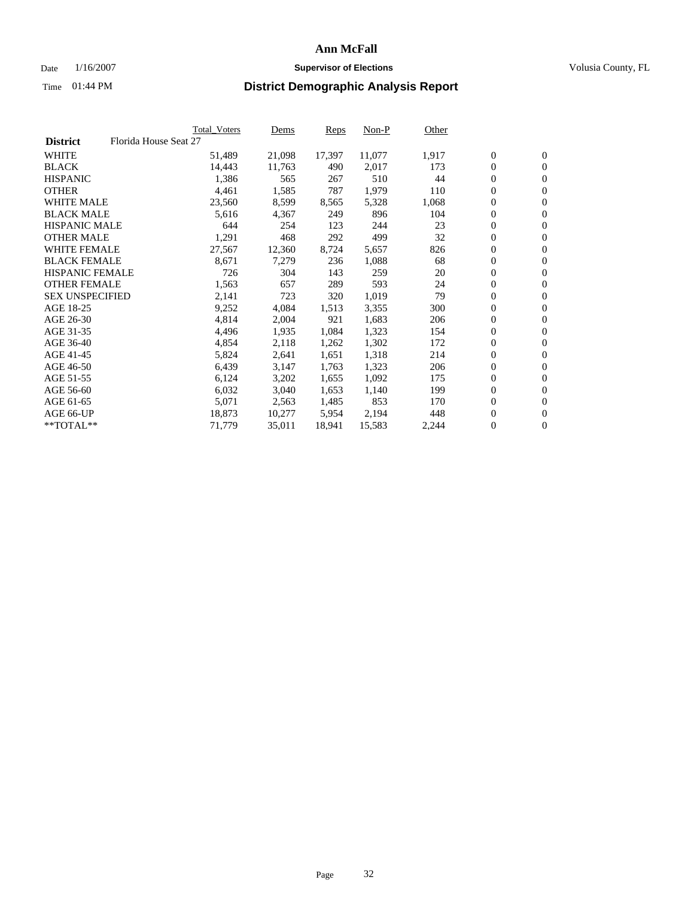# Ann McFall

Date 1/16/2007 **Supervisor of Elections** Volusia County, FL

Time 01:44 PM **District Demographic Analysis Report**

| | Total_Voters | Dems | Reps | Non-P | Other | | |
|---|---|---|---|---|---|---|---|
| **District** Florida House Seat 27 | | | | | | | |
| WHITE | 51,489 | 21,098 | 17,397 | 11,077 | 1,917 | 0 | 0 |
| BLACK | 14,443 | 11,763 | 490 | 2,017 | 173 | 0 | 0 |
| HISPANIC | 1,386 | 565 | 267 | 510 | 44 | 0 | 0 |
| OTHER | 4,461 | 1,585 | 787 | 1,979 | 110 | 0 | 0 |
| WHITE MALE | 23,560 | 8,599 | 8,565 | 5,328 | 1,068 | 0 | 0 |
| BLACK MALE | 5,616 | 4,367 | 249 | 896 | 104 | 0 | 0 |
| HISPANIC MALE | 644 | 254 | 123 | 244 | 23 | 0 | 0 |
| OTHER MALE | 1,291 | 468 | 292 | 499 | 32 | 0 | 0 |
| WHITE FEMALE | 27,567 | 12,360 | 8,724 | 5,657 | 826 | 0 | 0 |
| BLACK FEMALE | 8,671 | 7,279 | 236 | 1,088 | 68 | 0 | 0 |
| HISPANIC FEMALE | 726 | 304 | 143 | 259 | 20 | 0 | 0 |
| OTHER FEMALE | 1,563 | 657 | 289 | 593 | 24 | 0 | 0 |
| SEX UNSPECIFIED | 2,141 | 723 | 320 | 1,019 | 79 | 0 | 0 |
| AGE 18-25 | 9,252 | 4,084 | 1,513 | 3,355 | 300 | 0 | 0 |
| AGE 26-30 | 4,814 | 2,004 | 921 | 1,683 | 206 | 0 | 0 |
| AGE 31-35 | 4,496 | 1,935 | 1,084 | 1,323 | 154 | 0 | 0 |
| AGE 36-40 | 4,854 | 2,118 | 1,262 | 1,302 | 172 | 0 | 0 |
| AGE 41-45 | 5,824 | 2,641 | 1,651 | 1,318 | 214 | 0 | 0 |
| AGE 46-50 | 6,439 | 3,147 | 1,763 | 1,323 | 206 | 0 | 0 |
| AGE 51-55 | 6,124 | 3,202 | 1,655 | 1,092 | 175 | 0 | 0 |
| AGE 56-60 | 6,032 | 3,040 | 1,653 | 1,140 | 199 | 0 | 0 |
| AGE 61-65 | 5,071 | 2,563 | 1,485 | 853 | 170 | 0 | 0 |
| AGE 66-UP | 18,873 | 10,277 | 5,954 | 2,194 | 448 | 0 | 0 |
| **TOTAL** | 71,779 | 35,011 | 18,941 | 15,583 | 2,244 | 0 | 0 |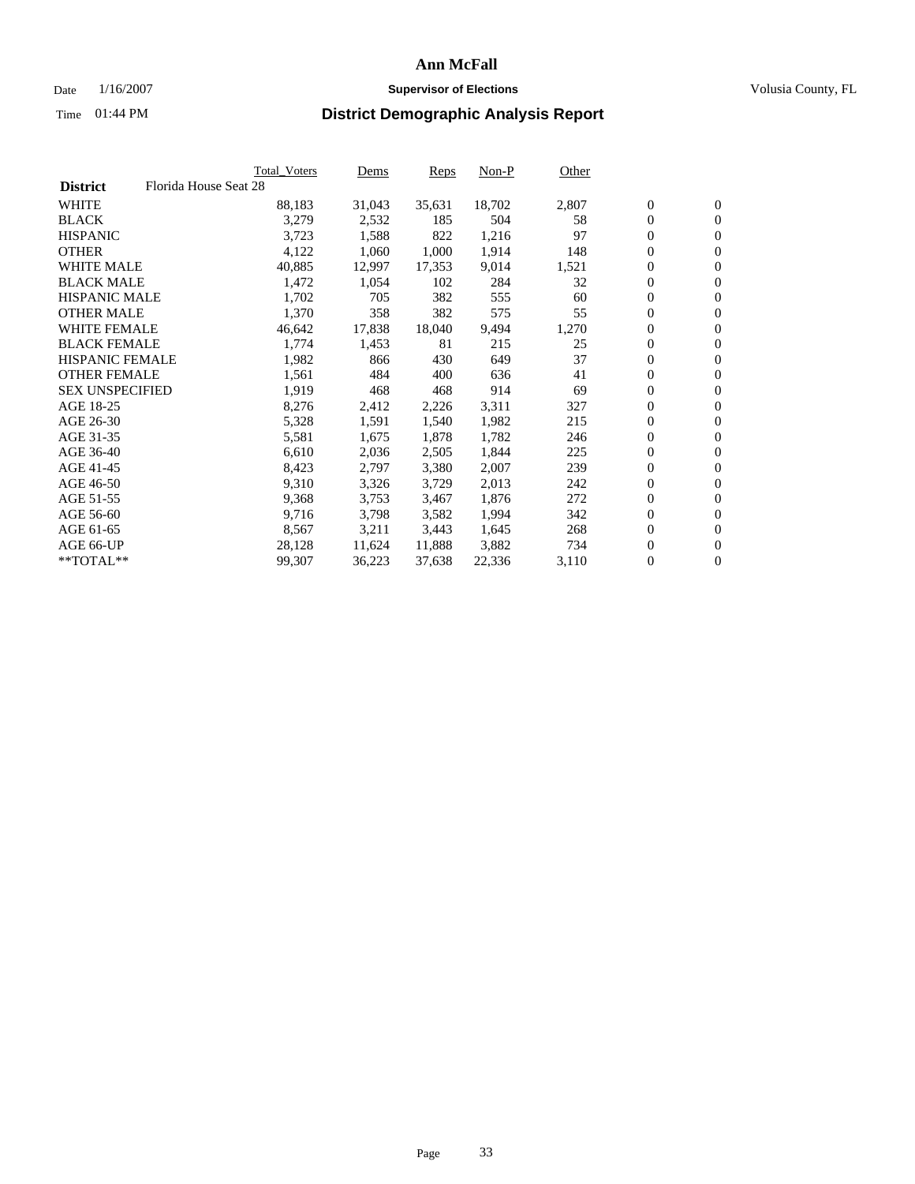# Ann McFall

Date 1/16/2007 **Supervisor of Elections** Volusia County, FL

Time 01:44 PM **District Demographic Analysis Report**

| | Total_Voters | Dems | Reps | Non-P | Other | | |
|---|---|---|---|---|---|---|---|
| **District** Florida House Seat 28 | | | | | | | |
| WHITE | 88,183 | 31,043 | 35,631 | 18,702 | 2,807 | 0 | 0 |
| BLACK | 3,279 | 2,532 | 185 | 504 | 58 | 0 | 0 |
| HISPANIC | 3,723 | 1,588 | 822 | 1,216 | 97 | 0 | 0 |
| OTHER | 4,122 | 1,060 | 1,000 | 1,914 | 148 | 0 | 0 |
| WHITE MALE | 40,885 | 12,997 | 17,353 | 9,014 | 1,521 | 0 | 0 |
| BLACK MALE | 1,472 | 1,054 | 102 | 284 | 32 | 0 | 0 |
| HISPANIC MALE | 1,702 | 705 | 382 | 555 | 60 | 0 | 0 |
| OTHER MALE | 1,370 | 358 | 382 | 575 | 55 | 0 | 0 |
| WHITE FEMALE | 46,642 | 17,838 | 18,040 | 9,494 | 1,270 | 0 | 0 |
| BLACK FEMALE | 1,774 | 1,453 | 81 | 215 | 25 | 0 | 0 |
| HISPANIC FEMALE | 1,982 | 866 | 430 | 649 | 37 | 0 | 0 |
| OTHER FEMALE | 1,561 | 484 | 400 | 636 | 41 | 0 | 0 |
| SEX UNSPECIFIED | 1,919 | 468 | 468 | 914 | 69 | 0 | 0 |
| AGE 18-25 | 8,276 | 2,412 | 2,226 | 3,311 | 327 | 0 | 0 |
| AGE 26-30 | 5,328 | 1,591 | 1,540 | 1,982 | 215 | 0 | 0 |
| AGE 31-35 | 5,581 | 1,675 | 1,878 | 1,782 | 246 | 0 | 0 |
| AGE 36-40 | 6,610 | 2,036 | 2,505 | 1,844 | 225 | 0 | 0 |
| AGE 41-45 | 8,423 | 2,797 | 3,380 | 2,007 | 239 | 0 | 0 |
| AGE 46-50 | 9,310 | 3,326 | 3,729 | 2,013 | 242 | 0 | 0 |
| AGE 51-55 | 9,368 | 3,753 | 3,467 | 1,876 | 272 | 0 | 0 |
| AGE 56-60 | 9,716 | 3,798 | 3,582 | 1,994 | 342 | 0 | 0 |
| AGE 61-65 | 8,567 | 3,211 | 3,443 | 1,645 | 268 | 0 | 0 |
| AGE 66-UP | 28,128 | 11,624 | 11,888 | 3,882 | 734 | 0 | 0 |
| **TOTAL** | 99,307 | 36,223 | 37,638 | 22,336 | 3,110 | 0 | 0 |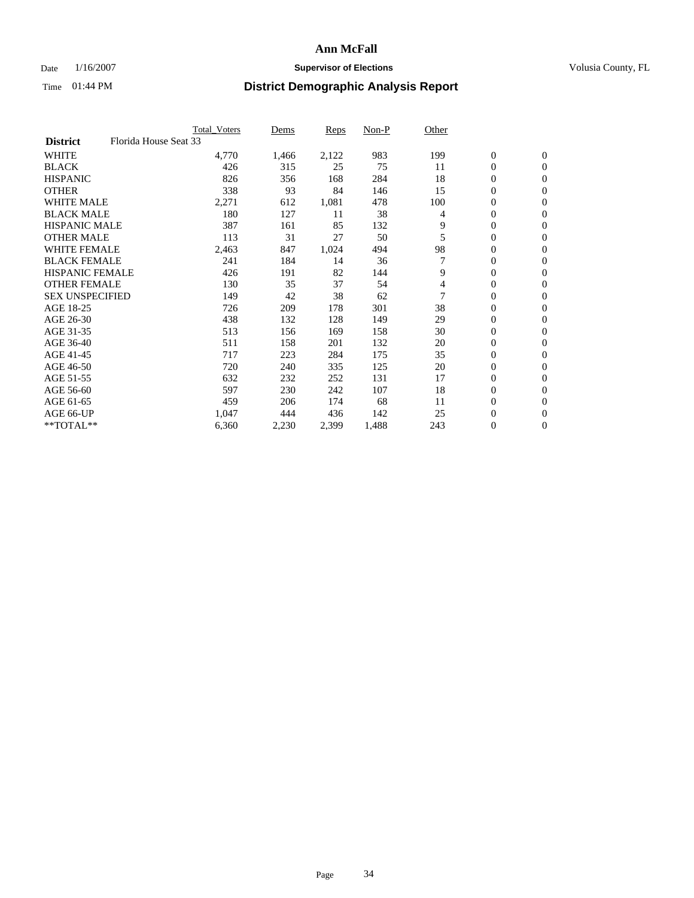# Ann McFall

Date 1/16/2007 **Supervisor of Elections** Volusia County, FL

Time 01:44 PM **District Demographic Analysis Report**

| | Total_Voters | Dems | Reps | Non-P | Other | | |
|---|---|---|---|---|---|---|---|
| **District** Florida House Seat 33 | | | | | | | |
| WHITE | 4,770 | 1,466 | 2,122 | 983 | 199 | 0 | 0 |
| BLACK | 426 | 315 | 25 | 75 | 11 | 0 | 0 |
| HISPANIC | 826 | 356 | 168 | 284 | 18 | 0 | 0 |
| OTHER | 338 | 93 | 84 | 146 | 15 | 0 | 0 |
| WHITE MALE | 2,271 | 612 | 1,081 | 478 | 100 | 0 | 0 |
| BLACK MALE | 180 | 127 | 11 | 38 | 4 | 0 | 0 |
| HISPANIC MALE | 387 | 161 | 85 | 132 | 9 | 0 | 0 |
| OTHER MALE | 113 | 31 | 27 | 50 | 5 | 0 | 0 |
| WHITE FEMALE | 2,463 | 847 | 1,024 | 494 | 98 | 0 | 0 |
| BLACK FEMALE | 241 | 184 | 14 | 36 | 7 | 0 | 0 |
| HISPANIC FEMALE | 426 | 191 | 82 | 144 | 9 | 0 | 0 |
| OTHER FEMALE | 130 | 35 | 37 | 54 | 4 | 0 | 0 |
| SEX UNSPECIFIED | 149 | 42 | 38 | 62 | 7 | 0 | 0 |
| AGE 18-25 | 726 | 209 | 178 | 301 | 38 | 0 | 0 |
| AGE 26-30 | 438 | 132 | 128 | 149 | 29 | 0 | 0 |
| AGE 31-35 | 513 | 156 | 169 | 158 | 30 | 0 | 0 |
| AGE 36-40 | 511 | 158 | 201 | 132 | 20 | 0 | 0 |
| AGE 41-45 | 717 | 223 | 284 | 175 | 35 | 0 | 0 |
| AGE 46-50 | 720 | 240 | 335 | 125 | 20 | 0 | 0 |
| AGE 51-55 | 632 | 232 | 252 | 131 | 17 | 0 | 0 |
| AGE 56-60 | 597 | 230 | 242 | 107 | 18 | 0 | 0 |
| AGE 61-65 | 459 | 206 | 174 | 68 | 11 | 0 | 0 |
| AGE 66-UP | 1,047 | 444 | 436 | 142 | 25 | 0 | 0 |
| **TOTAL** | 6,360 | 2,230 | 2,399 | 1,488 | 243 | 0 | 0 |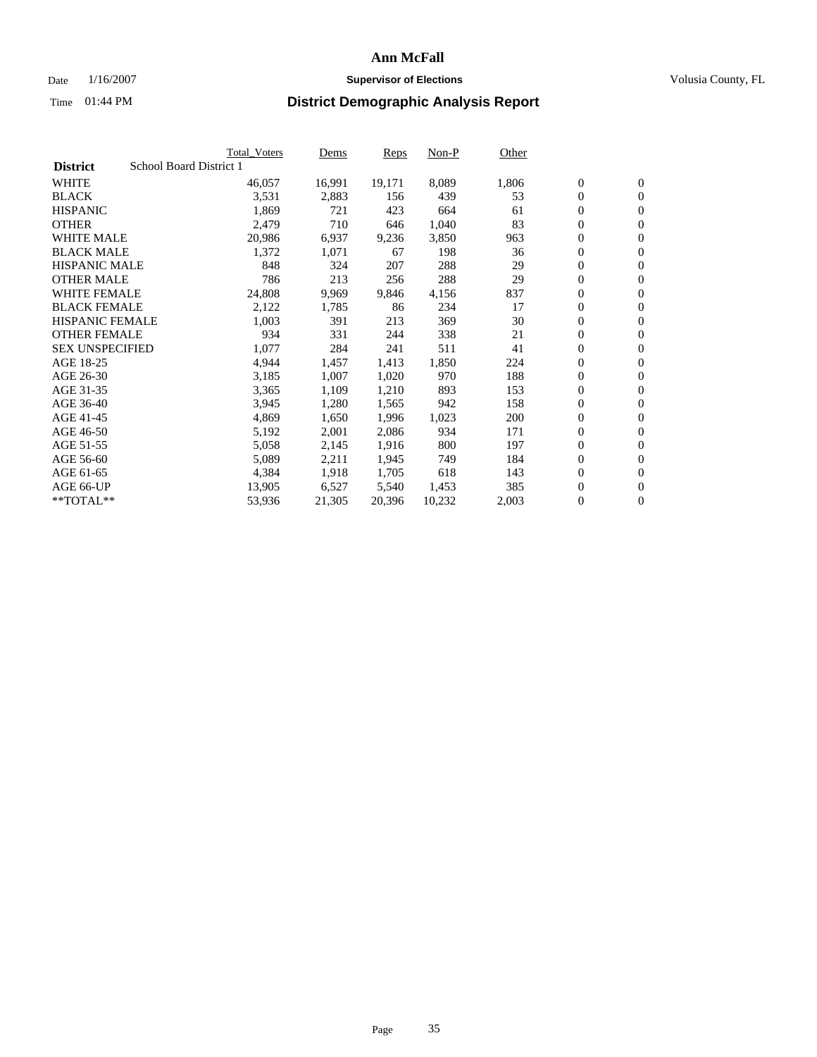# Ann McFall

Date 1/16/2007 **Supervisor of Elections** Volusia County, FL

Time 01:44 PM **District Demographic Analysis Report**

| | Total_Voters | Dems | Reps | Non-P | Other | | |
|---|---|---|---|---|---|---|---|
| **District** School Board District 1 | | | | | | | |
| WHITE | 46,057 | 16,991 | 19,171 | 8,089 | 1,806 | 0 | 0 |
| BLACK | 3,531 | 2,883 | 156 | 439 | 53 | 0 | 0 |
| HISPANIC | 1,869 | 721 | 423 | 664 | 61 | 0 | 0 |
| OTHER | 2,479 | 710 | 646 | 1,040 | 83 | 0 | 0 |
| WHITE MALE | 20,986 | 6,937 | 9,236 | 3,850 | 963 | 0 | 0 |
| BLACK MALE | 1,372 | 1,071 | 67 | 198 | 36 | 0 | 0 |
| HISPANIC MALE | 848 | 324 | 207 | 288 | 29 | 0 | 0 |
| OTHER MALE | 786 | 213 | 256 | 288 | 29 | 0 | 0 |
| WHITE FEMALE | 24,808 | 9,969 | 9,846 | 4,156 | 837 | 0 | 0 |
| BLACK FEMALE | 2,122 | 1,785 | 86 | 234 | 17 | 0 | 0 |
| HISPANIC FEMALE | 1,003 | 391 | 213 | 369 | 30 | 0 | 0 |
| OTHER FEMALE | 934 | 331 | 244 | 338 | 21 | 0 | 0 |
| SEX UNSPECIFIED | 1,077 | 284 | 241 | 511 | 41 | 0 | 0 |
| AGE 18-25 | 4,944 | 1,457 | 1,413 | 1,850 | 224 | 0 | 0 |
| AGE 26-30 | 3,185 | 1,007 | 1,020 | 970 | 188 | 0 | 0 |
| AGE 31-35 | 3,365 | 1,109 | 1,210 | 893 | 153 | 0 | 0 |
| AGE 36-40 | 3,945 | 1,280 | 1,565 | 942 | 158 | 0 | 0 |
| AGE 41-45 | 4,869 | 1,650 | 1,996 | 1,023 | 200 | 0 | 0 |
| AGE 46-50 | 5,192 | 2,001 | 2,086 | 934 | 171 | 0 | 0 |
| AGE 51-55 | 5,058 | 2,145 | 1,916 | 800 | 197 | 0 | 0 |
| AGE 56-60 | 5,089 | 2,211 | 1,945 | 749 | 184 | 0 | 0 |
| AGE 61-65 | 4,384 | 1,918 | 1,705 | 618 | 143 | 0 | 0 |
| AGE 66-UP | 13,905 | 6,527 | 5,540 | 1,453 | 385 | 0 | 0 |
| **TOTAL** | 53,936 | 21,305 | 20,396 | 10,232 | 2,003 | 0 | 0 |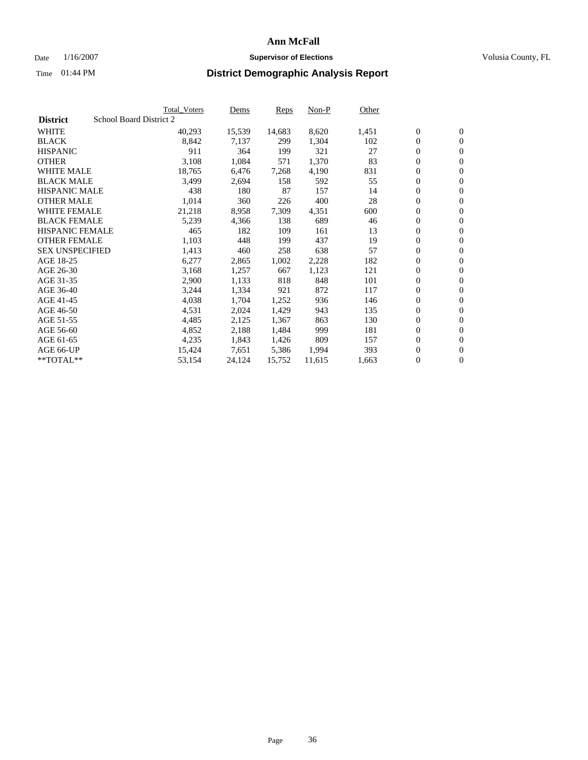# Ann McFall

Date 1/16/2007 **Supervisor of Elections** Volusia County, FL

Time 01:44 PM **District Demographic Analysis Report**

| | Total_Voters | Dems | Reps | Non-P | Other | | |
|---|---|---|---|---|---|---|---|
| **District** School Board District 2 | | | | | | | |
| WHITE | 40,293 | 15,539 | 14,683 | 8,620 | 1,451 | 0 | 0 |
| BLACK | 8,842 | 7,137 | 299 | 1,304 | 102 | 0 | 0 |
| HISPANIC | 911 | 364 | 199 | 321 | 27 | 0 | 0 |
| OTHER | 3,108 | 1,084 | 571 | 1,370 | 83 | 0 | 0 |
| WHITE MALE | 18,765 | 6,476 | 7,268 | 4,190 | 831 | 0 | 0 |
| BLACK MALE | 3,499 | 2,694 | 158 | 592 | 55 | 0 | 0 |
| HISPANIC MALE | 438 | 180 | 87 | 157 | 14 | 0 | 0 |
| OTHER MALE | 1,014 | 360 | 226 | 400 | 28 | 0 | 0 |
| WHITE FEMALE | 21,218 | 8,958 | 7,309 | 4,351 | 600 | 0 | 0 |
| BLACK FEMALE | 5,239 | 4,366 | 138 | 689 | 46 | 0 | 0 |
| HISPANIC FEMALE | 465 | 182 | 109 | 161 | 13 | 0 | 0 |
| OTHER FEMALE | 1,103 | 448 | 199 | 437 | 19 | 0 | 0 |
| SEX UNSPECIFIED | 1,413 | 460 | 258 | 638 | 57 | 0 | 0 |
| AGE 18-25 | 6,277 | 2,865 | 1,002 | 2,228 | 182 | 0 | 0 |
| AGE 26-30 | 3,168 | 1,257 | 667 | 1,123 | 121 | 0 | 0 |
| AGE 31-35 | 2,900 | 1,133 | 818 | 848 | 101 | 0 | 0 |
| AGE 36-40 | 3,244 | 1,334 | 921 | 872 | 117 | 0 | 0 |
| AGE 41-45 | 4,038 | 1,704 | 1,252 | 936 | 146 | 0 | 0 |
| AGE 46-50 | 4,531 | 2,024 | 1,429 | 943 | 135 | 0 | 0 |
| AGE 51-55 | 4,485 | 2,125 | 1,367 | 863 | 130 | 0 | 0 |
| AGE 56-60 | 4,852 | 2,188 | 1,484 | 999 | 181 | 0 | 0 |
| AGE 61-65 | 4,235 | 1,843 | 1,426 | 809 | 157 | 0 | 0 |
| AGE 66-UP | 15,424 | 7,651 | 5,386 | 1,994 | 393 | 0 | 0 |
| **TOTAL** | 53,154 | 24,124 | 15,752 | 11,615 | 1,663 | 0 | 0 |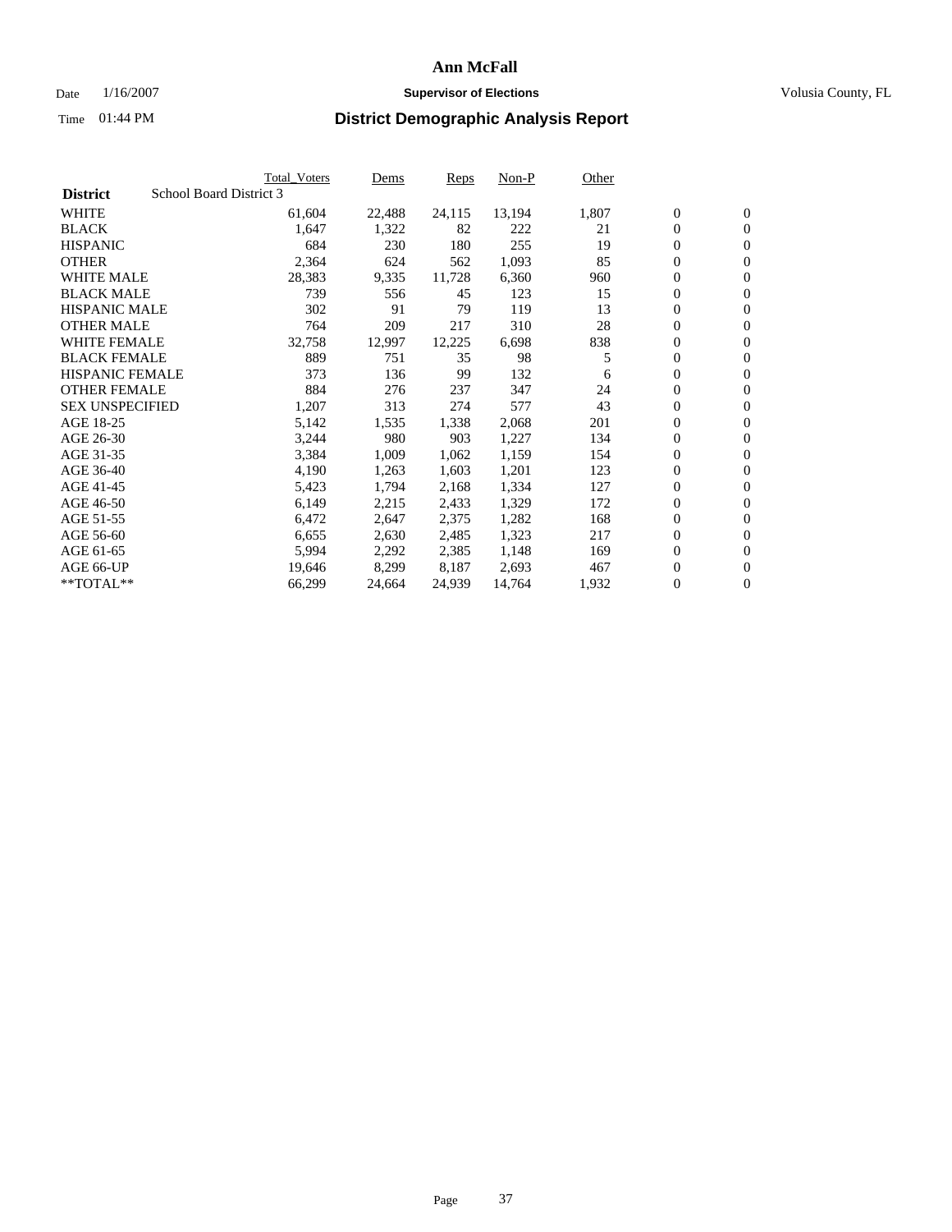# Ann McFall

Date 1/16/2007 **Supervisor of Elections** Volusia County, FL

Time 01:44 PM **District Demographic Analysis Report**

| | Total_Voters | Dems | Reps | Non-P | Other | | |
|---|---|---|---|---|---|---|---|
| **District** School Board District 3 | | | | | | | |
| WHITE | 61,604 | 22,488 | 24,115 | 13,194 | 1,807 | 0 | 0 |
| BLACK | 1,647 | 1,322 | 82 | 222 | 21 | 0 | 0 |
| HISPANIC | 684 | 230 | 180 | 255 | 19 | 0 | 0 |
| OTHER | 2,364 | 624 | 562 | 1,093 | 85 | 0 | 0 |
| WHITE MALE | 28,383 | 9,335 | 11,728 | 6,360 | 960 | 0 | 0 |
| BLACK MALE | 739 | 556 | 45 | 123 | 15 | 0 | 0 |
| HISPANIC MALE | 302 | 91 | 79 | 119 | 13 | 0 | 0 |
| OTHER MALE | 764 | 209 | 217 | 310 | 28 | 0 | 0 |
| WHITE FEMALE | 32,758 | 12,997 | 12,225 | 6,698 | 838 | 0 | 0 |
| BLACK FEMALE | 889 | 751 | 35 | 98 | 5 | 0 | 0 |
| HISPANIC FEMALE | 373 | 136 | 99 | 132 | 6 | 0 | 0 |
| OTHER FEMALE | 884 | 276 | 237 | 347 | 24 | 0 | 0 |
| SEX UNSPECIFIED | 1,207 | 313 | 274 | 577 | 43 | 0 | 0 |
| AGE 18-25 | 5,142 | 1,535 | 1,338 | 2,068 | 201 | 0 | 0 |
| AGE 26-30 | 3,244 | 980 | 903 | 1,227 | 134 | 0 | 0 |
| AGE 31-35 | 3,384 | 1,009 | 1,062 | 1,159 | 154 | 0 | 0 |
| AGE 36-40 | 4,190 | 1,263 | 1,603 | 1,201 | 123 | 0 | 0 |
| AGE 41-45 | 5,423 | 1,794 | 2,168 | 1,334 | 127 | 0 | 0 |
| AGE 46-50 | 6,149 | 2,215 | 2,433 | 1,329 | 172 | 0 | 0 |
| AGE 51-55 | 6,472 | 2,647 | 2,375 | 1,282 | 168 | 0 | 0 |
| AGE 56-60 | 6,655 | 2,630 | 2,485 | 1,323 | 217 | 0 | 0 |
| AGE 61-65 | 5,994 | 2,292 | 2,385 | 1,148 | 169 | 0 | 0 |
| AGE 66-UP | 19,646 | 8,299 | 8,187 | 2,693 | 467 | 0 | 0 |
| **TOTAL** | 66,299 | 24,664 | 24,939 | 14,764 | 1,932 | 0 | 0 |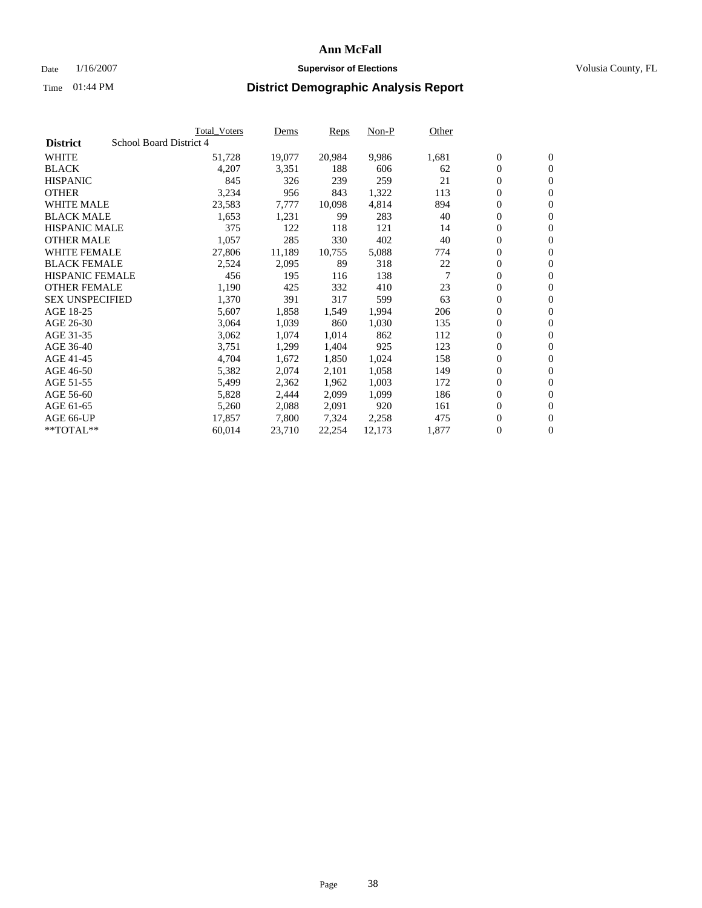# Ann McFall

Date 1/16/2007 **Supervisor of Elections** Volusia County, FL

Time 01:44 PM **District Demographic Analysis Report**

| | Total_Voters | Dems | Reps | Non-P | Other | | |
|---|---|---|---|---|---|---|---|
| **District** School Board District 4 | | | | | | | |
| WHITE | 51,728 | 19,077 | 20,984 | 9,986 | 1,681 | 0 | 0 |
| BLACK | 4,207 | 3,351 | 188 | 606 | 62 | 0 | 0 |
| HISPANIC | 845 | 326 | 239 | 259 | 21 | 0 | 0 |
| OTHER | 3,234 | 956 | 843 | 1,322 | 113 | 0 | 0 |
| WHITE MALE | 23,583 | 7,777 | 10,098 | 4,814 | 894 | 0 | 0 |
| BLACK MALE | 1,653 | 1,231 | 99 | 283 | 40 | 0 | 0 |
| HISPANIC MALE | 375 | 122 | 118 | 121 | 14 | 0 | 0 |
| OTHER MALE | 1,057 | 285 | 330 | 402 | 40 | 0 | 0 |
| WHITE FEMALE | 27,806 | 11,189 | 10,755 | 5,088 | 774 | 0 | 0 |
| BLACK FEMALE | 2,524 | 2,095 | 89 | 318 | 22 | 0 | 0 |
| HISPANIC FEMALE | 456 | 195 | 116 | 138 | 7 | 0 | 0 |
| OTHER FEMALE | 1,190 | 425 | 332 | 410 | 23 | 0 | 0 |
| SEX UNSPECIFIED | 1,370 | 391 | 317 | 599 | 63 | 0 | 0 |
| AGE 18-25 | 5,607 | 1,858 | 1,549 | 1,994 | 206 | 0 | 0 |
| AGE 26-30 | 3,064 | 1,039 | 860 | 1,030 | 135 | 0 | 0 |
| AGE 31-35 | 3,062 | 1,074 | 1,014 | 862 | 112 | 0 | 0 |
| AGE 36-40 | 3,751 | 1,299 | 1,404 | 925 | 123 | 0 | 0 |
| AGE 41-45 | 4,704 | 1,672 | 1,850 | 1,024 | 158 | 0 | 0 |
| AGE 46-50 | 5,382 | 2,074 | 2,101 | 1,058 | 149 | 0 | 0 |
| AGE 51-55 | 5,499 | 2,362 | 1,962 | 1,003 | 172 | 0 | 0 |
| AGE 56-60 | 5,828 | 2,444 | 2,099 | 1,099 | 186 | 0 | 0 |
| AGE 61-65 | 5,260 | 2,088 | 2,091 | 920 | 161 | 0 | 0 |
| AGE 66-UP | 17,857 | 7,800 | 7,324 | 2,258 | 475 | 0 | 0 |
| **TOTAL** | 60,014 | 23,710 | 22,254 | 12,173 | 1,877 | 0 | 0 |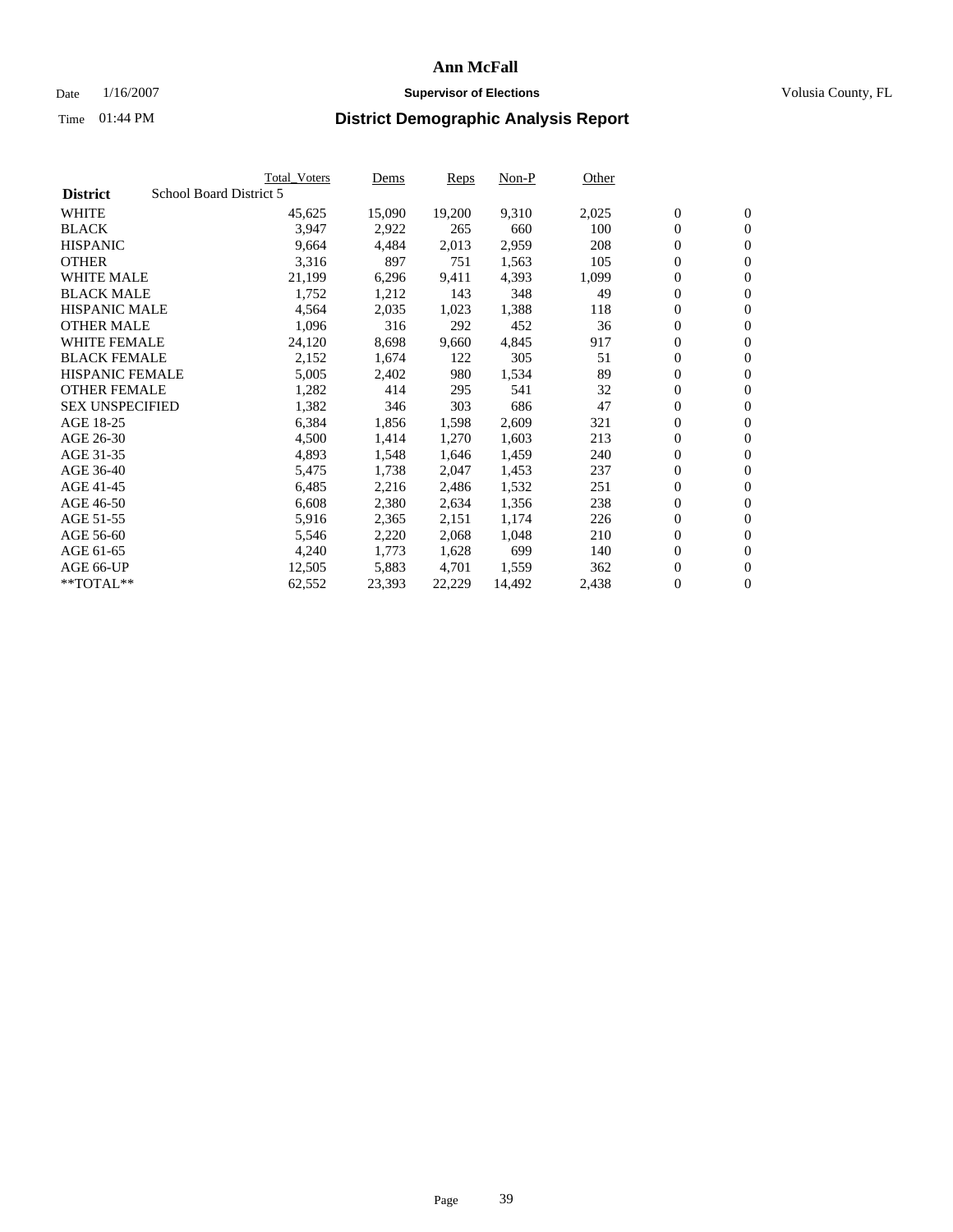# Ann McFall

Date 1/16/2007 **Supervisor of Elections** Volusia County, FL

Time 01:44 PM **District Demographic Analysis Report**

| District | School Board District 5 | Total_Voters | Dems | Reps | Non-P | Other | | |
|---|---|---|---|---|---|---|---|---|
| WHITE | | 45,625 | 15,090 | 19,200 | 9,310 | 2,025 | 0 | 0 |
| BLACK | | 3,947 | 2,922 | 265 | 660 | 100 | 0 | 0 |
| HISPANIC | | 9,664 | 4,484 | 2,013 | 2,959 | 208 | 0 | 0 |
| OTHER | | 3,316 | 897 | 751 | 1,563 | 105 | 0 | 0 |
| WHITE MALE | | 21,199 | 6,296 | 9,411 | 4,393 | 1,099 | 0 | 0 |
| BLACK MALE | | 1,752 | 1,212 | 143 | 348 | 49 | 0 | 0 |
| HISPANIC MALE | | 4,564 | 2,035 | 1,023 | 1,388 | 118 | 0 | 0 |
| OTHER MALE | | 1,096 | 316 | 292 | 452 | 36 | 0 | 0 |
| WHITE FEMALE | | 24,120 | 8,698 | 9,660 | 4,845 | 917 | 0 | 0 |
| BLACK FEMALE | | 2,152 | 1,674 | 122 | 305 | 51 | 0 | 0 |
| HISPANIC FEMALE | | 5,005 | 2,402 | 980 | 1,534 | 89 | 0 | 0 |
| OTHER FEMALE | | 1,282 | 414 | 295 | 541 | 32 | 0 | 0 |
| SEX UNSPECIFIED | | 1,382 | 346 | 303 | 686 | 47 | 0 | 0 |
| AGE 18-25 | | 6,384 | 1,856 | 1,598 | 2,609 | 321 | 0 | 0 |
| AGE 26-30 | | 4,500 | 1,414 | 1,270 | 1,603 | 213 | 0 | 0 |
| AGE 31-35 | | 4,893 | 1,548 | 1,646 | 1,459 | 240 | 0 | 0 |
| AGE 36-40 | | 5,475 | 1,738 | 2,047 | 1,453 | 237 | 0 | 0 |
| AGE 41-45 | | 6,485 | 2,216 | 2,486 | 1,532 | 251 | 0 | 0 |
| AGE 46-50 | | 6,608 | 2,380 | 2,634 | 1,356 | 238 | 0 | 0 |
| AGE 51-55 | | 5,916 | 2,365 | 2,151 | 1,174 | 226 | 0 | 0 |
| AGE 56-60 | | 5,546 | 2,220 | 2,068 | 1,048 | 210 | 0 | 0 |
| AGE 61-65 | | 4,240 | 1,773 | 1,628 | 699 | 140 | 0 | 0 |
| AGE 66-UP | | 12,505 | 5,883 | 4,701 | 1,559 | 362 | 0 | 0 |
| **TOTAL** | | 62,552 | 23,393 | 22,229 | 14,492 | 2,438 | 0 | 0 |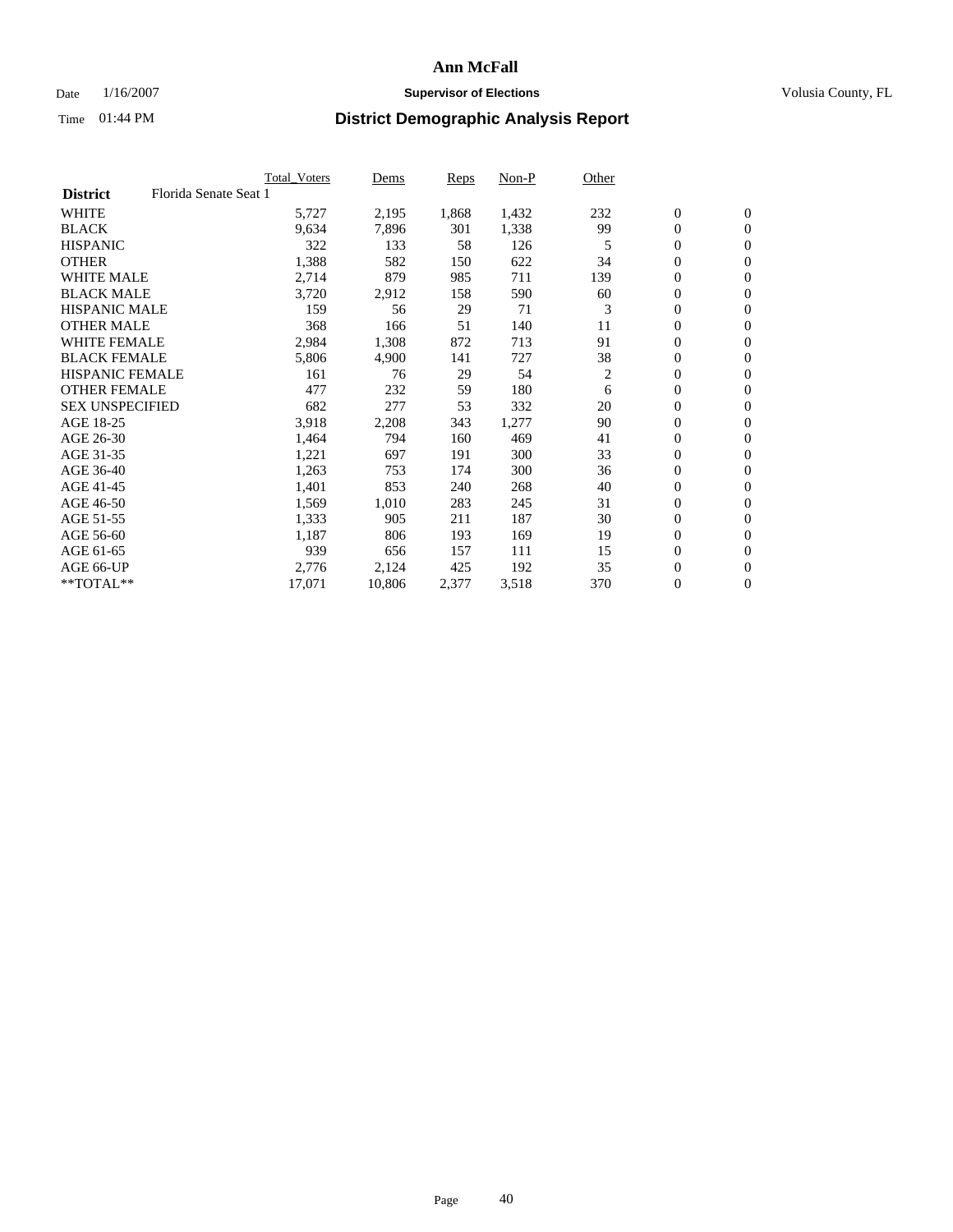# Ann McFall

Date 1/16/2007 **Supervisor of Elections** Volusia County, FL

Time 01:44 PM **District Demographic Analysis Report**

| | Total_Voters | Dems | Reps | Non-P | Other | | |
|---|---|---|---|---|---|---|---|
| **District** Florida Senate Seat 1 | | | | | | | |
| WHITE | 5,727 | 2,195 | 1,868 | 1,432 | 232 | 0 | 0 |
| BLACK | 9,634 | 7,896 | 301 | 1,338 | 99 | 0 | 0 |
| HISPANIC | 322 | 133 | 58 | 126 | 5 | 0 | 0 |
| OTHER | 1,388 | 582 | 150 | 622 | 34 | 0 | 0 |
| WHITE MALE | 2,714 | 879 | 985 | 711 | 139 | 0 | 0 |
| BLACK MALE | 3,720 | 2,912 | 158 | 590 | 60 | 0 | 0 |
| HISPANIC MALE | 159 | 56 | 29 | 71 | 3 | 0 | 0 |
| OTHER MALE | 368 | 166 | 51 | 140 | 11 | 0 | 0 |
| WHITE FEMALE | 2,984 | 1,308 | 872 | 713 | 91 | 0 | 0 |
| BLACK FEMALE | 5,806 | 4,900 | 141 | 727 | 38 | 0 | 0 |
| HISPANIC FEMALE | 161 | 76 | 29 | 54 | 2 | 0 | 0 |
| OTHER FEMALE | 477 | 232 | 59 | 180 | 6 | 0 | 0 |
| SEX UNSPECIFIED | 682 | 277 | 53 | 332 | 20 | 0 | 0 |
| AGE 18-25 | 3,918 | 2,208 | 343 | 1,277 | 90 | 0 | 0 |
| AGE 26-30 | 1,464 | 794 | 160 | 469 | 41 | 0 | 0 |
| AGE 31-35 | 1,221 | 697 | 191 | 300 | 33 | 0 | 0 |
| AGE 36-40 | 1,263 | 753 | 174 | 300 | 36 | 0 | 0 |
| AGE 41-45 | 1,401 | 853 | 240 | 268 | 40 | 0 | 0 |
| AGE 46-50 | 1,569 | 1,010 | 283 | 245 | 31 | 0 | 0 |
| AGE 51-55 | 1,333 | 905 | 211 | 187 | 30 | 0 | 0 |
| AGE 56-60 | 1,187 | 806 | 193 | 169 | 19 | 0 | 0 |
| AGE 61-65 | 939 | 656 | 157 | 111 | 15 | 0 | 0 |
| AGE 66-UP | 2,776 | 2,124 | 425 | 192 | 35 | 0 | 0 |
| **TOTAL** | 17,071 | 10,806 | 2,377 | 3,518 | 370 | 0 | 0 |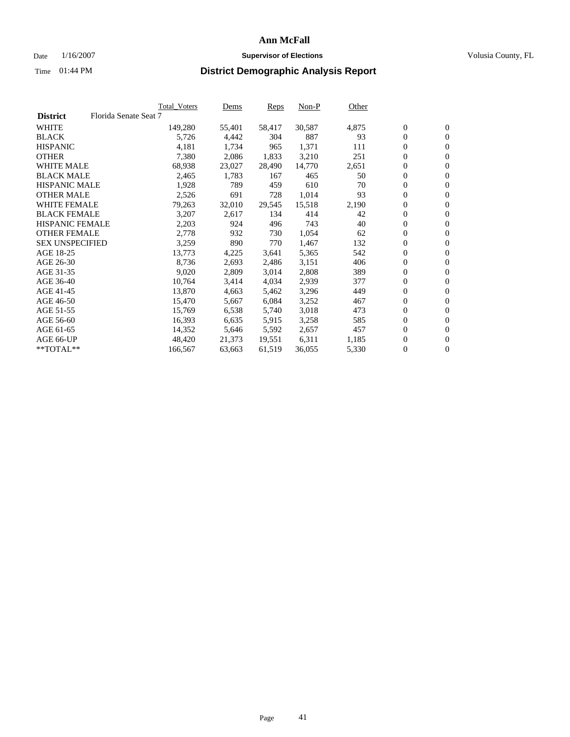# Ann McFall

Date 1/16/2007 **Supervisor of Elections** Volusia County, FL

Time 01:44 PM **District Demographic Analysis Report**

| District | Florida Senate Seat 7 | Total_Voters | Dems | Reps | Non-P | Other | | |
|---|---|---|---|---|---|---|---|---|
| WHITE | | 149,280 | 55,401 | 58,417 | 30,587 | 4,875 | 0 | 0 |
| BLACK | | 5,726 | 4,442 | 304 | 887 | 93 | 0 | 0 |
| HISPANIC | | 4,181 | 1,734 | 965 | 1,371 | 111 | 0 | 0 |
| OTHER | | 7,380 | 2,086 | 1,833 | 3,210 | 251 | 0 | 0 |
| WHITE MALE | | 68,938 | 23,027 | 28,490 | 14,770 | 2,651 | 0 | 0 |
| BLACK MALE | | 2,465 | 1,783 | 167 | 465 | 50 | 0 | 0 |
| HISPANIC MALE | | 1,928 | 789 | 459 | 610 | 70 | 0 | 0 |
| OTHER MALE | | 2,526 | 691 | 728 | 1,014 | 93 | 0 | 0 |
| WHITE FEMALE | | 79,263 | 32,010 | 29,545 | 15,518 | 2,190 | 0 | 0 |
| BLACK FEMALE | | 3,207 | 2,617 | 134 | 414 | 42 | 0 | 0 |
| HISPANIC FEMALE | | 2,203 | 924 | 496 | 743 | 40 | 0 | 0 |
| OTHER FEMALE | | 2,778 | 932 | 730 | 1,054 | 62 | 0 | 0 |
| SEX UNSPECIFIED | | 3,259 | 890 | 770 | 1,467 | 132 | 0 | 0 |
| AGE 18-25 | | 13,773 | 4,225 | 3,641 | 5,365 | 542 | 0 | 0 |
| AGE 26-30 | | 8,736 | 2,693 | 2,486 | 3,151 | 406 | 0 | 0 |
| AGE 31-35 | | 9,020 | 2,809 | 3,014 | 2,808 | 389 | 0 | 0 |
| AGE 36-40 | | 10,764 | 3,414 | 4,034 | 2,939 | 377 | 0 | 0 |
| AGE 41-45 | | 13,870 | 4,663 | 5,462 | 3,296 | 449 | 0 | 0 |
| AGE 46-50 | | 15,470 | 5,667 | 6,084 | 3,252 | 467 | 0 | 0 |
| AGE 51-55 | | 15,769 | 6,538 | 5,740 | 3,018 | 473 | 0 | 0 |
| AGE 56-60 | | 16,393 | 6,635 | 5,915 | 3,258 | 585 | 0 | 0 |
| AGE 61-65 | | 14,352 | 5,646 | 5,592 | 2,657 | 457 | 0 | 0 |
| AGE 66-UP | | 48,420 | 21,373 | 19,551 | 6,311 | 1,185 | 0 | 0 |
| **TOTAL** | | 166,567 | 63,663 | 61,519 | 36,055 | 5,330 | 0 | 0 |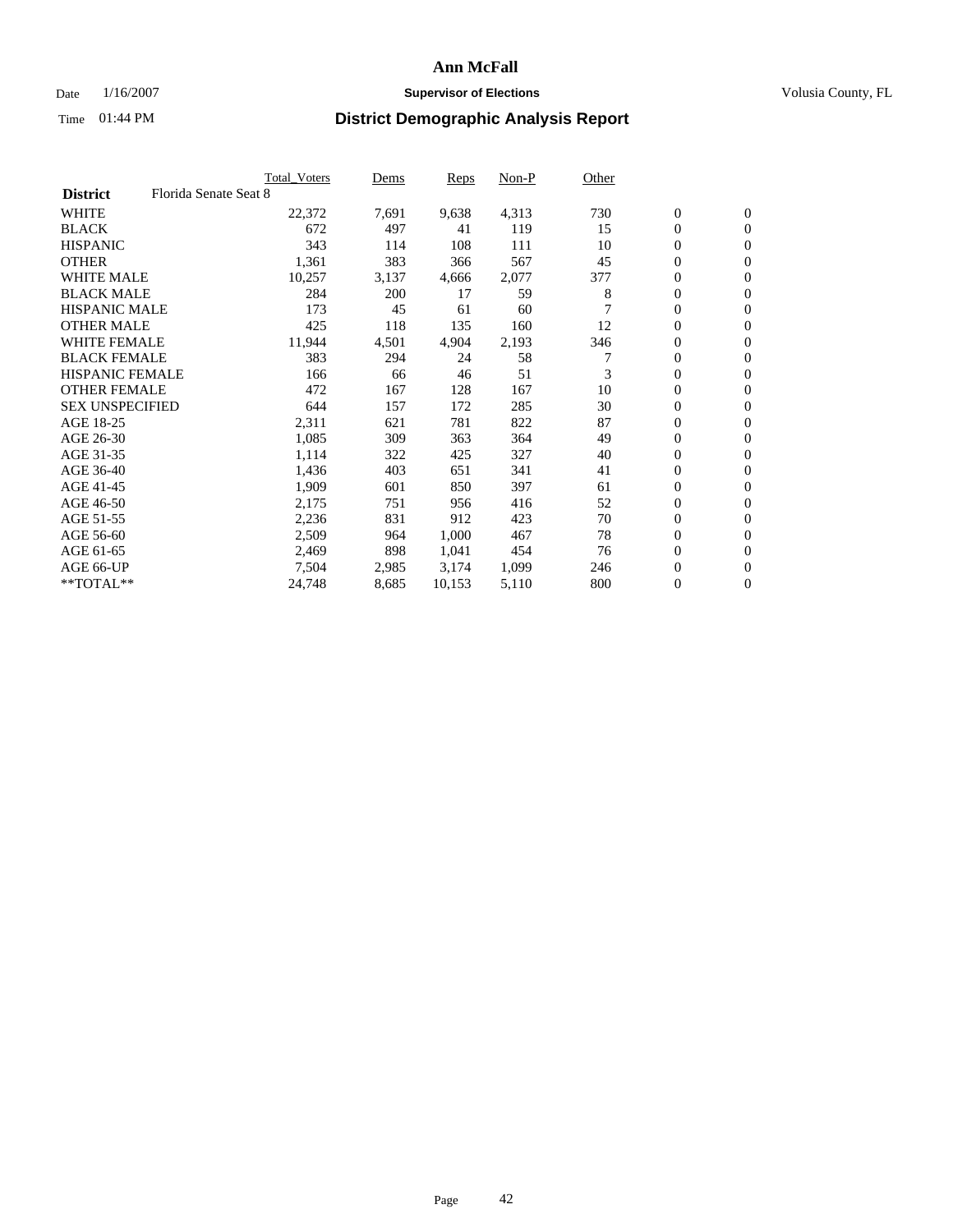# Ann McFall

Date 1/16/2007 **Supervisor of Elections** Volusia County, FL

Time 01:44 PM **District Demographic Analysis Report**

| | Total_Voters | Dems | Reps | Non-P | Other | | |
|---|---|---|---|---|---|---|---|
| **District** Florida Senate Seat 8 | | | | | | | |
| WHITE | 22,372 | 7,691 | 9,638 | 4,313 | 730 | 0 | 0 |
| BLACK | 672 | 497 | 41 | 119 | 15 | 0 | 0 |
| HISPANIC | 343 | 114 | 108 | 111 | 10 | 0 | 0 |
| OTHER | 1,361 | 383 | 366 | 567 | 45 | 0 | 0 |
| WHITE MALE | 10,257 | 3,137 | 4,666 | 2,077 | 377 | 0 | 0 |
| BLACK MALE | 284 | 200 | 17 | 59 | 8 | 0 | 0 |
| HISPANIC MALE | 173 | 45 | 61 | 60 | 7 | 0 | 0 |
| OTHER MALE | 425 | 118 | 135 | 160 | 12 | 0 | 0 |
| WHITE FEMALE | 11,944 | 4,501 | 4,904 | 2,193 | 346 | 0 | 0 |
| BLACK FEMALE | 383 | 294 | 24 | 58 | 7 | 0 | 0 |
| HISPANIC FEMALE | 166 | 66 | 46 | 51 | 3 | 0 | 0 |
| OTHER FEMALE | 472 | 167 | 128 | 167 | 10 | 0 | 0 |
| SEX UNSPECIFIED | 644 | 157 | 172 | 285 | 30 | 0 | 0 |
| AGE 18-25 | 2,311 | 621 | 781 | 822 | 87 | 0 | 0 |
| AGE 26-30 | 1,085 | 309 | 363 | 364 | 49 | 0 | 0 |
| AGE 31-35 | 1,114 | 322 | 425 | 327 | 40 | 0 | 0 |
| AGE 36-40 | 1,436 | 403 | 651 | 341 | 41 | 0 | 0 |
| AGE 41-45 | 1,909 | 601 | 850 | 397 | 61 | 0 | 0 |
| AGE 46-50 | 2,175 | 751 | 956 | 416 | 52 | 0 | 0 |
| AGE 51-55 | 2,236 | 831 | 912 | 423 | 70 | 0 | 0 |
| AGE 56-60 | 2,509 | 964 | 1,000 | 467 | 78 | 0 | 0 |
| AGE 61-65 | 2,469 | 898 | 1,041 | 454 | 76 | 0 | 0 |
| AGE 66-UP | 7,504 | 2,985 | 3,174 | 1,099 | 246 | 0 | 0 |
| **TOTAL** | 24,748 | 8,685 | 10,153 | 5,110 | 800 | 0 | 0 |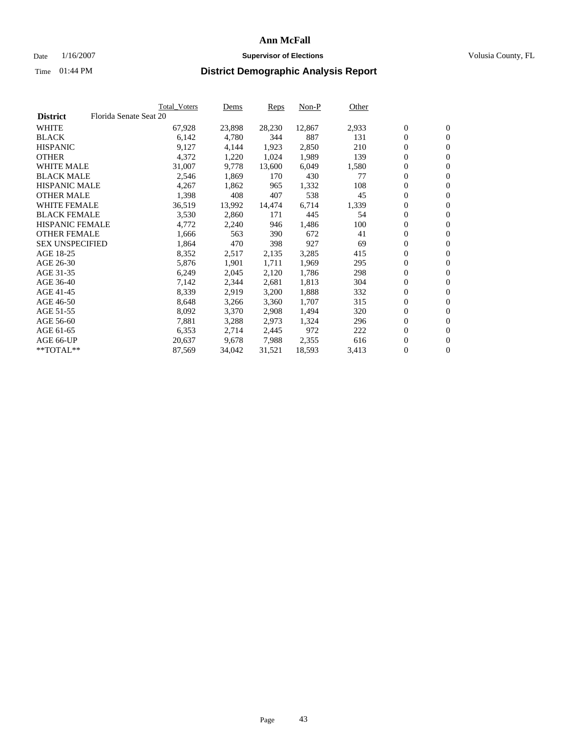# Ann McFall

Date 1/16/2007 **Supervisor of Elections** Volusia County, FL

Time 01:44 PM **District Demographic Analysis Report**

| | Total_Voters | Dems | Reps | Non-P | Other | | |
|---|---|---|---|---|---|---|---|
| **District** Florida Senate Seat 20 | | | | | | | |
| WHITE | 67,928 | 23,898 | 28,230 | 12,867 | 2,933 | 0 | 0 |
| BLACK | 6,142 | 4,780 | 344 | 887 | 131 | 0 | 0 |
| HISPANIC | 9,127 | 4,144 | 1,923 | 2,850 | 210 | 0 | 0 |
| OTHER | 4,372 | 1,220 | 1,024 | 1,989 | 139 | 0 | 0 |
| WHITE MALE | 31,007 | 9,778 | 13,600 | 6,049 | 1,580 | 0 | 0 |
| BLACK MALE | 2,546 | 1,869 | 170 | 430 | 77 | 0 | 0 |
| HISPANIC MALE | 4,267 | 1,862 | 965 | 1,332 | 108 | 0 | 0 |
| OTHER MALE | 1,398 | 408 | 407 | 538 | 45 | 0 | 0 |
| WHITE FEMALE | 36,519 | 13,992 | 14,474 | 6,714 | 1,339 | 0 | 0 |
| BLACK FEMALE | 3,530 | 2,860 | 171 | 445 | 54 | 0 | 0 |
| HISPANIC FEMALE | 4,772 | 2,240 | 946 | 1,486 | 100 | 0 | 0 |
| OTHER FEMALE | 1,666 | 563 | 390 | 672 | 41 | 0 | 0 |
| SEX UNSPECIFIED | 1,864 | 470 | 398 | 927 | 69 | 0 | 0 |
| AGE 18-25 | 8,352 | 2,517 | 2,135 | 3,285 | 415 | 0 | 0 |
| AGE 26-30 | 5,876 | 1,901 | 1,711 | 1,969 | 295 | 0 | 0 |
| AGE 31-35 | 6,249 | 2,045 | 2,120 | 1,786 | 298 | 0 | 0 |
| AGE 36-40 | 7,142 | 2,344 | 2,681 | 1,813 | 304 | 0 | 0 |
| AGE 41-45 | 8,339 | 2,919 | 3,200 | 1,888 | 332 | 0 | 0 |
| AGE 46-50 | 8,648 | 3,266 | 3,360 | 1,707 | 315 | 0 | 0 |
| AGE 51-55 | 8,092 | 3,370 | 2,908 | 1,494 | 320 | 0 | 0 |
| AGE 56-60 | 7,881 | 3,288 | 2,973 | 1,324 | 296 | 0 | 0 |
| AGE 61-65 | 6,353 | 2,714 | 2,445 | 972 | 222 | 0 | 0 |
| AGE 66-UP | 20,637 | 9,678 | 7,988 | 2,355 | 616 | 0 | 0 |
| **TOTAL** | 87,569 | 34,042 | 31,521 | 18,593 | 3,413 | 0 | 0 |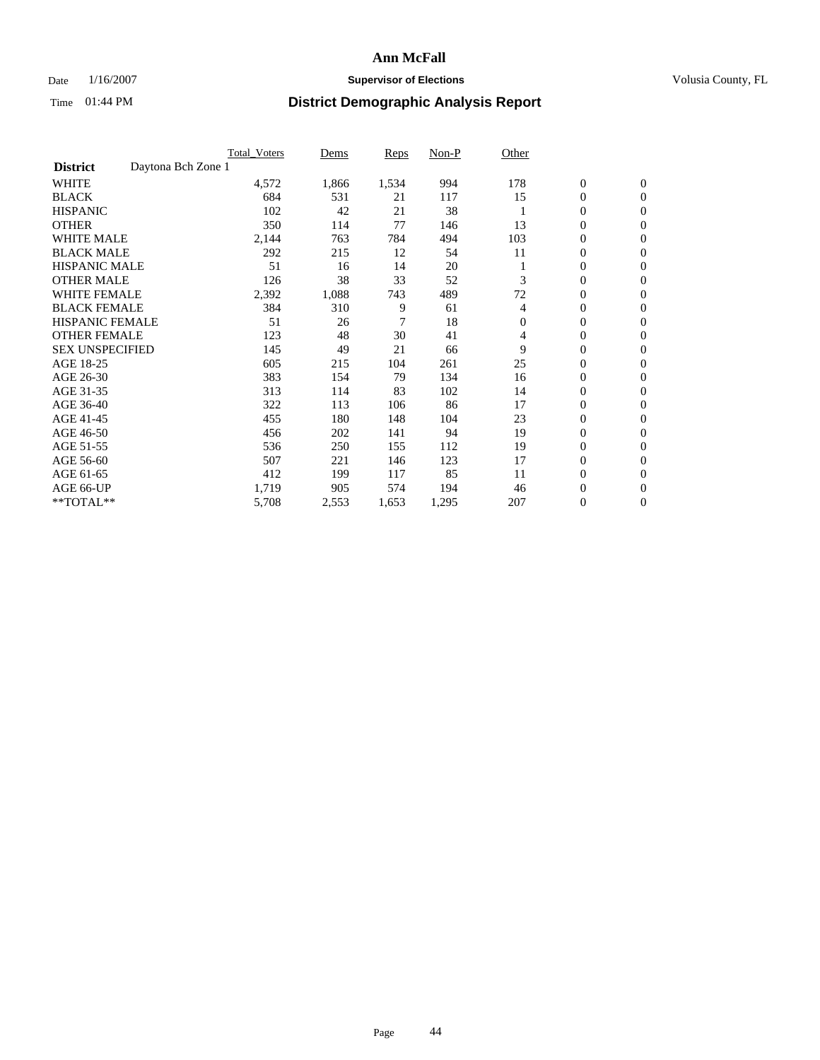# Ann McFall

Date 1/16/2007 **Supervisor of Elections** Volusia County, FL

Time 01:44 PM **District Demographic Analysis Report**

| | Total_Voters | Dems | Reps | Non-P | Other | | |
|---|---|---|---|---|---|---|---|
| **District** Daytona Bch Zone 1 | | | | | | | |
| WHITE | 4,572 | 1,866 | 1,534 | 994 | 178 | 0 | 0 |
| BLACK | 684 | 531 | 21 | 117 | 15 | 0 | 0 |
| HISPANIC | 102 | 42 | 21 | 38 | 1 | 0 | 0 |
| OTHER | 350 | 114 | 77 | 146 | 13 | 0 | 0 |
| WHITE MALE | 2,144 | 763 | 784 | 494 | 103 | 0 | 0 |
| BLACK MALE | 292 | 215 | 12 | 54 | 11 | 0 | 0 |
| HISPANIC MALE | 51 | 16 | 14 | 20 | 1 | 0 | 0 |
| OTHER MALE | 126 | 38 | 33 | 52 | 3 | 0 | 0 |
| WHITE FEMALE | 2,392 | 1,088 | 743 | 489 | 72 | 0 | 0 |
| BLACK FEMALE | 384 | 310 | 9 | 61 | 4 | 0 | 0 |
| HISPANIC FEMALE | 51 | 26 | 7 | 18 | 0 | 0 | 0 |
| OTHER FEMALE | 123 | 48 | 30 | 41 | 4 | 0 | 0 |
| SEX UNSPECIFIED | 145 | 49 | 21 | 66 | 9 | 0 | 0 |
| AGE 18-25 | 605 | 215 | 104 | 261 | 25 | 0 | 0 |
| AGE 26-30 | 383 | 154 | 79 | 134 | 16 | 0 | 0 |
| AGE 31-35 | 313 | 114 | 83 | 102 | 14 | 0 | 0 |
| AGE 36-40 | 322 | 113 | 106 | 86 | 17 | 0 | 0 |
| AGE 41-45 | 455 | 180 | 148 | 104 | 23 | 0 | 0 |
| AGE 46-50 | 456 | 202 | 141 | 94 | 19 | 0 | 0 |
| AGE 51-55 | 536 | 250 | 155 | 112 | 19 | 0 | 0 |
| AGE 56-60 | 507 | 221 | 146 | 123 | 17 | 0 | 0 |
| AGE 61-65 | 412 | 199 | 117 | 85 | 11 | 0 | 0 |
| AGE 66-UP | 1,719 | 905 | 574 | 194 | 46 | 0 | 0 |
| **TOTAL** | 5,708 | 2,553 | 1,653 | 1,295 | 207 | 0 | 0 |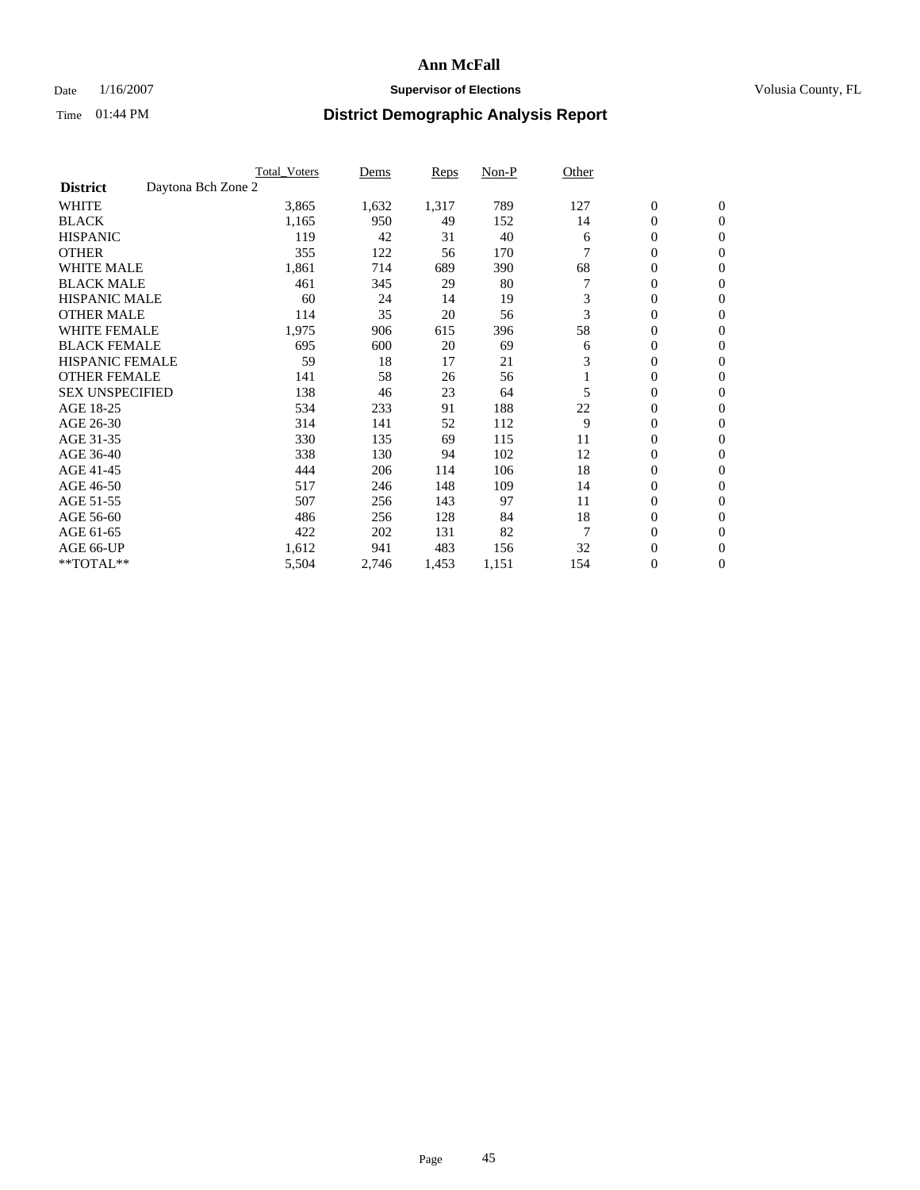# Ann McFall

Date 1/16/2007 **Supervisor of Elections** Volusia County, FL

Time 01:44 PM **District Demographic Analysis Report**

| | Total_Voters | Dems | Reps | Non-P | Other | | |
|---|---|---|---|---|---|---|---|
| **District** Daytona Bch Zone 2 | | | | | | | |
| WHITE | 3,865 | 1,632 | 1,317 | 789 | 127 | 0 | 0 |
| BLACK | 1,165 | 950 | 49 | 152 | 14 | 0 | 0 |
| HISPANIC | 119 | 42 | 31 | 40 | 6 | 0 | 0 |
| OTHER | 355 | 122 | 56 | 170 | 7 | 0 | 0 |
| WHITE MALE | 1,861 | 714 | 689 | 390 | 68 | 0 | 0 |
| BLACK MALE | 461 | 345 | 29 | 80 | 7 | 0 | 0 |
| HISPANIC MALE | 60 | 24 | 14 | 19 | 3 | 0 | 0 |
| OTHER MALE | 114 | 35 | 20 | 56 | 3 | 0 | 0 |
| WHITE FEMALE | 1,975 | 906 | 615 | 396 | 58 | 0 | 0 |
| BLACK FEMALE | 695 | 600 | 20 | 69 | 6 | 0 | 0 |
| HISPANIC FEMALE | 59 | 18 | 17 | 21 | 3 | 0 | 0 |
| OTHER FEMALE | 141 | 58 | 26 | 56 | 1 | 0 | 0 |
| SEX UNSPECIFIED | 138 | 46 | 23 | 64 | 5 | 0 | 0 |
| AGE 18-25 | 534 | 233 | 91 | 188 | 22 | 0 | 0 |
| AGE 26-30 | 314 | 141 | 52 | 112 | 9 | 0 | 0 |
| AGE 31-35 | 330 | 135 | 69 | 115 | 11 | 0 | 0 |
| AGE 36-40 | 338 | 130 | 94 | 102 | 12 | 0 | 0 |
| AGE 41-45 | 444 | 206 | 114 | 106 | 18 | 0 | 0 |
| AGE 46-50 | 517 | 246 | 148 | 109 | 14 | 0 | 0 |
| AGE 51-55 | 507 | 256 | 143 | 97 | 11 | 0 | 0 |
| AGE 56-60 | 486 | 256 | 128 | 84 | 18 | 0 | 0 |
| AGE 61-65 | 422 | 202 | 131 | 82 | 7 | 0 | 0 |
| AGE 66-UP | 1,612 | 941 | 483 | 156 | 32 | 0 | 0 |
| **TOTAL** | 5,504 | 2,746 | 1,453 | 1,151 | 154 | 0 | 0 |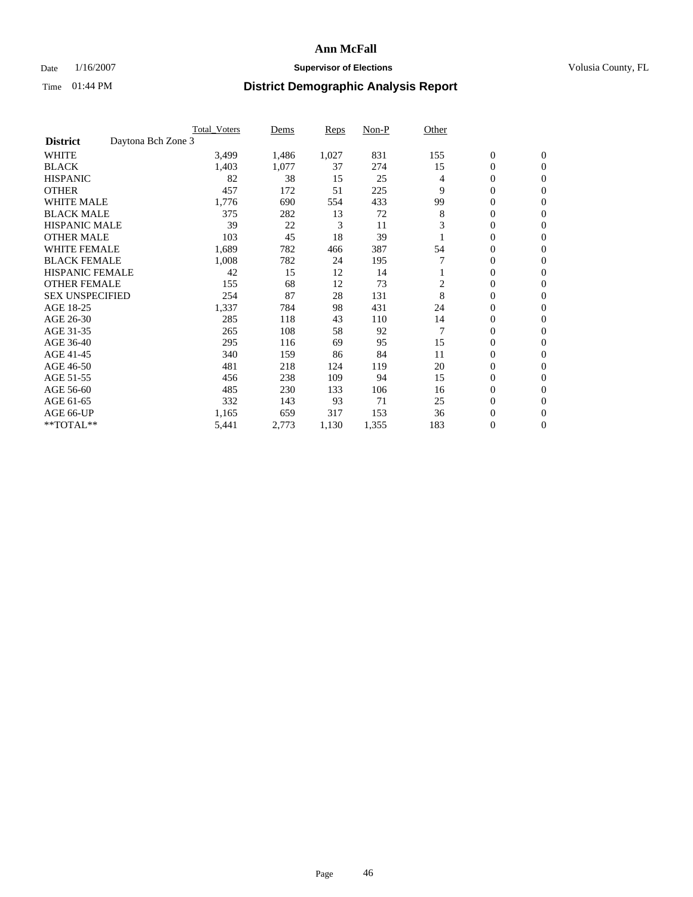# Ann McFall

Date 1/16/2007 **Supervisor of Elections** Volusia County, FL

Time 01:44 PM **District Demographic Analysis Report**

| | Total_Voters | Dems | Reps | Non-P | Other | | |
|---|---|---|---|---|---|---|---|
| **District** Daytona Bch Zone 3 | | | | | | | |
| WHITE | 3,499 | 1,486 | 1,027 | 831 | 155 | 0 | 0 |
| BLACK | 1,403 | 1,077 | 37 | 274 | 15 | 0 | 0 |
| HISPANIC | 82 | 38 | 15 | 25 | 4 | 0 | 0 |
| OTHER | 457 | 172 | 51 | 225 | 9 | 0 | 0 |
| WHITE MALE | 1,776 | 690 | 554 | 433 | 99 | 0 | 0 |
| BLACK MALE | 375 | 282 | 13 | 72 | 8 | 0 | 0 |
| HISPANIC MALE | 39 | 22 | 3 | 11 | 3 | 0 | 0 |
| OTHER MALE | 103 | 45 | 18 | 39 | 1 | 0 | 0 |
| WHITE FEMALE | 1,689 | 782 | 466 | 387 | 54 | 0 | 0 |
| BLACK FEMALE | 1,008 | 782 | 24 | 195 | 7 | 0 | 0 |
| HISPANIC FEMALE | 42 | 15 | 12 | 14 | 1 | 0 | 0 |
| OTHER FEMALE | 155 | 68 | 12 | 73 | 2 | 0 | 0 |
| SEX UNSPECIFIED | 254 | 87 | 28 | 131 | 8 | 0 | 0 |
| AGE 18-25 | 1,337 | 784 | 98 | 431 | 24 | 0 | 0 |
| AGE 26-30 | 285 | 118 | 43 | 110 | 14 | 0 | 0 |
| AGE 31-35 | 265 | 108 | 58 | 92 | 7 | 0 | 0 |
| AGE 36-40 | 295 | 116 | 69 | 95 | 15 | 0 | 0 |
| AGE 41-45 | 340 | 159 | 86 | 84 | 11 | 0 | 0 |
| AGE 46-50 | 481 | 218 | 124 | 119 | 20 | 0 | 0 |
| AGE 51-55 | 456 | 238 | 109 | 94 | 15 | 0 | 0 |
| AGE 56-60 | 485 | 230 | 133 | 106 | 16 | 0 | 0 |
| AGE 61-65 | 332 | 143 | 93 | 71 | 25 | 0 | 0 |
| AGE 66-UP | 1,165 | 659 | 317 | 153 | 36 | 0 | 0 |
| **TOTAL** | 5,441 | 2,773 | 1,130 | 1,355 | 183 | 0 | 0 |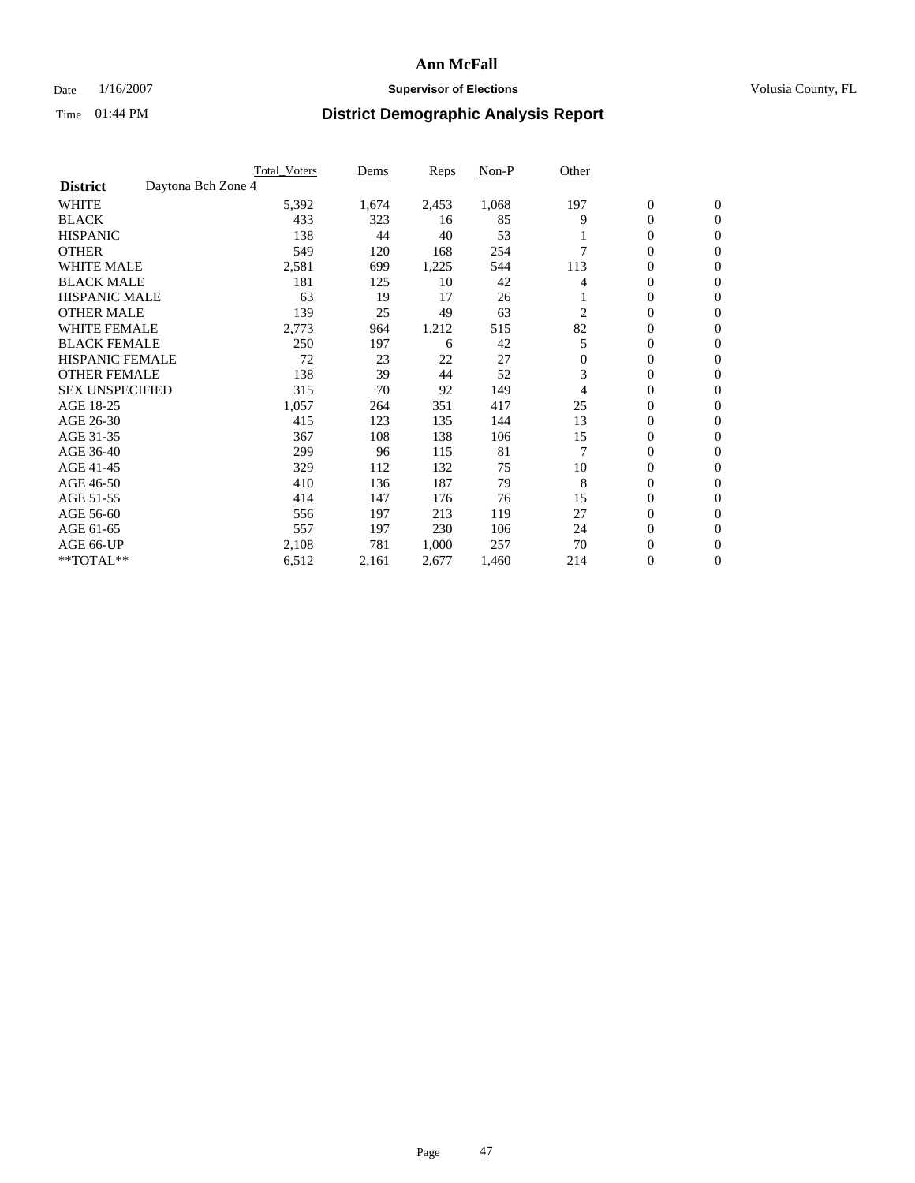# Ann McFall

Date 1/16/2007 **Supervisor of Elections** Volusia County, FL

Time 01:44 PM **District Demographic Analysis Report**

| | Total_Voters | Dems | Reps | Non-P | Other | | |
|---|---|---|---|---|---|---|---|
| **District** Daytona Bch Zone 4 | | | | | | | |
| WHITE | 5,392 | 1,674 | 2,453 | 1,068 | 197 | 0 | 0 |
| BLACK | 433 | 323 | 16 | 85 | 9 | 0 | 0 |
| HISPANIC | 138 | 44 | 40 | 53 | 1 | 0 | 0 |
| OTHER | 549 | 120 | 168 | 254 | 7 | 0 | 0 |
| WHITE MALE | 2,581 | 699 | 1,225 | 544 | 113 | 0 | 0 |
| BLACK MALE | 181 | 125 | 10 | 42 | 4 | 0 | 0 |
| HISPANIC MALE | 63 | 19 | 17 | 26 | 1 | 0 | 0 |
| OTHER MALE | 139 | 25 | 49 | 63 | 2 | 0 | 0 |
| WHITE FEMALE | 2,773 | 964 | 1,212 | 515 | 82 | 0 | 0 |
| BLACK FEMALE | 250 | 197 | 6 | 42 | 5 | 0 | 0 |
| HISPANIC FEMALE | 72 | 23 | 22 | 27 | 0 | 0 | 0 |
| OTHER FEMALE | 138 | 39 | 44 | 52 | 3 | 0 | 0 |
| SEX UNSPECIFIED | 315 | 70 | 92 | 149 | 4 | 0 | 0 |
| AGE 18-25 | 1,057 | 264 | 351 | 417 | 25 | 0 | 0 |
| AGE 26-30 | 415 | 123 | 135 | 144 | 13 | 0 | 0 |
| AGE 31-35 | 367 | 108 | 138 | 106 | 15 | 0 | 0 |
| AGE 36-40 | 299 | 96 | 115 | 81 | 7 | 0 | 0 |
| AGE 41-45 | 329 | 112 | 132 | 75 | 10 | 0 | 0 |
| AGE 46-50 | 410 | 136 | 187 | 79 | 8 | 0 | 0 |
| AGE 51-55 | 414 | 147 | 176 | 76 | 15 | 0 | 0 |
| AGE 56-60 | 556 | 197 | 213 | 119 | 27 | 0 | 0 |
| AGE 61-65 | 557 | 197 | 230 | 106 | 24 | 0 | 0 |
| AGE 66-UP | 2,108 | 781 | 1,000 | 257 | 70 | 0 | 0 |
| **TOTAL** | 6,512 | 2,161 | 2,677 | 1,460 | 214 | 0 | 0 |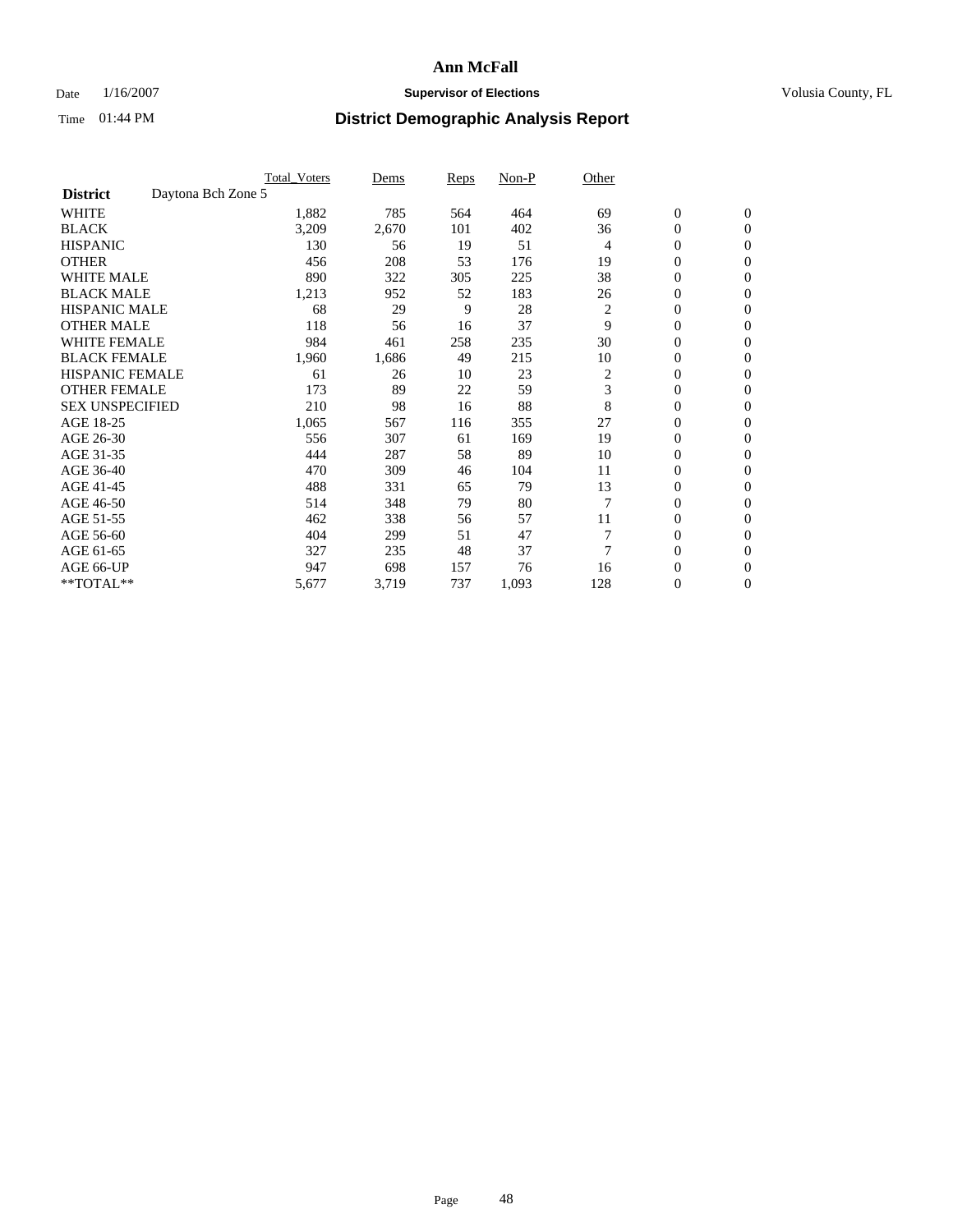# Ann McFall

Date 1/16/2007 **Supervisor of Elections** Volusia County, FL

Time 01:44 PM **District Demographic Analysis Report**

| | Total_Voters | Dems | Reps | Non-P | Other | | |
|---|---|---|---|---|---|---|---|
| **District** Daytona Bch Zone 5 | | | | | | | |
| WHITE | 1,882 | 785 | 564 | 464 | 69 | 0 | 0 |
| BLACK | 3,209 | 2,670 | 101 | 402 | 36 | 0 | 0 |
| HISPANIC | 130 | 56 | 19 | 51 | 4 | 0 | 0 |
| OTHER | 456 | 208 | 53 | 176 | 19 | 0 | 0 |
| WHITE MALE | 890 | 322 | 305 | 225 | 38 | 0 | 0 |
| BLACK MALE | 1,213 | 952 | 52 | 183 | 26 | 0 | 0 |
| HISPANIC MALE | 68 | 29 | 9 | 28 | 2 | 0 | 0 |
| OTHER MALE | 118 | 56 | 16 | 37 | 9 | 0 | 0 |
| WHITE FEMALE | 984 | 461 | 258 | 235 | 30 | 0 | 0 |
| BLACK FEMALE | 1,960 | 1,686 | 49 | 215 | 10 | 0 | 0 |
| HISPANIC FEMALE | 61 | 26 | 10 | 23 | 2 | 0 | 0 |
| OTHER FEMALE | 173 | 89 | 22 | 59 | 3 | 0 | 0 |
| SEX UNSPECIFIED | 210 | 98 | 16 | 88 | 8 | 0 | 0 |
| AGE 18-25 | 1,065 | 567 | 116 | 355 | 27 | 0 | 0 |
| AGE 26-30 | 556 | 307 | 61 | 169 | 19 | 0 | 0 |
| AGE 31-35 | 444 | 287 | 58 | 89 | 10 | 0 | 0 |
| AGE 36-40 | 470 | 309 | 46 | 104 | 11 | 0 | 0 |
| AGE 41-45 | 488 | 331 | 65 | 79 | 13 | 0 | 0 |
| AGE 46-50 | 514 | 348 | 79 | 80 | 7 | 0 | 0 |
| AGE 51-55 | 462 | 338 | 56 | 57 | 11 | 0 | 0 |
| AGE 56-60 | 404 | 299 | 51 | 47 | 7 | 0 | 0 |
| AGE 61-65 | 327 | 235 | 48 | 37 | 7 | 0 | 0 |
| AGE 66-UP | 947 | 698 | 157 | 76 | 16 | 0 | 0 |
| **TOTAL** | 5,677 | 3,719 | 737 | 1,093 | 128 | 0 | 0 |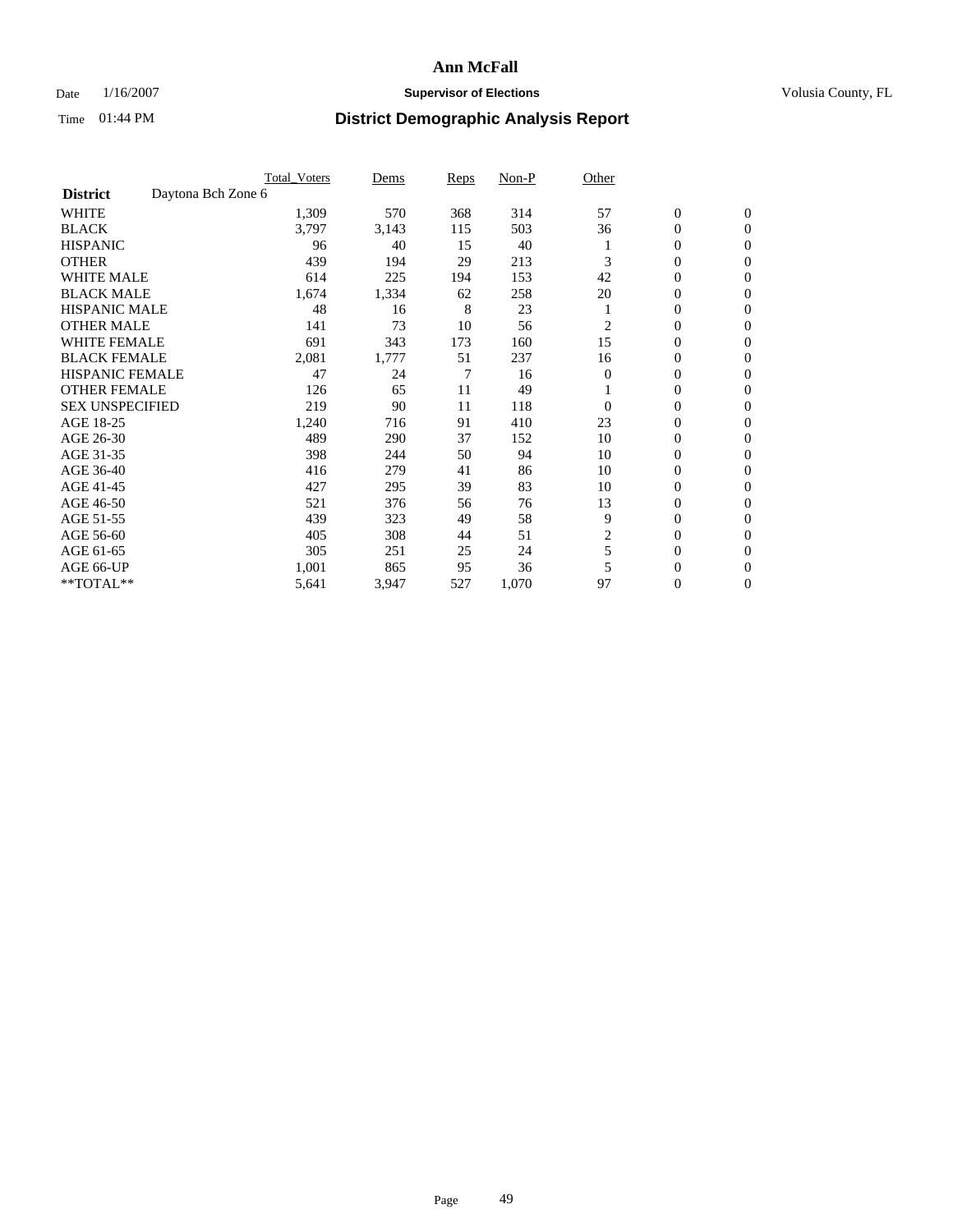# Ann McFall

Date 1/16/2007 **Supervisor of Elections** Volusia County, FL

Time 01:44 PM **District Demographic Analysis Report**

| | Total_Voters | Dems | Reps | Non-P | Other | | |
|---|---|---|---|---|---|---|---|
| **District** Daytona Bch Zone 6 | | | | | | | |
| WHITE | 1,309 | 570 | 368 | 314 | 57 | 0 | 0 |
| BLACK | 3,797 | 3,143 | 115 | 503 | 36 | 0 | 0 |
| HISPANIC | 96 | 40 | 15 | 40 | 1 | 0 | 0 |
| OTHER | 439 | 194 | 29 | 213 | 3 | 0 | 0 |
| WHITE MALE | 614 | 225 | 194 | 153 | 42 | 0 | 0 |
| BLACK MALE | 1,674 | 1,334 | 62 | 258 | 20 | 0 | 0 |
| HISPANIC MALE | 48 | 16 | 8 | 23 | 1 | 0 | 0 |
| OTHER MALE | 141 | 73 | 10 | 56 | 2 | 0 | 0 |
| WHITE FEMALE | 691 | 343 | 173 | 160 | 15 | 0 | 0 |
| BLACK FEMALE | 2,081 | 1,777 | 51 | 237 | 16 | 0 | 0 |
| HISPANIC FEMALE | 47 | 24 | 7 | 16 | 0 | 0 | 0 |
| OTHER FEMALE | 126 | 65 | 11 | 49 | 1 | 0 | 0 |
| SEX UNSPECIFIED | 219 | 90 | 11 | 118 | 0 | 0 | 0 |
| AGE 18-25 | 1,240 | 716 | 91 | 410 | 23 | 0 | 0 |
| AGE 26-30 | 489 | 290 | 37 | 152 | 10 | 0 | 0 |
| AGE 31-35 | 398 | 244 | 50 | 94 | 10 | 0 | 0 |
| AGE 36-40 | 416 | 279 | 41 | 86 | 10 | 0 | 0 |
| AGE 41-45 | 427 | 295 | 39 | 83 | 10 | 0 | 0 |
| AGE 46-50 | 521 | 376 | 56 | 76 | 13 | 0 | 0 |
| AGE 51-55 | 439 | 323 | 49 | 58 | 9 | 0 | 0 |
| AGE 56-60 | 405 | 308 | 44 | 51 | 2 | 0 | 0 |
| AGE 61-65 | 305 | 251 | 25 | 24 | 5 | 0 | 0 |
| AGE 66-UP | 1,001 | 865 | 95 | 36 | 5 | 0 | 0 |
| **TOTAL** | 5,641 | 3,947 | 527 | 1,070 | 97 | 0 | 0 |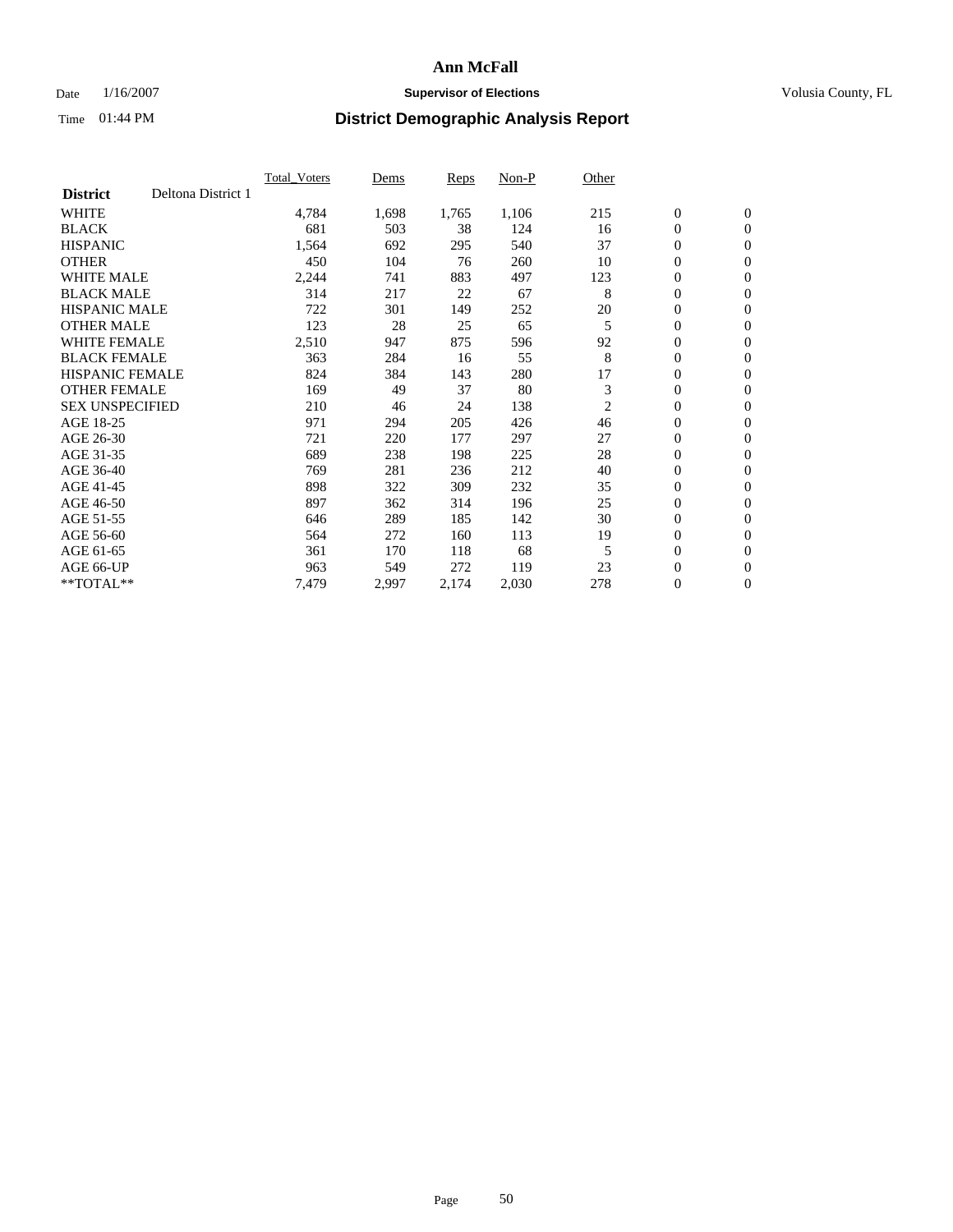# Ann McFall

Date 1/16/2007 **Supervisor of Elections** Volusia County, FL

Time 01:44 PM **District Demographic Analysis Report**

| District | Deltona District 1 | Total_Voters | Dems | Reps | Non-P | Other | | |
|---|---|---|---|---|---|---|---|---|
| WHITE | | 4,784 | 1,698 | 1,765 | 1,106 | 215 | 0 | 0 |
| BLACK | | 681 | 503 | 38 | 124 | 16 | 0 | 0 |
| HISPANIC | | 1,564 | 692 | 295 | 540 | 37 | 0 | 0 |
| OTHER | | 450 | 104 | 76 | 260 | 10 | 0 | 0 |
| WHITE MALE | | 2,244 | 741 | 883 | 497 | 123 | 0 | 0 |
| BLACK MALE | | 314 | 217 | 22 | 67 | 8 | 0 | 0 |
| HISPANIC MALE | | 722 | 301 | 149 | 252 | 20 | 0 | 0 |
| OTHER MALE | | 123 | 28 | 25 | 65 | 5 | 0 | 0 |
| WHITE FEMALE | | 2,510 | 947 | 875 | 596 | 92 | 0 | 0 |
| BLACK FEMALE | | 363 | 284 | 16 | 55 | 8 | 0 | 0 |
| HISPANIC FEMALE | | 824 | 384 | 143 | 280 | 17 | 0 | 0 |
| OTHER FEMALE | | 169 | 49 | 37 | 80 | 3 | 0 | 0 |
| SEX UNSPECIFIED | | 210 | 46 | 24 | 138 | 2 | 0 | 0 |
| AGE 18-25 | | 971 | 294 | 205 | 426 | 46 | 0 | 0 |
| AGE 26-30 | | 721 | 220 | 177 | 297 | 27 | 0 | 0 |
| AGE 31-35 | | 689 | 238 | 198 | 225 | 28 | 0 | 0 |
| AGE 36-40 | | 769 | 281 | 236 | 212 | 40 | 0 | 0 |
| AGE 41-45 | | 898 | 322 | 309 | 232 | 35 | 0 | 0 |
| AGE 46-50 | | 897 | 362 | 314 | 196 | 25 | 0 | 0 |
| AGE 51-55 | | 646 | 289 | 185 | 142 | 30 | 0 | 0 |
| AGE 56-60 | | 564 | 272 | 160 | 113 | 19 | 0 | 0 |
| AGE 61-65 | | 361 | 170 | 118 | 68 | 5 | 0 | 0 |
| AGE 66-UP | | 963 | 549 | 272 | 119 | 23 | 0 | 0 |
| **TOTAL** | | 7,479 | 2,997 | 2,174 | 2,030 | 278 | 0 | 0 |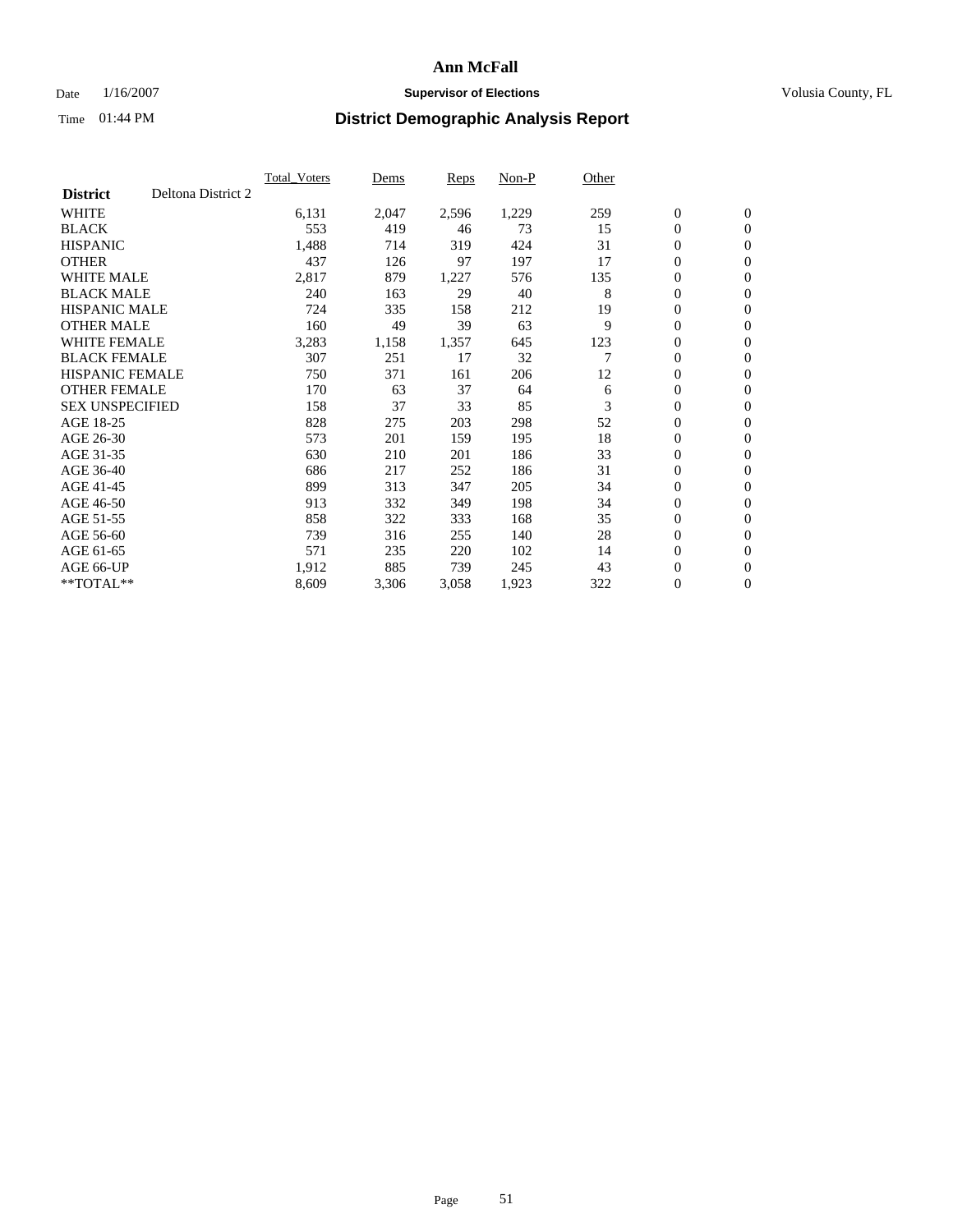# Ann McFall

Date 1/16/2007 **Supervisor of Elections** Volusia County, FL

Time 01:44 PM **District Demographic Analysis Report**

| | Total_Voters | Dems | Reps | Non-P | Other | | |
|---|---|---|---|---|---|---|---|
| **District** Deltona District 2 | | | | | | | |
| WHITE | 6,131 | 2,047 | 2,596 | 1,229 | 259 | 0 | 0 |
| BLACK | 553 | 419 | 46 | 73 | 15 | 0 | 0 |
| HISPANIC | 1,488 | 714 | 319 | 424 | 31 | 0 | 0 |
| OTHER | 437 | 126 | 97 | 197 | 17 | 0 | 0 |
| WHITE MALE | 2,817 | 879 | 1,227 | 576 | 135 | 0 | 0 |
| BLACK MALE | 240 | 163 | 29 | 40 | 8 | 0 | 0 |
| HISPANIC MALE | 724 | 335 | 158 | 212 | 19 | 0 | 0 |
| OTHER MALE | 160 | 49 | 39 | 63 | 9 | 0 | 0 |
| WHITE FEMALE | 3,283 | 1,158 | 1,357 | 645 | 123 | 0 | 0 |
| BLACK FEMALE | 307 | 251 | 17 | 32 | 7 | 0 | 0 |
| HISPANIC FEMALE | 750 | 371 | 161 | 206 | 12 | 0 | 0 |
| OTHER FEMALE | 170 | 63 | 37 | 64 | 6 | 0 | 0 |
| SEX UNSPECIFIED | 158 | 37 | 33 | 85 | 3 | 0 | 0 |
| AGE 18-25 | 828 | 275 | 203 | 298 | 52 | 0 | 0 |
| AGE 26-30 | 573 | 201 | 159 | 195 | 18 | 0 | 0 |
| AGE 31-35 | 630 | 210 | 201 | 186 | 33 | 0 | 0 |
| AGE 36-40 | 686 | 217 | 252 | 186 | 31 | 0 | 0 |
| AGE 41-45 | 899 | 313 | 347 | 205 | 34 | 0 | 0 |
| AGE 46-50 | 913 | 332 | 349 | 198 | 34 | 0 | 0 |
| AGE 51-55 | 858 | 322 | 333 | 168 | 35 | 0 | 0 |
| AGE 56-60 | 739 | 316 | 255 | 140 | 28 | 0 | 0 |
| AGE 61-65 | 571 | 235 | 220 | 102 | 14 | 0 | 0 |
| AGE 66-UP | 1,912 | 885 | 739 | 245 | 43 | 0 | 0 |
| **TOTAL** | 8,609 | 3,306 | 3,058 | 1,923 | 322 | 0 | 0 |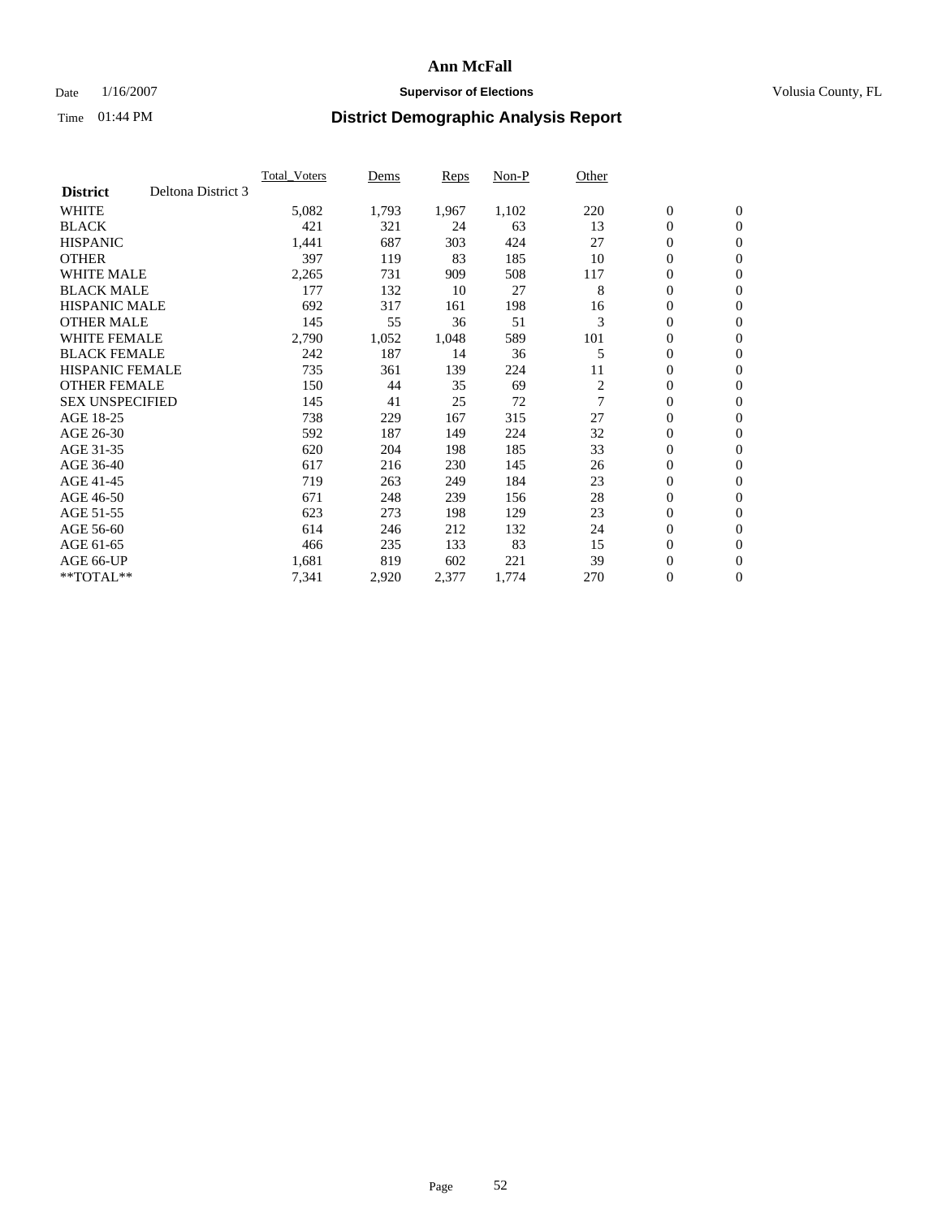# Ann McFall

Date 1/16/2007 **Supervisor of Elections** Volusia County, FL

Time 01:44 PM **District Demographic Analysis Report**

| | Total_Voters | Dems | Reps | Non-P | Other | | |
|---|---|---|---|---|---|---|---|
| **District** Deltona District 3 | | | | | | | |
| WHITE | 5,082 | 1,793 | 1,967 | 1,102 | 220 | 0 | 0 |
| BLACK | 421 | 321 | 24 | 63 | 13 | 0 | 0 |
| HISPANIC | 1,441 | 687 | 303 | 424 | 27 | 0 | 0 |
| OTHER | 397 | 119 | 83 | 185 | 10 | 0 | 0 |
| WHITE MALE | 2,265 | 731 | 909 | 508 | 117 | 0 | 0 |
| BLACK MALE | 177 | 132 | 10 | 27 | 8 | 0 | 0 |
| HISPANIC MALE | 692 | 317 | 161 | 198 | 16 | 0 | 0 |
| OTHER MALE | 145 | 55 | 36 | 51 | 3 | 0 | 0 |
| WHITE FEMALE | 2,790 | 1,052 | 1,048 | 589 | 101 | 0 | 0 |
| BLACK FEMALE | 242 | 187 | 14 | 36 | 5 | 0 | 0 |
| HISPANIC FEMALE | 735 | 361 | 139 | 224 | 11 | 0 | 0 |
| OTHER FEMALE | 150 | 44 | 35 | 69 | 2 | 0 | 0 |
| SEX UNSPECIFIED | 145 | 41 | 25 | 72 | 7 | 0 | 0 |
| AGE 18-25 | 738 | 229 | 167 | 315 | 27 | 0 | 0 |
| AGE 26-30 | 592 | 187 | 149 | 224 | 32 | 0 | 0 |
| AGE 31-35 | 620 | 204 | 198 | 185 | 33 | 0 | 0 |
| AGE 36-40 | 617 | 216 | 230 | 145 | 26 | 0 | 0 |
| AGE 41-45 | 719 | 263 | 249 | 184 | 23 | 0 | 0 |
| AGE 46-50 | 671 | 248 | 239 | 156 | 28 | 0 | 0 |
| AGE 51-55 | 623 | 273 | 198 | 129 | 23 | 0 | 0 |
| AGE 56-60 | 614 | 246 | 212 | 132 | 24 | 0 | 0 |
| AGE 61-65 | 466 | 235 | 133 | 83 | 15 | 0 | 0 |
| AGE 66-UP | 1,681 | 819 | 602 | 221 | 39 | 0 | 0 |
| **TOTAL** | 7,341 | 2,920 | 2,377 | 1,774 | 270 | 0 | 0 |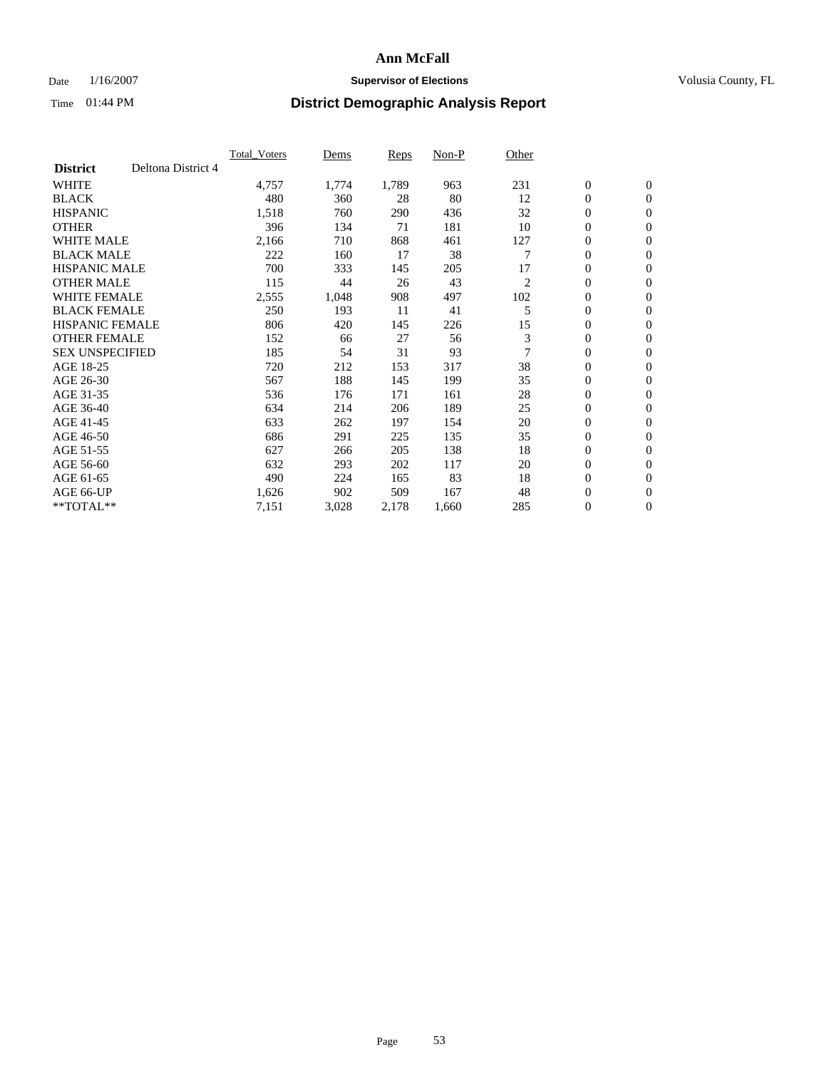# Ann McFall

Date 1/16/2007 **Supervisor of Elections** Volusia County, FL

Time 01:44 PM **District Demographic Analysis Report**

| | Total_Voters | Dems | Reps | Non-P | Other | | |
|---|---|---|---|---|---|---|---|
| **District** Deltona District 4 | | | | | | | |
| WHITE | 4,757 | 1,774 | 1,789 | 963 | 231 | 0 | 0 |
| BLACK | 480 | 360 | 28 | 80 | 12 | 0 | 0 |
| HISPANIC | 1,518 | 760 | 290 | 436 | 32 | 0 | 0 |
| OTHER | 396 | 134 | 71 | 181 | 10 | 0 | 0 |
| WHITE MALE | 2,166 | 710 | 868 | 461 | 127 | 0 | 0 |
| BLACK MALE | 222 | 160 | 17 | 38 | 7 | 0 | 0 |
| HISPANIC MALE | 700 | 333 | 145 | 205 | 17 | 0 | 0 |
| OTHER MALE | 115 | 44 | 26 | 43 | 2 | 0 | 0 |
| WHITE FEMALE | 2,555 | 1,048 | 908 | 497 | 102 | 0 | 0 |
| BLACK FEMALE | 250 | 193 | 11 | 41 | 5 | 0 | 0 |
| HISPANIC FEMALE | 806 | 420 | 145 | 226 | 15 | 0 | 0 |
| OTHER FEMALE | 152 | 66 | 27 | 56 | 3 | 0 | 0 |
| SEX UNSPECIFIED | 185 | 54 | 31 | 93 | 7 | 0 | 0 |
| AGE 18-25 | 720 | 212 | 153 | 317 | 38 | 0 | 0 |
| AGE 26-30 | 567 | 188 | 145 | 199 | 35 | 0 | 0 |
| AGE 31-35 | 536 | 176 | 171 | 161 | 28 | 0 | 0 |
| AGE 36-40 | 634 | 214 | 206 | 189 | 25 | 0 | 0 |
| AGE 41-45 | 633 | 262 | 197 | 154 | 20 | 0 | 0 |
| AGE 46-50 | 686 | 291 | 225 | 135 | 35 | 0 | 0 |
| AGE 51-55 | 627 | 266 | 205 | 138 | 18 | 0 | 0 |
| AGE 56-60 | 632 | 293 | 202 | 117 | 20 | 0 | 0 |
| AGE 61-65 | 490 | 224 | 165 | 83 | 18 | 0 | 0 |
| AGE 66-UP | 1,626 | 902 | 509 | 167 | 48 | 0 | 0 |
| **TOTAL** | 7,151 | 3,028 | 2,178 | 1,660 | 285 | 0 | 0 |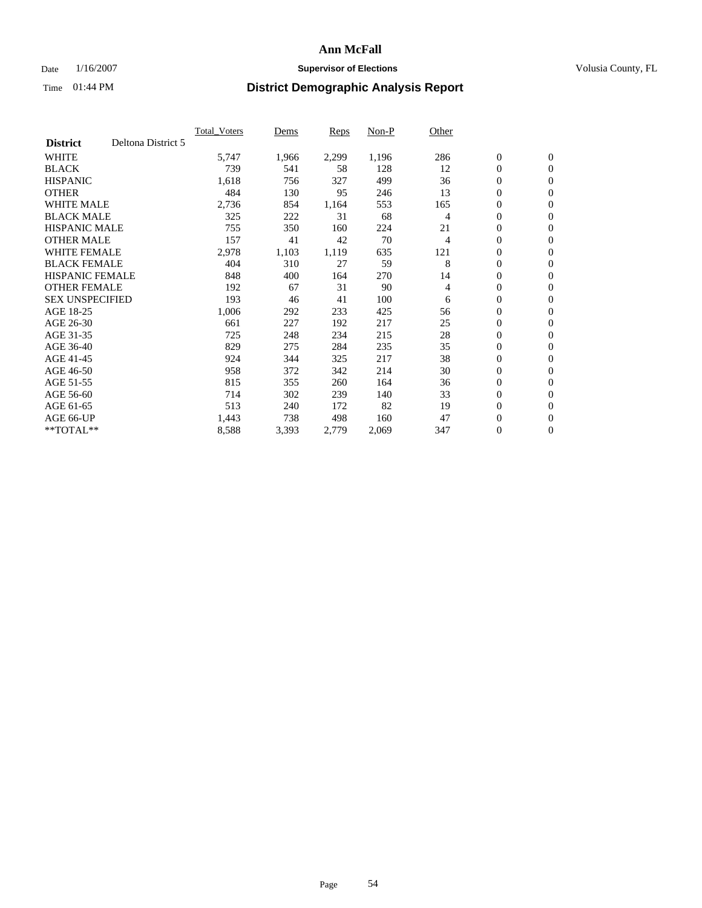# Ann McFall

Date 1/16/2007 **Supervisor of Elections** Volusia County, FL

Time 01:44 PM **District Demographic Analysis Report**

| | Total_Voters | Dems | Reps | Non-P | Other | | |
|---|---|---|---|---|---|---|---|
| **District** Deltona District 5 | | | | | | | |
| WHITE | 5,747 | 1,966 | 2,299 | 1,196 | 286 | 0 | 0 |
| BLACK | 739 | 541 | 58 | 128 | 12 | 0 | 0 |
| HISPANIC | 1,618 | 756 | 327 | 499 | 36 | 0 | 0 |
| OTHER | 484 | 130 | 95 | 246 | 13 | 0 | 0 |
| WHITE MALE | 2,736 | 854 | 1,164 | 553 | 165 | 0 | 0 |
| BLACK MALE | 325 | 222 | 31 | 68 | 4 | 0 | 0 |
| HISPANIC MALE | 755 | 350 | 160 | 224 | 21 | 0 | 0 |
| OTHER MALE | 157 | 41 | 42 | 70 | 4 | 0 | 0 |
| WHITE FEMALE | 2,978 | 1,103 | 1,119 | 635 | 121 | 0 | 0 |
| BLACK FEMALE | 404 | 310 | 27 | 59 | 8 | 0 | 0 |
| HISPANIC FEMALE | 848 | 400 | 164 | 270 | 14 | 0 | 0 |
| OTHER FEMALE | 192 | 67 | 31 | 90 | 4 | 0 | 0 |
| SEX UNSPECIFIED | 193 | 46 | 41 | 100 | 6 | 0 | 0 |
| AGE 18-25 | 1,006 | 292 | 233 | 425 | 56 | 0 | 0 |
| AGE 26-30 | 661 | 227 | 192 | 217 | 25 | 0 | 0 |
| AGE 31-35 | 725 | 248 | 234 | 215 | 28 | 0 | 0 |
| AGE 36-40 | 829 | 275 | 284 | 235 | 35 | 0 | 0 |
| AGE 41-45 | 924 | 344 | 325 | 217 | 38 | 0 | 0 |
| AGE 46-50 | 958 | 372 | 342 | 214 | 30 | 0 | 0 |
| AGE 51-55 | 815 | 355 | 260 | 164 | 36 | 0 | 0 |
| AGE 56-60 | 714 | 302 | 239 | 140 | 33 | 0 | 0 |
| AGE 61-65 | 513 | 240 | 172 | 82 | 19 | 0 | 0 |
| AGE 66-UP | 1,443 | 738 | 498 | 160 | 47 | 0 | 0 |
| **TOTAL** | 8,588 | 3,393 | 2,779 | 2,069 | 347 | 0 | 0 |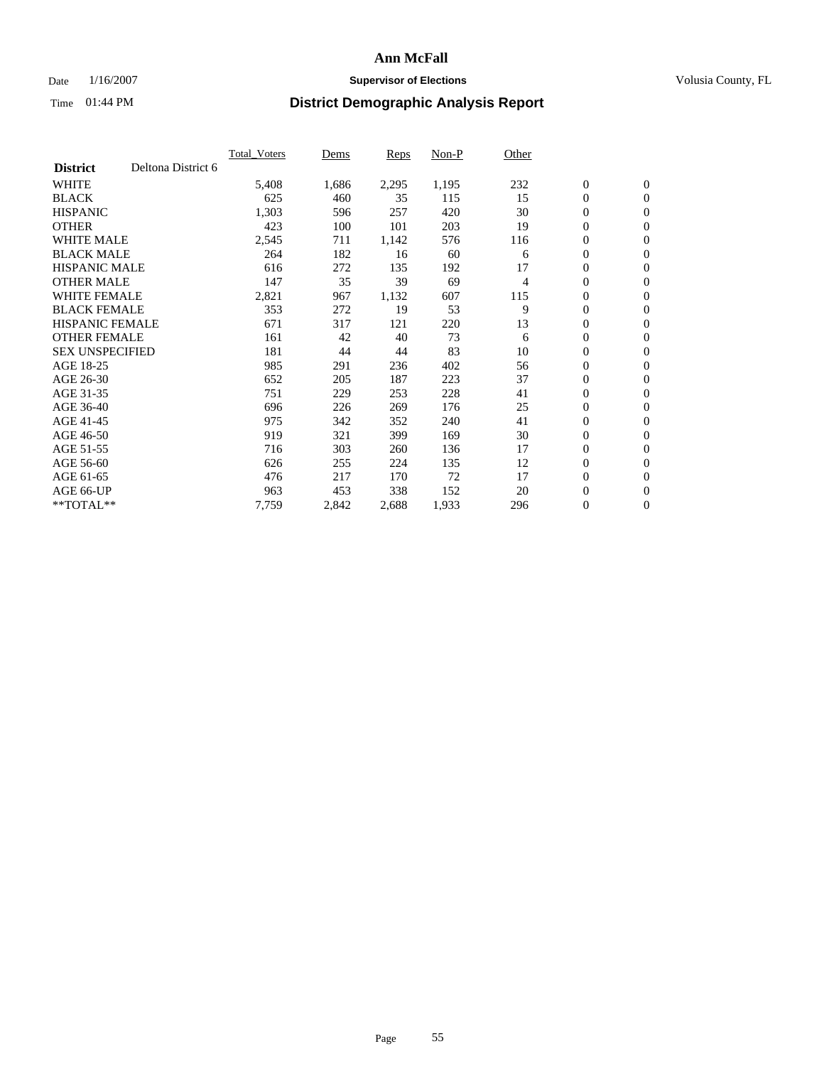# Ann McFall

Date 1/16/2007 **Supervisor of Elections** Volusia County, FL

Time 01:44 PM **District Demographic Analysis Report**

| | Total_Voters | Dems | Reps | Non-P | Other | | |
|---|---|---|---|---|---|---|---|
| **District** Deltona District 6 | | | | | | | |
| WHITE | 5,408 | 1,686 | 2,295 | 1,195 | 232 | 0 | 0 |
| BLACK | 625 | 460 | 35 | 115 | 15 | 0 | 0 |
| HISPANIC | 1,303 | 596 | 257 | 420 | 30 | 0 | 0 |
| OTHER | 423 | 100 | 101 | 203 | 19 | 0 | 0 |
| WHITE MALE | 2,545 | 711 | 1,142 | 576 | 116 | 0 | 0 |
| BLACK MALE | 264 | 182 | 16 | 60 | 6 | 0 | 0 |
| HISPANIC MALE | 616 | 272 | 135 | 192 | 17 | 0 | 0 |
| OTHER MALE | 147 | 35 | 39 | 69 | 4 | 0 | 0 |
| WHITE FEMALE | 2,821 | 967 | 1,132 | 607 | 115 | 0 | 0 |
| BLACK FEMALE | 353 | 272 | 19 | 53 | 9 | 0 | 0 |
| HISPANIC FEMALE | 671 | 317 | 121 | 220 | 13 | 0 | 0 |
| OTHER FEMALE | 161 | 42 | 40 | 73 | 6 | 0 | 0 |
| SEX UNSPECIFIED | 181 | 44 | 44 | 83 | 10 | 0 | 0 |
| AGE 18-25 | 985 | 291 | 236 | 402 | 56 | 0 | 0 |
| AGE 26-30 | 652 | 205 | 187 | 223 | 37 | 0 | 0 |
| AGE 31-35 | 751 | 229 | 253 | 228 | 41 | 0 | 0 |
| AGE 36-40 | 696 | 226 | 269 | 176 | 25 | 0 | 0 |
| AGE 41-45 | 975 | 342 | 352 | 240 | 41 | 0 | 0 |
| AGE 46-50 | 919 | 321 | 399 | 169 | 30 | 0 | 0 |
| AGE 51-55 | 716 | 303 | 260 | 136 | 17 | 0 | 0 |
| AGE 56-60 | 626 | 255 | 224 | 135 | 12 | 0 | 0 |
| AGE 61-65 | 476 | 217 | 170 | 72 | 17 | 0 | 0 |
| AGE 66-UP | 963 | 453 | 338 | 152 | 20 | 0 | 0 |
| **TOTAL** | 7,759 | 2,842 | 2,688 | 1,933 | 296 | 0 | 0 |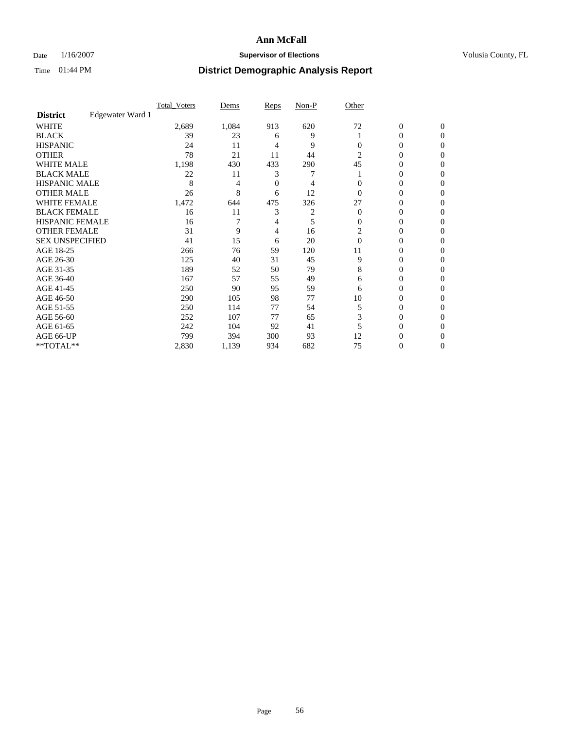# Ann McFall

Date 1/16/2007 **Supervisor of Elections** Volusia County, FL

Time 01:44 PM **District Demographic Analysis Report**

| **District** Edgewater Ward 1 | Total_Voters | Dems | Reps | Non-P | Other | | |
|---|---|---|---|---|---|---|---|
| WHITE | 2,689 | 1,084 | 913 | 620 | 72 | 0 | 0 |
| BLACK | 39 | 23 | 6 | 9 | 1 | 0 | 0 |
| HISPANIC | 24 | 11 | 4 | 9 | 0 | 0 | 0 |
| OTHER | 78 | 21 | 11 | 44 | 2 | 0 | 0 |
| WHITE MALE | 1,198 | 430 | 433 | 290 | 45 | 0 | 0 |
| BLACK MALE | 22 | 11 | 3 | 7 | 1 | 0 | 0 |
| HISPANIC MALE | 8 | 4 | 0 | 4 | 0 | 0 | 0 |
| OTHER MALE | 26 | 8 | 6 | 12 | 0 | 0 | 0 |
| WHITE FEMALE | 1,472 | 644 | 475 | 326 | 27 | 0 | 0 |
| BLACK FEMALE | 16 | 11 | 3 | 2 | 0 | 0 | 0 |
| HISPANIC FEMALE | 16 | 7 | 4 | 5 | 0 | 0 | 0 |
| OTHER FEMALE | 31 | 9 | 4 | 16 | 2 | 0 | 0 |
| SEX UNSPECIFIED | 41 | 15 | 6 | 20 | 0 | 0 | 0 |
| AGE 18-25 | 266 | 76 | 59 | 120 | 11 | 0 | 0 |
| AGE 26-30 | 125 | 40 | 31 | 45 | 9 | 0 | 0 |
| AGE 31-35 | 189 | 52 | 50 | 79 | 8 | 0 | 0 |
| AGE 36-40 | 167 | 57 | 55 | 49 | 6 | 0 | 0 |
| AGE 41-45 | 250 | 90 | 95 | 59 | 6 | 0 | 0 |
| AGE 46-50 | 290 | 105 | 98 | 77 | 10 | 0 | 0 |
| AGE 51-55 | 250 | 114 | 77 | 54 | 5 | 0 | 0 |
| AGE 56-60 | 252 | 107 | 77 | 65 | 3 | 0 | 0 |
| AGE 61-65 | 242 | 104 | 92 | 41 | 5 | 0 | 0 |
| AGE 66-UP | 799 | 394 | 300 | 93 | 12 | 0 | 0 |
| **TOTAL** | 2,830 | 1,139 | 934 | 682 | 75 | 0 | 0 |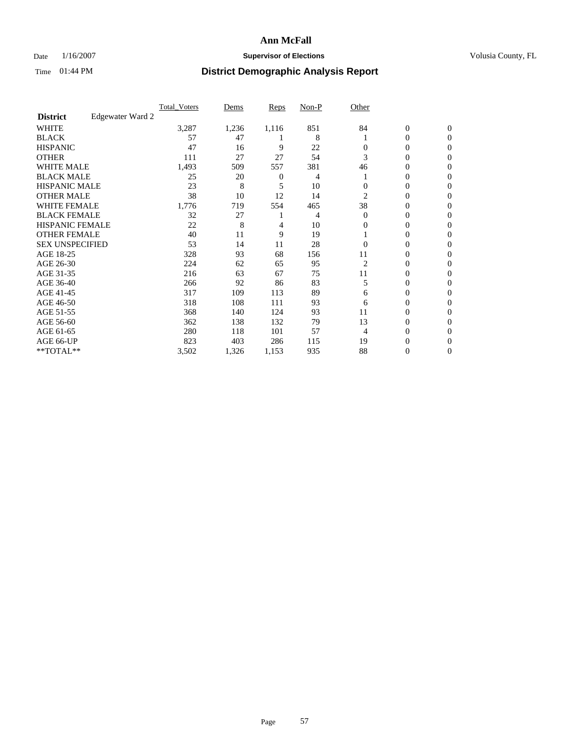**Ann McFall**

Date 1/16/2007 **Supervisor of Elections** Volusia County, FL

Time 01:44 PM **District Demographic Analysis Report**

| | Total_Voters | Dems | Reps | Non-P | Other | | |
|---|---|---|---|---|---|---|---|
| **District** Edgewater Ward 2 | | | | | | | |
| WHITE | 3,287 | 1,236 | 1,116 | 851 | 84 | 0 | 0 |
| BLACK | 57 | 47 | 1 | 8 | 1 | 0 | 0 |
| HISPANIC | 47 | 16 | 9 | 22 | 0 | 0 | 0 |
| OTHER | 111 | 27 | 27 | 54 | 3 | 0 | 0 |
| WHITE MALE | 1,493 | 509 | 557 | 381 | 46 | 0 | 0 |
| BLACK MALE | 25 | 20 | 0 | 4 | 1 | 0 | 0 |
| HISPANIC MALE | 23 | 8 | 5 | 10 | 0 | 0 | 0 |
| OTHER MALE | 38 | 10 | 12 | 14 | 2 | 0 | 0 |
| WHITE FEMALE | 1,776 | 719 | 554 | 465 | 38 | 0 | 0 |
| BLACK FEMALE | 32 | 27 | 1 | 4 | 0 | 0 | 0 |
| HISPANIC FEMALE | 22 | 8 | 4 | 10 | 0 | 0 | 0 |
| OTHER FEMALE | 40 | 11 | 9 | 19 | 1 | 0 | 0 |
| SEX UNSPECIFIED | 53 | 14 | 11 | 28 | 0 | 0 | 0 |
| AGE 18-25 | 328 | 93 | 68 | 156 | 11 | 0 | 0 |
| AGE 26-30 | 224 | 62 | 65 | 95 | 2 | 0 | 0 |
| AGE 31-35 | 216 | 63 | 67 | 75 | 11 | 0 | 0 |
| AGE 36-40 | 266 | 92 | 86 | 83 | 5 | 0 | 0 |
| AGE 41-45 | 317 | 109 | 113 | 89 | 6 | 0 | 0 |
| AGE 46-50 | 318 | 108 | 111 | 93 | 6 | 0 | 0 |
| AGE 51-55 | 368 | 140 | 124 | 93 | 11 | 0 | 0 |
| AGE 56-60 | 362 | 138 | 132 | 79 | 13 | 0 | 0 |
| AGE 61-65 | 280 | 118 | 101 | 57 | 4 | 0 | 0 |
| AGE 66-UP | 823 | 403 | 286 | 115 | 19 | 0 | 0 |
| **TOTAL** | 3,502 | 1,326 | 1,153 | 935 | 88 | 0 | 0 |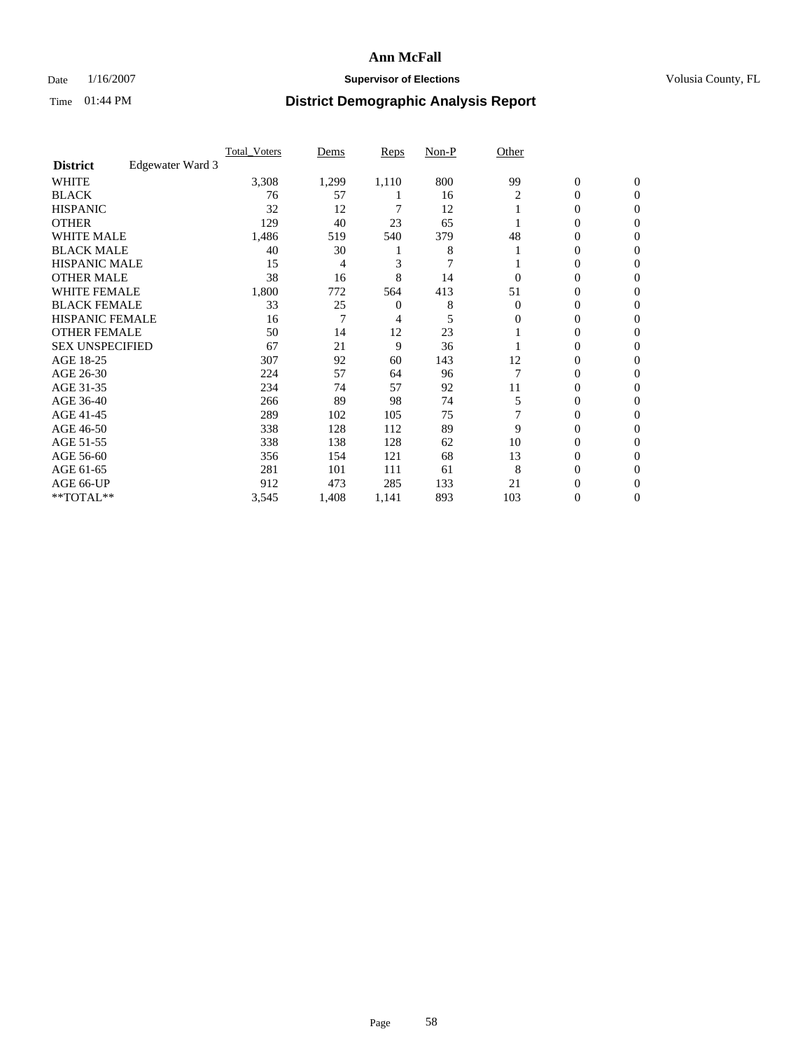# Ann McFall

Date 1/16/2007 **Supervisor of Elections** Volusia County, FL

Time 01:44 PM **District Demographic Analysis Report**

| **District** Edgewater Ward 3 | Total_Voters | Dems | Reps | Non-P | Other | | |
|---|---|---|---|---|---|---|---|
| WHITE | 3,308 | 1,299 | 1,110 | 800 | 99 | 0 | 0 |
| BLACK | 76 | 57 | 1 | 16 | 2 | 0 | 0 |
| HISPANIC | 32 | 12 | 7 | 12 | 1 | 0 | 0 |
| OTHER | 129 | 40 | 23 | 65 | 1 | 0 | 0 |
| WHITE MALE | 1,486 | 519 | 540 | 379 | 48 | 0 | 0 |
| BLACK MALE | 40 | 30 | 1 | 8 | 1 | 0 | 0 |
| HISPANIC MALE | 15 | 4 | 3 | 7 | 1 | 0 | 0 |
| OTHER MALE | 38 | 16 | 8 | 14 | 0 | 0 | 0 |
| WHITE FEMALE | 1,800 | 772 | 564 | 413 | 51 | 0 | 0 |
| BLACK FEMALE | 33 | 25 | 0 | 8 | 0 | 0 | 0 |
| HISPANIC FEMALE | 16 | 7 | 4 | 5 | 0 | 0 | 0 |
| OTHER FEMALE | 50 | 14 | 12 | 23 | 1 | 0 | 0 |
| SEX UNSPECIFIED | 67 | 21 | 9 | 36 | 1 | 0 | 0 |
| AGE 18-25 | 307 | 92 | 60 | 143 | 12 | 0 | 0 |
| AGE 26-30 | 224 | 57 | 64 | 96 | 7 | 0 | 0 |
| AGE 31-35 | 234 | 74 | 57 | 92 | 11 | 0 | 0 |
| AGE 36-40 | 266 | 89 | 98 | 74 | 5 | 0 | 0 |
| AGE 41-45 | 289 | 102 | 105 | 75 | 7 | 0 | 0 |
| AGE 46-50 | 338 | 128 | 112 | 89 | 9 | 0 | 0 |
| AGE 51-55 | 338 | 138 | 128 | 62 | 10 | 0 | 0 |
| AGE 56-60 | 356 | 154 | 121 | 68 | 13 | 0 | 0 |
| AGE 61-65 | 281 | 101 | 111 | 61 | 8 | 0 | 0 |
| AGE 66-UP | 912 | 473 | 285 | 133 | 21 | 0 | 0 |
| **TOTAL** | 3,545 | 1,408 | 1,141 | 893 | 103 | 0 | 0 |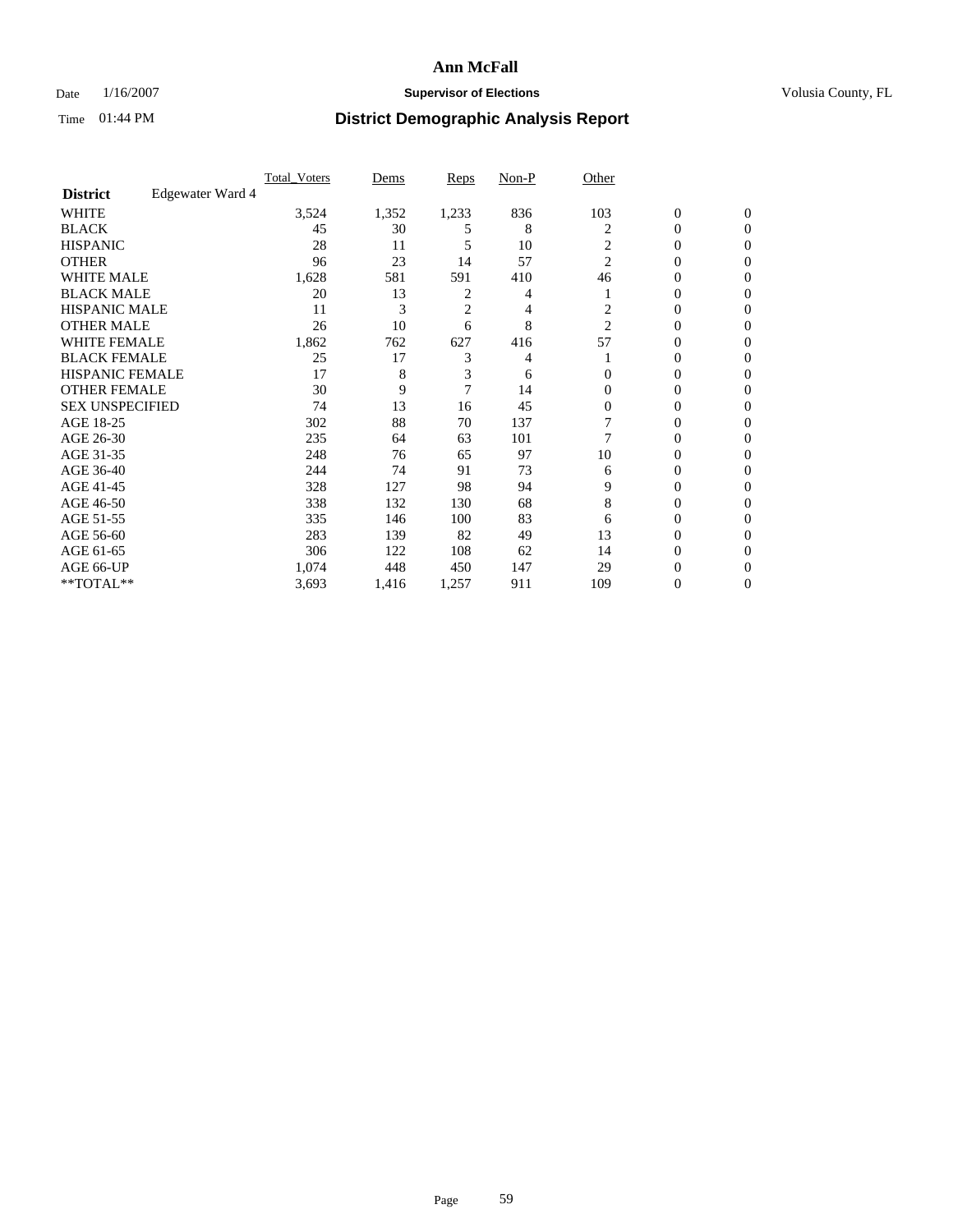# Ann McFall

Date 1/16/2007 **Supervisor of Elections** Volusia County, FL

Time 01:44 PM **District Demographic Analysis Report**

| **District** Edgewater Ward 4 | Total_Voters | Dems | Reps | Non-P | Other | | |
|---|---|---|---|---|---|---|---|
| WHITE | 3,524 | 1,352 | 1,233 | 836 | 103 | 0 | 0 |
| BLACK | 45 | 30 | 5 | 8 | 2 | 0 | 0 |
| HISPANIC | 28 | 11 | 5 | 10 | 2 | 0 | 0 |
| OTHER | 96 | 23 | 14 | 57 | 2 | 0 | 0 |
| WHITE MALE | 1,628 | 581 | 591 | 410 | 46 | 0 | 0 |
| BLACK MALE | 20 | 13 | 2 | 4 | 1 | 0 | 0 |
| HISPANIC MALE | 11 | 3 | 2 | 4 | 2 | 0 | 0 |
| OTHER MALE | 26 | 10 | 6 | 8 | 2 | 0 | 0 |
| WHITE FEMALE | 1,862 | 762 | 627 | 416 | 57 | 0 | 0 |
| BLACK FEMALE | 25 | 17 | 3 | 4 | 1 | 0 | 0 |
| HISPANIC FEMALE | 17 | 8 | 3 | 6 | 0 | 0 | 0 |
| OTHER FEMALE | 30 | 9 | 7 | 14 | 0 | 0 | 0 |
| SEX UNSPECIFIED | 74 | 13 | 16 | 45 | 0 | 0 | 0 |
| AGE 18-25 | 302 | 88 | 70 | 137 | 7 | 0 | 0 |
| AGE 26-30 | 235 | 64 | 63 | 101 | 7 | 0 | 0 |
| AGE 31-35 | 248 | 76 | 65 | 97 | 10 | 0 | 0 |
| AGE 36-40 | 244 | 74 | 91 | 73 | 6 | 0 | 0 |
| AGE 41-45 | 328 | 127 | 98 | 94 | 9 | 0 | 0 |
| AGE 46-50 | 338 | 132 | 130 | 68 | 8 | 0 | 0 |
| AGE 51-55 | 335 | 146 | 100 | 83 | 6 | 0 | 0 |
| AGE 56-60 | 283 | 139 | 82 | 49 | 13 | 0 | 0 |
| AGE 61-65 | 306 | 122 | 108 | 62 | 14 | 0 | 0 |
| AGE 66-UP | 1,074 | 448 | 450 | 147 | 29 | 0 | 0 |
| **TOTAL** | 3,693 | 1,416 | 1,257 | 911 | 109 | 0 | 0 |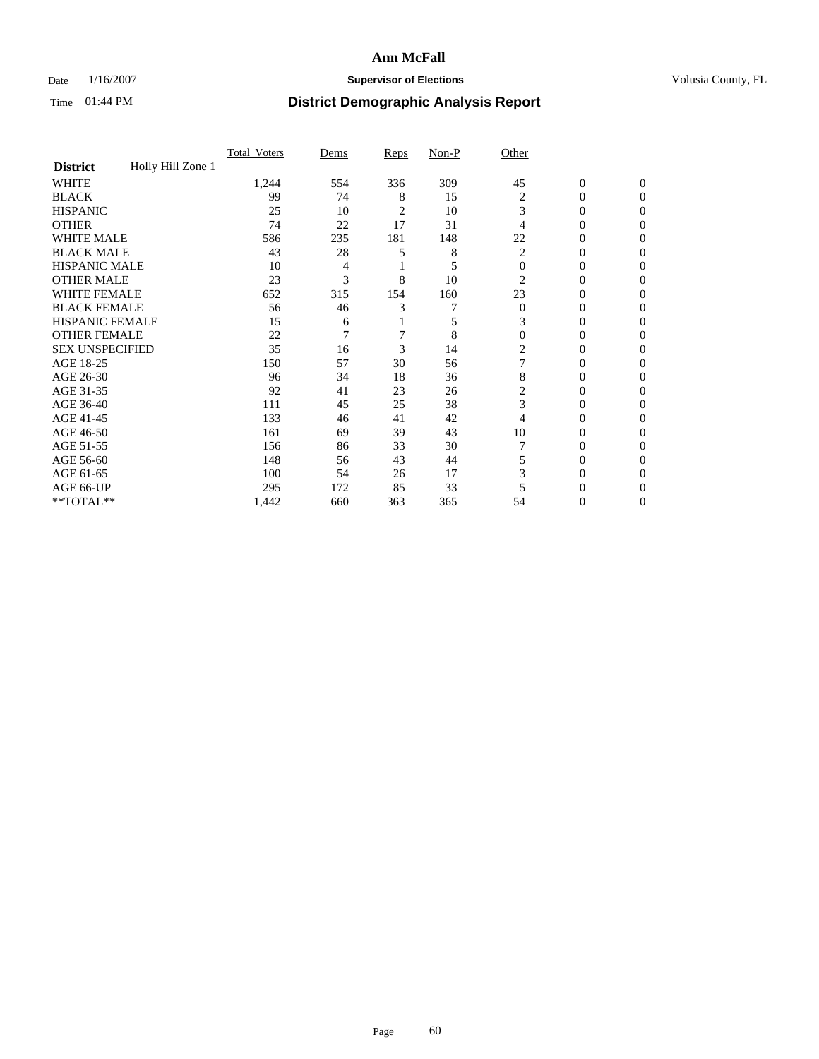# Ann McFall

Date 1/16/2007 **Supervisor of Elections** Volusia County, FL

Time 01:44 PM **District Demographic Analysis Report**

| | Total_Voters | Dems | Reps | Non-P | Other | | |
|---|---|---|---|---|---|---|---|
| **District** Holly Hill Zone 1 | | | | | | | |
| WHITE | 1,244 | 554 | 336 | 309 | 45 | 0 | 0 |
| BLACK | 99 | 74 | 8 | 15 | 2 | 0 | 0 |
| HISPANIC | 25 | 10 | 2 | 10 | 3 | 0 | 0 |
| OTHER | 74 | 22 | 17 | 31 | 4 | 0 | 0 |
| WHITE MALE | 586 | 235 | 181 | 148 | 22 | 0 | 0 |
| BLACK MALE | 43 | 28 | 5 | 8 | 2 | 0 | 0 |
| HISPANIC MALE | 10 | 4 | 1 | 5 | 0 | 0 | 0 |
| OTHER MALE | 23 | 3 | 8 | 10 | 2 | 0 | 0 |
| WHITE FEMALE | 652 | 315 | 154 | 160 | 23 | 0 | 0 |
| BLACK FEMALE | 56 | 46 | 3 | 7 | 0 | 0 | 0 |
| HISPANIC FEMALE | 15 | 6 | 1 | 5 | 3 | 0 | 0 |
| OTHER FEMALE | 22 | 7 | 7 | 8 | 0 | 0 | 0 |
| SEX UNSPECIFIED | 35 | 16 | 3 | 14 | 2 | 0 | 0 |
| AGE 18-25 | 150 | 57 | 30 | 56 | 7 | 0 | 0 |
| AGE 26-30 | 96 | 34 | 18 | 36 | 8 | 0 | 0 |
| AGE 31-35 | 92 | 41 | 23 | 26 | 2 | 0 | 0 |
| AGE 36-40 | 111 | 45 | 25 | 38 | 3 | 0 | 0 |
| AGE 41-45 | 133 | 46 | 41 | 42 | 4 | 0 | 0 |
| AGE 46-50 | 161 | 69 | 39 | 43 | 10 | 0 | 0 |
| AGE 51-55 | 156 | 86 | 33 | 30 | 7 | 0 | 0 |
| AGE 56-60 | 148 | 56 | 43 | 44 | 5 | 0 | 0 |
| AGE 61-65 | 100 | 54 | 26 | 17 | 3 | 0 | 0 |
| AGE 66-UP | 295 | 172 | 85 | 33 | 5 | 0 | 0 |
| **TOTAL** | 1,442 | 660 | 363 | 365 | 54 | 0 | 0 |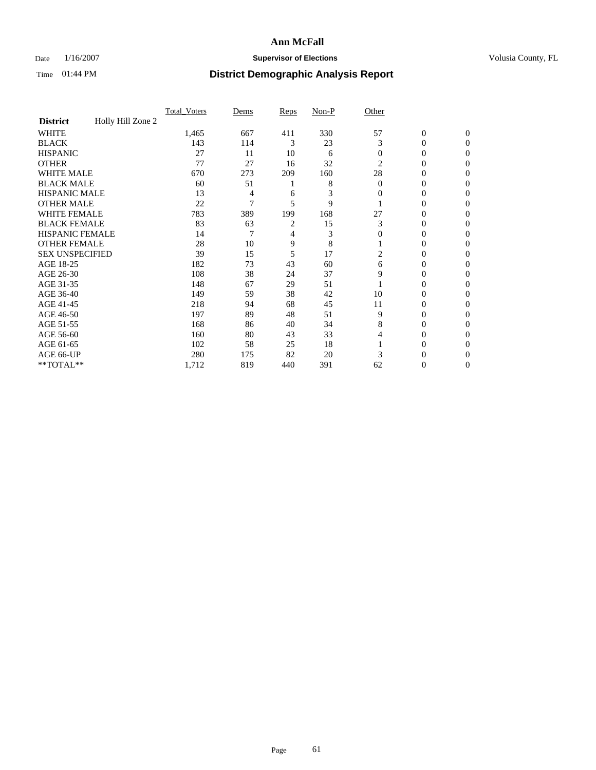# Ann McFall

Date 1/16/2007 **Supervisor of Elections** Volusia County, FL

Time 01:44 PM **District Demographic Analysis Report**

| **District** Holly Hill Zone 2 | Total_Voters | Dems | Reps | Non-P | Other | | |
|---|---|---|---|---|---|---|---|
| WHITE | 1,465 | 667 | 411 | 330 | 57 | 0 | 0 |
| BLACK | 143 | 114 | 3 | 23 | 3 | 0 | 0 |
| HISPANIC | 27 | 11 | 10 | 6 | 0 | 0 | 0 |
| OTHER | 77 | 27 | 16 | 32 | 2 | 0 | 0 |
| WHITE MALE | 670 | 273 | 209 | 160 | 28 | 0 | 0 |
| BLACK MALE | 60 | 51 | 1 | 8 | 0 | 0 | 0 |
| HISPANIC MALE | 13 | 4 | 6 | 3 | 0 | 0 | 0 |
| OTHER MALE | 22 | 7 | 5 | 9 | 1 | 0 | 0 |
| WHITE FEMALE | 783 | 389 | 199 | 168 | 27 | 0 | 0 |
| BLACK FEMALE | 83 | 63 | 2 | 15 | 3 | 0 | 0 |
| HISPANIC FEMALE | 14 | 7 | 4 | 3 | 0 | 0 | 0 |
| OTHER FEMALE | 28 | 10 | 9 | 8 | 1 | 0 | 0 |
| SEX UNSPECIFIED | 39 | 15 | 5 | 17 | 2 | 0 | 0 |
| AGE 18-25 | 182 | 73 | 43 | 60 | 6 | 0 | 0 |
| AGE 26-30 | 108 | 38 | 24 | 37 | 9 | 0 | 0 |
| AGE 31-35 | 148 | 67 | 29 | 51 | 1 | 0 | 0 |
| AGE 36-40 | 149 | 59 | 38 | 42 | 10 | 0 | 0 |
| AGE 41-45 | 218 | 94 | 68 | 45 | 11 | 0 | 0 |
| AGE 46-50 | 197 | 89 | 48 | 51 | 9 | 0 | 0 |
| AGE 51-55 | 168 | 86 | 40 | 34 | 8 | 0 | 0 |
| AGE 56-60 | 160 | 80 | 43 | 33 | 4 | 0 | 0 |
| AGE 61-65 | 102 | 58 | 25 | 18 | 1 | 0 | 0 |
| AGE 66-UP | 280 | 175 | 82 | 20 | 3 | 0 | 0 |
| **TOTAL** | 1,712 | 819 | 440 | 391 | 62 | 0 | 0 |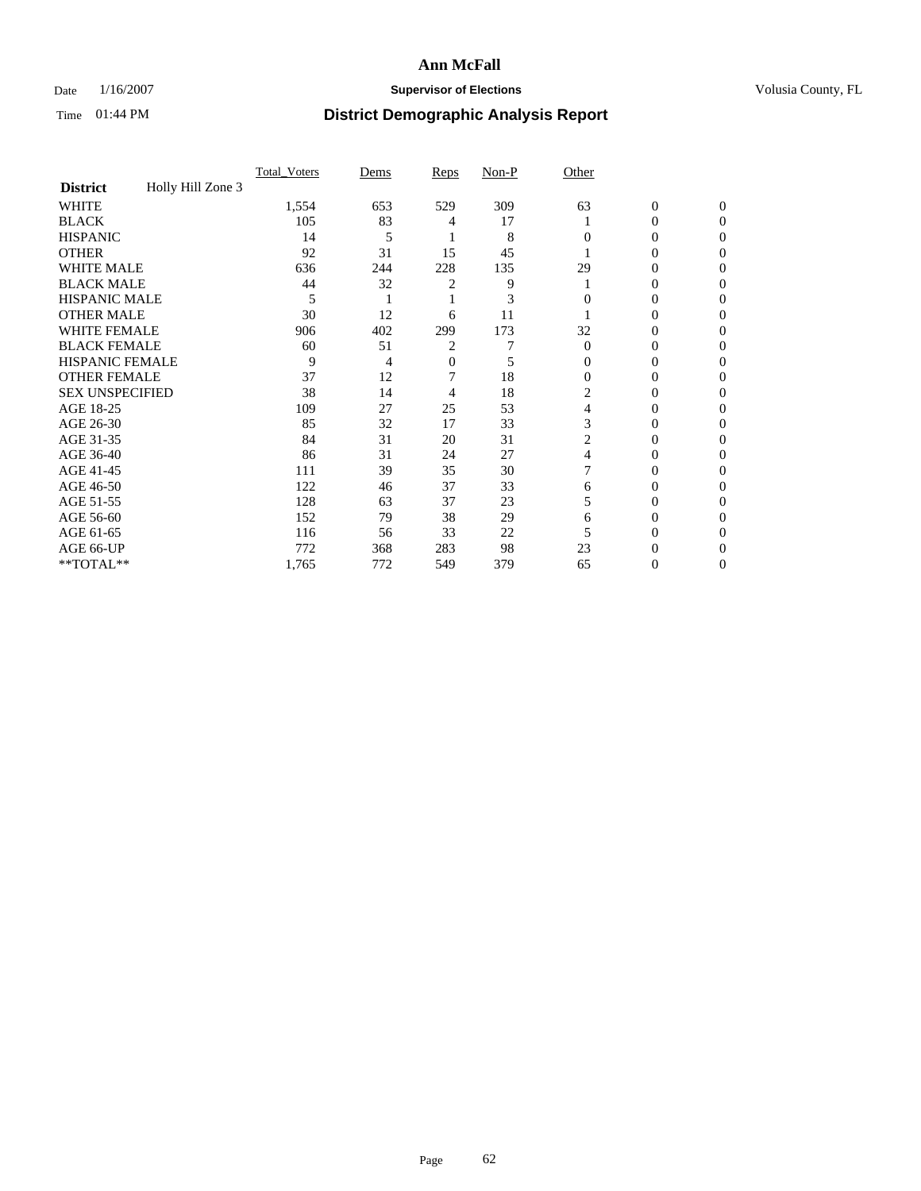# Ann McFall

Date 1/16/2007 **Supervisor of Elections** Volusia County, FL

Time 01:44 PM **District Demographic Analysis Report**

| District | Holly Hill Zone 3 | Total_Voters | Dems | Reps | Non-P | Other | | |
|---|---|---|---|---|---|---|---|---|
| WHITE | | 1,554 | 653 | 529 | 309 | 63 | 0 | 0 |
| BLACK | | 105 | 83 | 4 | 17 | 1 | 0 | 0 |
| HISPANIC | | 14 | 5 | 1 | 8 | 0 | 0 | 0 |
| OTHER | | 92 | 31 | 15 | 45 | 1 | 0 | 0 |
| WHITE MALE | | 636 | 244 | 228 | 135 | 29 | 0 | 0 |
| BLACK MALE | | 44 | 32 | 2 | 9 | 1 | 0 | 0 |
| HISPANIC MALE | | 5 | 1 | 1 | 3 | 0 | 0 | 0 |
| OTHER MALE | | 30 | 12 | 6 | 11 | 1 | 0 | 0 |
| WHITE FEMALE | | 906 | 402 | 299 | 173 | 32 | 0 | 0 |
| BLACK FEMALE | | 60 | 51 | 2 | 7 | 0 | 0 | 0 |
| HISPANIC FEMALE | | 9 | 4 | 0 | 5 | 0 | 0 | 0 |
| OTHER FEMALE | | 37 | 12 | 7 | 18 | 0 | 0 | 0 |
| SEX UNSPECIFIED | | 38 | 14 | 4 | 18 | 2 | 0 | 0 |
| AGE 18-25 | | 109 | 27 | 25 | 53 | 4 | 0 | 0 |
| AGE 26-30 | | 85 | 32 | 17 | 33 | 3 | 0 | 0 |
| AGE 31-35 | | 84 | 31 | 20 | 31 | 2 | 0 | 0 |
| AGE 36-40 | | 86 | 31 | 24 | 27 | 4 | 0 | 0 |
| AGE 41-45 | | 111 | 39 | 35 | 30 | 7 | 0 | 0 |
| AGE 46-50 | | 122 | 46 | 37 | 33 | 6 | 0 | 0 |
| AGE 51-55 | | 128 | 63 | 37 | 23 | 5 | 0 | 0 |
| AGE 56-60 | | 152 | 79 | 38 | 29 | 6 | 0 | 0 |
| AGE 61-65 | | 116 | 56 | 33 | 22 | 5 | 0 | 0 |
| AGE 66-UP | | 772 | 368 | 283 | 98 | 23 | 0 | 0 |
| **TOTAL** | | 1,765 | 772 | 549 | 379 | 65 | 0 | 0 |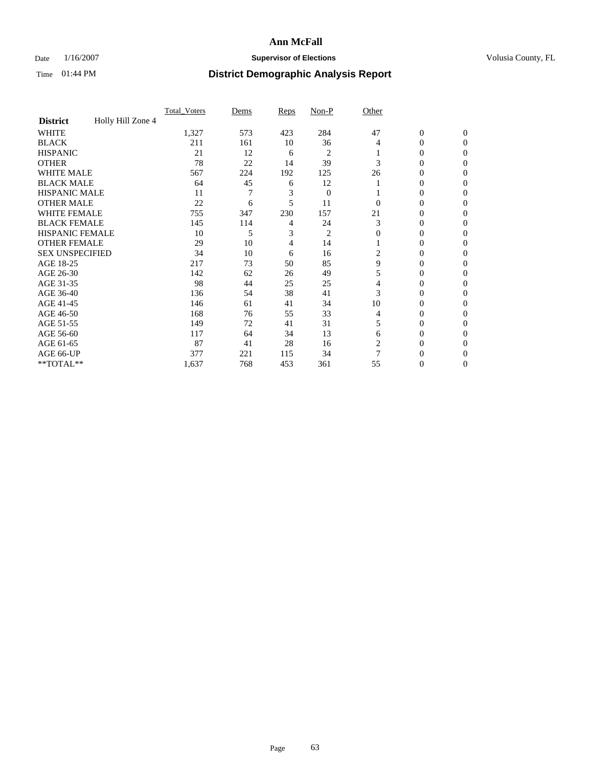# Ann McFall

Date 1/16/2007 **Supervisor of Elections** Volusia County, FL

Time 01:44 PM **District Demographic Analysis Report**

| | Total_Voters | Dems | Reps | Non-P | Other | | |
|---|---|---|---|---|---|---|---|
| **District** Holly Hill Zone 4 | | | | | | | |
| WHITE | 1,327 | 573 | 423 | 284 | 47 | 0 | 0 |
| BLACK | 211 | 161 | 10 | 36 | 4 | 0 | 0 |
| HISPANIC | 21 | 12 | 6 | 2 | 1 | 0 | 0 |
| OTHER | 78 | 22 | 14 | 39 | 3 | 0 | 0 |
| WHITE MALE | 567 | 224 | 192 | 125 | 26 | 0 | 0 |
| BLACK MALE | 64 | 45 | 6 | 12 | 1 | 0 | 0 |
| HISPANIC MALE | 11 | 7 | 3 | 0 | 1 | 0 | 0 |
| OTHER MALE | 22 | 6 | 5 | 11 | 0 | 0 | 0 |
| WHITE FEMALE | 755 | 347 | 230 | 157 | 21 | 0 | 0 |
| BLACK FEMALE | 145 | 114 | 4 | 24 | 3 | 0 | 0 |
| HISPANIC FEMALE | 10 | 5 | 3 | 2 | 0 | 0 | 0 |
| OTHER FEMALE | 29 | 10 | 4 | 14 | 1 | 0 | 0 |
| SEX UNSPECIFIED | 34 | 10 | 6 | 16 | 2 | 0 | 0 |
| AGE 18-25 | 217 | 73 | 50 | 85 | 9 | 0 | 0 |
| AGE 26-30 | 142 | 62 | 26 | 49 | 5 | 0 | 0 |
| AGE 31-35 | 98 | 44 | 25 | 25 | 4 | 0 | 0 |
| AGE 36-40 | 136 | 54 | 38 | 41 | 3 | 0 | 0 |
| AGE 41-45 | 146 | 61 | 41 | 34 | 10 | 0 | 0 |
| AGE 46-50 | 168 | 76 | 55 | 33 | 4 | 0 | 0 |
| AGE 51-55 | 149 | 72 | 41 | 31 | 5 | 0 | 0 |
| AGE 56-60 | 117 | 64 | 34 | 13 | 6 | 0 | 0 |
| AGE 61-65 | 87 | 41 | 28 | 16 | 2 | 0 | 0 |
| AGE 66-UP | 377 | 221 | 115 | 34 | 7 | 0 | 0 |
| **TOTAL** | 1,637 | 768 | 453 | 361 | 55 | 0 | 0 |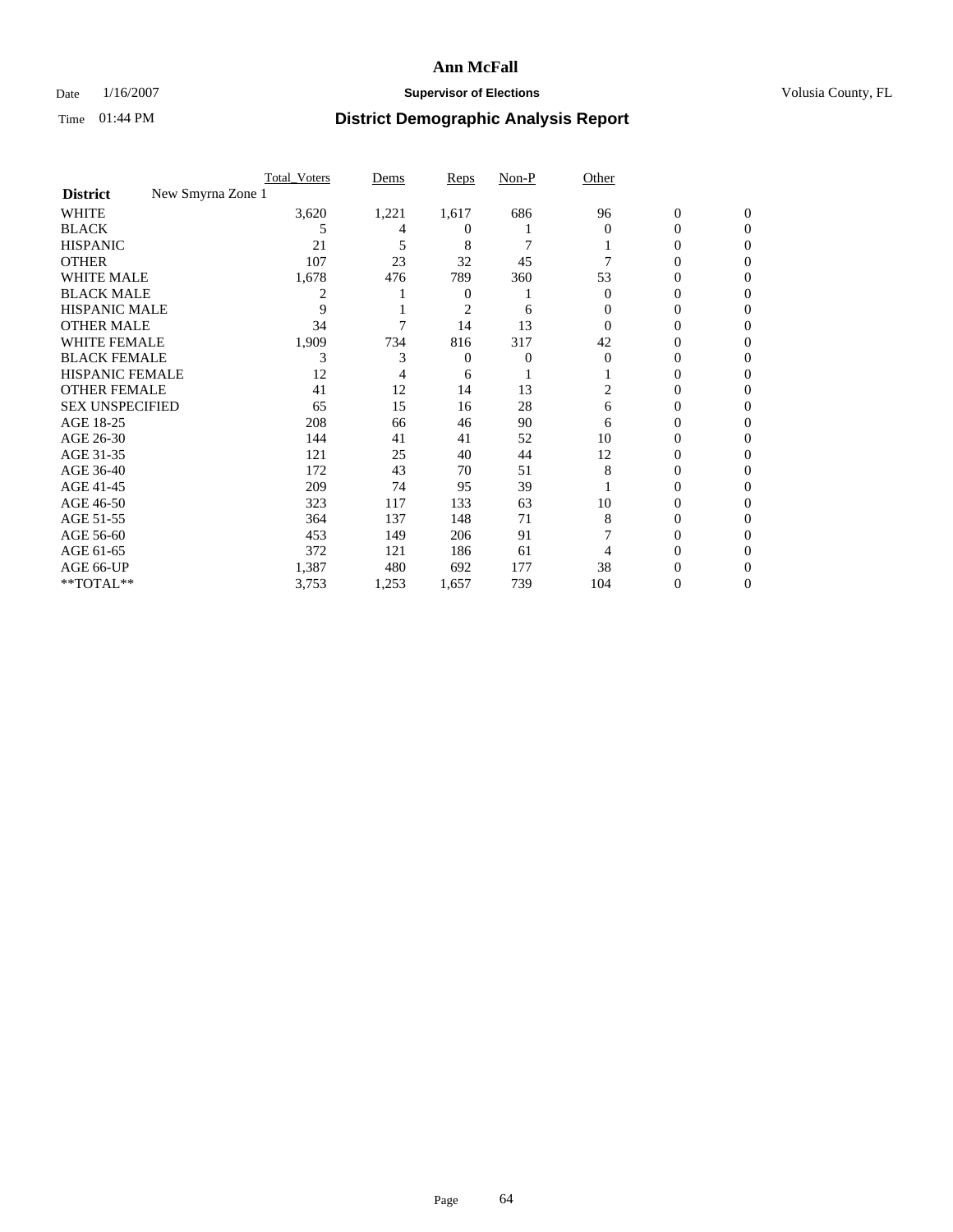# Ann McFall

Date 1/16/2007 **Supervisor of Elections** Volusia County, FL

Time 01:44 PM **District Demographic Analysis Report**

| **District** New Smyrna Zone 1 | Total_Voters | Dems | Reps | Non-P | Other | | |
|---|---|---|---|---|---|---|---|
| WHITE | 3,620 | 1,221 | 1,617 | 686 | 96 | 0 | 0 |
| BLACK | 5 | 4 | 0 | 1 | 0 | 0 | 0 |
| HISPANIC | 21 | 5 | 8 | 7 | 1 | 0 | 0 |
| OTHER | 107 | 23 | 32 | 45 | 7 | 0 | 0 |
| WHITE MALE | 1,678 | 476 | 789 | 360 | 53 | 0 | 0 |
| BLACK MALE | 2 | 1 | 0 | 1 | 0 | 0 | 0 |
| HISPANIC MALE | 9 | 1 | 2 | 6 | 0 | 0 | 0 |
| OTHER MALE | 34 | 7 | 14 | 13 | 0 | 0 | 0 |
| WHITE FEMALE | 1,909 | 734 | 816 | 317 | 42 | 0 | 0 |
| BLACK FEMALE | 3 | 3 | 0 | 0 | 0 | 0 | 0 |
| HISPANIC FEMALE | 12 | 4 | 6 | 1 | 1 | 0 | 0 |
| OTHER FEMALE | 41 | 12 | 14 | 13 | 2 | 0 | 0 |
| SEX UNSPECIFIED | 65 | 15 | 16 | 28 | 6 | 0 | 0 |
| AGE 18-25 | 208 | 66 | 46 | 90 | 6 | 0 | 0 |
| AGE 26-30 | 144 | 41 | 41 | 52 | 10 | 0 | 0 |
| AGE 31-35 | 121 | 25 | 40 | 44 | 12 | 0 | 0 |
| AGE 36-40 | 172 | 43 | 70 | 51 | 8 | 0 | 0 |
| AGE 41-45 | 209 | 74 | 95 | 39 | 1 | 0 | 0 |
| AGE 46-50 | 323 | 117 | 133 | 63 | 10 | 0 | 0 |
| AGE 51-55 | 364 | 137 | 148 | 71 | 8 | 0 | 0 |
| AGE 56-60 | 453 | 149 | 206 | 91 | 7 | 0 | 0 |
| AGE 61-65 | 372 | 121 | 186 | 61 | 4 | 0 | 0 |
| AGE 66-UP | 1,387 | 480 | 692 | 177 | 38 | 0 | 0 |
| **TOTAL** | 3,753 | 1,253 | 1,657 | 739 | 104 | 0 | 0 |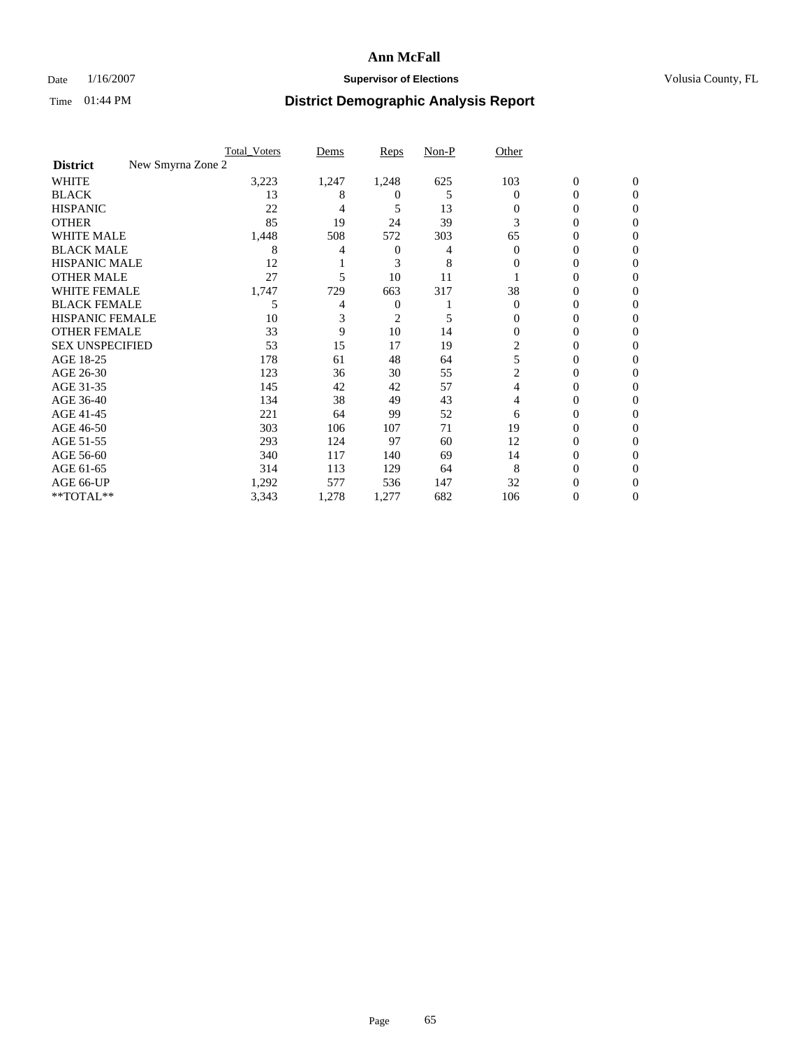# Ann McFall

Date 1/16/2007 **Supervisor of Elections** Volusia County, FL

Time 01:44 PM **District Demographic Analysis Report**

| | Total_Voters | Dems | Reps | Non-P | Other | | |
|---|---|---|---|---|---|---|---|
| **District** New Smyrna Zone 2 | | | | | | | |
| WHITE | 3,223 | 1,247 | 1,248 | 625 | 103 | 0 | 0 |
| BLACK | 13 | 8 | 0 | 5 | 0 | 0 | 0 |
| HISPANIC | 22 | 4 | 5 | 13 | 0 | 0 | 0 |
| OTHER | 85 | 19 | 24 | 39 | 3 | 0 | 0 |
| WHITE MALE | 1,448 | 508 | 572 | 303 | 65 | 0 | 0 |
| BLACK MALE | 8 | 4 | 0 | 4 | 0 | 0 | 0 |
| HISPANIC MALE | 12 | 1 | 3 | 8 | 0 | 0 | 0 |
| OTHER MALE | 27 | 5 | 10 | 11 | 1 | 0 | 0 |
| WHITE FEMALE | 1,747 | 729 | 663 | 317 | 38 | 0 | 0 |
| BLACK FEMALE | 5 | 4 | 0 | 1 | 0 | 0 | 0 |
| HISPANIC FEMALE | 10 | 3 | 2 | 5 | 0 | 0 | 0 |
| OTHER FEMALE | 33 | 9 | 10 | 14 | 0 | 0 | 0 |
| SEX UNSPECIFIED | 53 | 15 | 17 | 19 | 2 | 0 | 0 |
| AGE 18-25 | 178 | 61 | 48 | 64 | 5 | 0 | 0 |
| AGE 26-30 | 123 | 36 | 30 | 55 | 2 | 0 | 0 |
| AGE 31-35 | 145 | 42 | 42 | 57 | 4 | 0 | 0 |
| AGE 36-40 | 134 | 38 | 49 | 43 | 4 | 0 | 0 |
| AGE 41-45 | 221 | 64 | 99 | 52 | 6 | 0 | 0 |
| AGE 46-50 | 303 | 106 | 107 | 71 | 19 | 0 | 0 |
| AGE 51-55 | 293 | 124 | 97 | 60 | 12 | 0 | 0 |
| AGE 56-60 | 340 | 117 | 140 | 69 | 14 | 0 | 0 |
| AGE 61-65 | 314 | 113 | 129 | 64 | 8 | 0 | 0 |
| AGE 66-UP | 1,292 | 577 | 536 | 147 | 32 | 0 | 0 |
| **TOTAL** | 3,343 | 1,278 | 1,277 | 682 | 106 | 0 | 0 |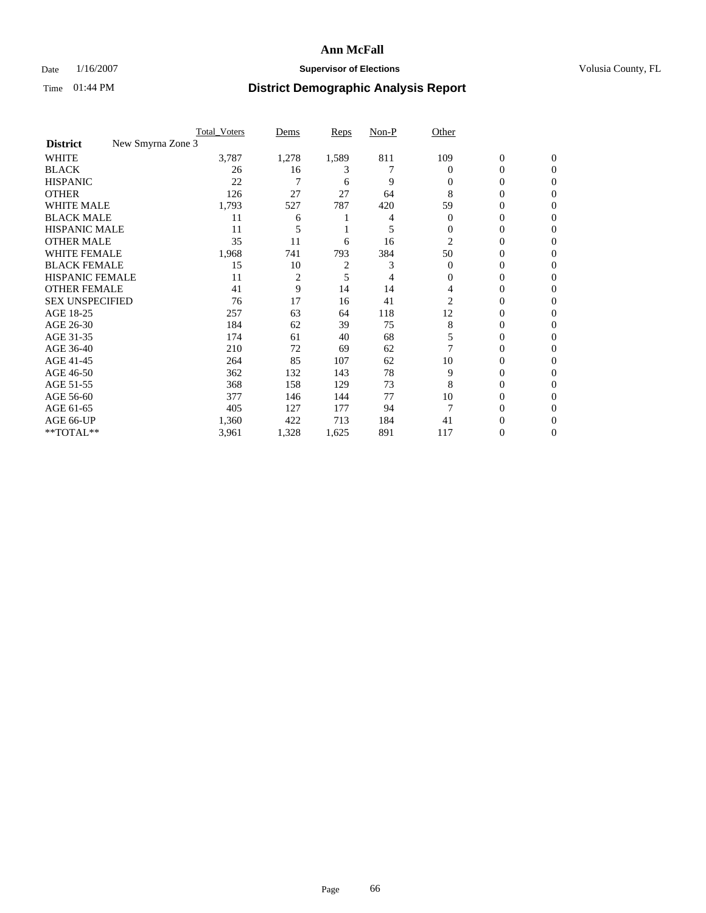# Ann McFall

Date 1/16/2007 **Supervisor of Elections** Volusia County, FL

Time 01:44 PM **District Demographic Analysis Report**

| | Total_Voters | Dems | Reps | Non-P | Other | | |
|---|---|---|---|---|---|---|---|
| **District** New Smyrna Zone 3 | | | | | | | |
| WHITE | 3,787 | 1,278 | 1,589 | 811 | 109 | 0 | 0 |
| BLACK | 26 | 16 | 3 | 7 | 0 | 0 | 0 |
| HISPANIC | 22 | 7 | 6 | 9 | 0 | 0 | 0 |
| OTHER | 126 | 27 | 27 | 64 | 8 | 0 | 0 |
| WHITE MALE | 1,793 | 527 | 787 | 420 | 59 | 0 | 0 |
| BLACK MALE | 11 | 6 | 1 | 4 | 0 | 0 | 0 |
| HISPANIC MALE | 11 | 5 | 1 | 5 | 0 | 0 | 0 |
| OTHER MALE | 35 | 11 | 6 | 16 | 2 | 0 | 0 |
| WHITE FEMALE | 1,968 | 741 | 793 | 384 | 50 | 0 | 0 |
| BLACK FEMALE | 15 | 10 | 2 | 3 | 0 | 0 | 0 |
| HISPANIC FEMALE | 11 | 2 | 5 | 4 | 0 | 0 | 0 |
| OTHER FEMALE | 41 | 9 | 14 | 14 | 4 | 0 | 0 |
| SEX UNSPECIFIED | 76 | 17 | 16 | 41 | 2 | 0 | 0 |
| AGE 18-25 | 257 | 63 | 64 | 118 | 12 | 0 | 0 |
| AGE 26-30 | 184 | 62 | 39 | 75 | 8 | 0 | 0 |
| AGE 31-35 | 174 | 61 | 40 | 68 | 5 | 0 | 0 |
| AGE 36-40 | 210 | 72 | 69 | 62 | 7 | 0 | 0 |
| AGE 41-45 | 264 | 85 | 107 | 62 | 10 | 0 | 0 |
| AGE 46-50 | 362 | 132 | 143 | 78 | 9 | 0 | 0 |
| AGE 51-55 | 368 | 158 | 129 | 73 | 8 | 0 | 0 |
| AGE 56-60 | 377 | 146 | 144 | 77 | 10 | 0 | 0 |
| AGE 61-65 | 405 | 127 | 177 | 94 | 7 | 0 | 0 |
| AGE 66-UP | 1,360 | 422 | 713 | 184 | 41 | 0 | 0 |
| **TOTAL** | 3,961 | 1,328 | 1,625 | 891 | 117 | 0 | 0 |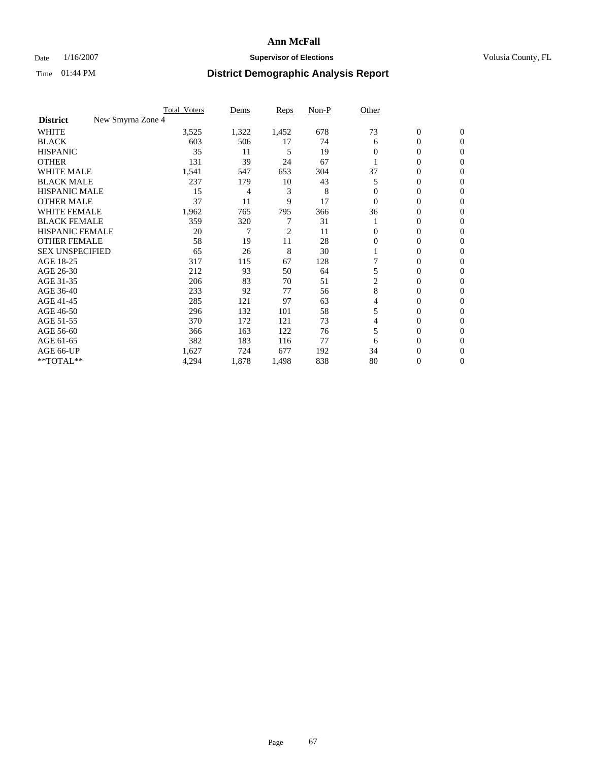**Ann McFall**

Date 1/16/2007 **Supervisor of Elections** Volusia County, FL

Time 01:44 PM **District Demographic Analysis Report**

| | Total_Voters | Dems | Reps | Non-P | Other | | |
|---|---|---|---|---|---|---|---|
| **District** New Smyrna Zone 4 | | | | | | | |
| WHITE | 3,525 | 1,322 | 1,452 | 678 | 73 | 0 | 0 |
| BLACK | 603 | 506 | 17 | 74 | 6 | 0 | 0 |
| HISPANIC | 35 | 11 | 5 | 19 | 0 | 0 | 0 |
| OTHER | 131 | 39 | 24 | 67 | 1 | 0 | 0 |
| WHITE MALE | 1,541 | 547 | 653 | 304 | 37 | 0 | 0 |
| BLACK MALE | 237 | 179 | 10 | 43 | 5 | 0 | 0 |
| HISPANIC MALE | 15 | 4 | 3 | 8 | 0 | 0 | 0 |
| OTHER MALE | 37 | 11 | 9 | 17 | 0 | 0 | 0 |
| WHITE FEMALE | 1,962 | 765 | 795 | 366 | 36 | 0 | 0 |
| BLACK FEMALE | 359 | 320 | 7 | 31 | 1 | 0 | 0 |
| HISPANIC FEMALE | 20 | 7 | 2 | 11 | 0 | 0 | 0 |
| OTHER FEMALE | 58 | 19 | 11 | 28 | 0 | 0 | 0 |
| SEX UNSPECIFIED | 65 | 26 | 8 | 30 | 1 | 0 | 0 |
| AGE 18-25 | 317 | 115 | 67 | 128 | 7 | 0 | 0 |
| AGE 26-30 | 212 | 93 | 50 | 64 | 5 | 0 | 0 |
| AGE 31-35 | 206 | 83 | 70 | 51 | 2 | 0 | 0 |
| AGE 36-40 | 233 | 92 | 77 | 56 | 8 | 0 | 0 |
| AGE 41-45 | 285 | 121 | 97 | 63 | 4 | 0 | 0 |
| AGE 46-50 | 296 | 132 | 101 | 58 | 5 | 0 | 0 |
| AGE 51-55 | 370 | 172 | 121 | 73 | 4 | 0 | 0 |
| AGE 56-60 | 366 | 163 | 122 | 76 | 5 | 0 | 0 |
| AGE 61-65 | 382 | 183 | 116 | 77 | 6 | 0 | 0 |
| AGE 66-UP | 1,627 | 724 | 677 | 192 | 34 | 0 | 0 |
| **TOTAL** | 4,294 | 1,878 | 1,498 | 838 | 80 | 0 | 0 |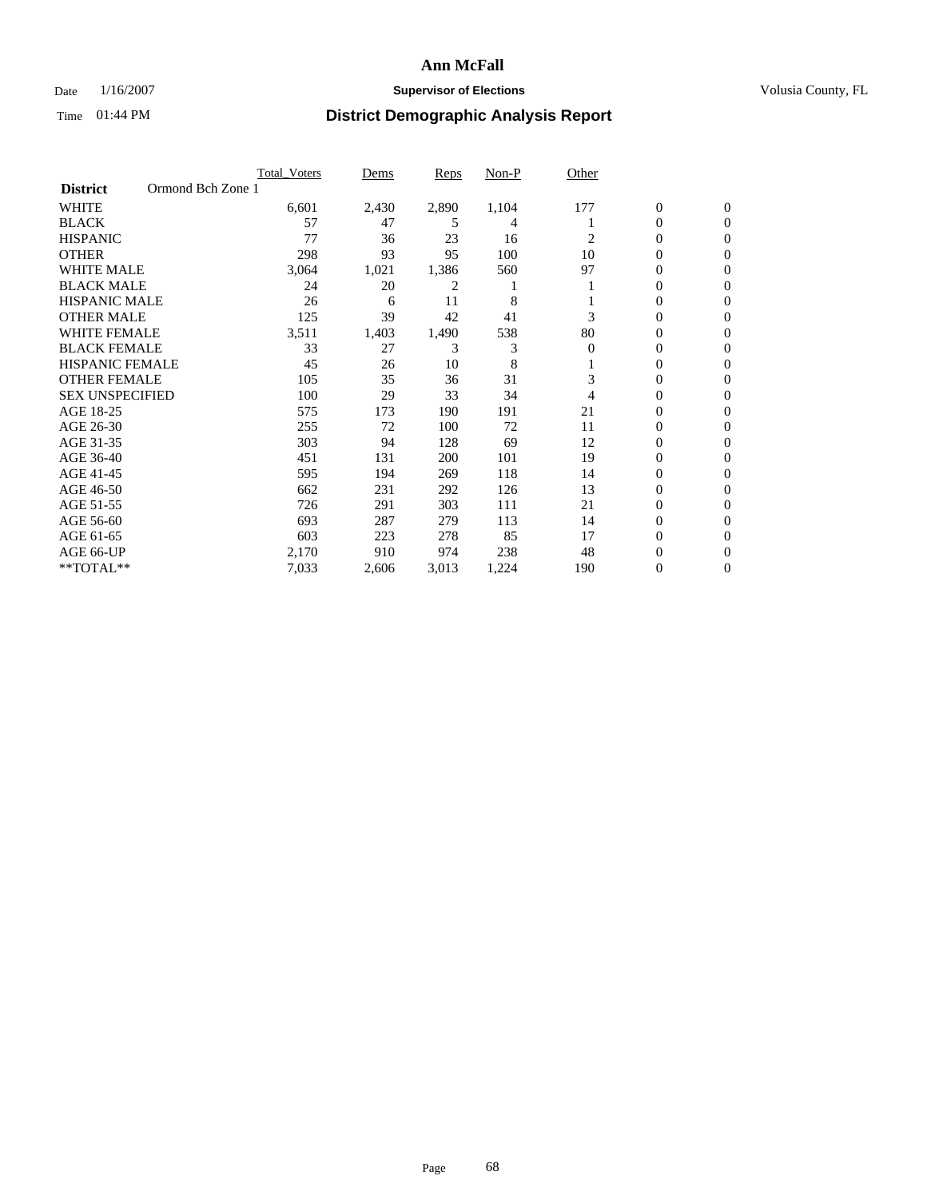# Ann McFall

Date 1/16/2007 **Supervisor of Elections** Volusia County, FL

Time 01:44 PM **District Demographic Analysis Report**

| | Total_Voters | Dems | Reps | Non-P | Other | | |
|---|---|---|---|---|---|---|---|
| **District** Ormond Bch Zone 1 | | | | | | | |
| WHITE | 6,601 | 2,430 | 2,890 | 1,104 | 177 | 0 | 0 |
| BLACK | 57 | 47 | 5 | 4 | 1 | 0 | 0 |
| HISPANIC | 77 | 36 | 23 | 16 | 2 | 0 | 0 |
| OTHER | 298 | 93 | 95 | 100 | 10 | 0 | 0 |
| WHITE MALE | 3,064 | 1,021 | 1,386 | 560 | 97 | 0 | 0 |
| BLACK MALE | 24 | 20 | 2 | 1 | 1 | 0 | 0 |
| HISPANIC MALE | 26 | 6 | 11 | 8 | 1 | 0 | 0 |
| OTHER MALE | 125 | 39 | 42 | 41 | 3 | 0 | 0 |
| WHITE FEMALE | 3,511 | 1,403 | 1,490 | 538 | 80 | 0 | 0 |
| BLACK FEMALE | 33 | 27 | 3 | 3 | 0 | 0 | 0 |
| HISPANIC FEMALE | 45 | 26 | 10 | 8 | 1 | 0 | 0 |
| OTHER FEMALE | 105 | 35 | 36 | 31 | 3 | 0 | 0 |
| SEX UNSPECIFIED | 100 | 29 | 33 | 34 | 4 | 0 | 0 |
| AGE 18-25 | 575 | 173 | 190 | 191 | 21 | 0 | 0 |
| AGE 26-30 | 255 | 72 | 100 | 72 | 11 | 0 | 0 |
| AGE 31-35 | 303 | 94 | 128 | 69 | 12 | 0 | 0 |
| AGE 36-40 | 451 | 131 | 200 | 101 | 19 | 0 | 0 |
| AGE 41-45 | 595 | 194 | 269 | 118 | 14 | 0 | 0 |
| AGE 46-50 | 662 | 231 | 292 | 126 | 13 | 0 | 0 |
| AGE 51-55 | 726 | 291 | 303 | 111 | 21 | 0 | 0 |
| AGE 56-60 | 693 | 287 | 279 | 113 | 14 | 0 | 0 |
| AGE 61-65 | 603 | 223 | 278 | 85 | 17 | 0 | 0 |
| AGE 66-UP | 2,170 | 910 | 974 | 238 | 48 | 0 | 0 |
| **TOTAL** | 7,033 | 2,606 | 3,013 | 1,224 | 190 | 0 | 0 |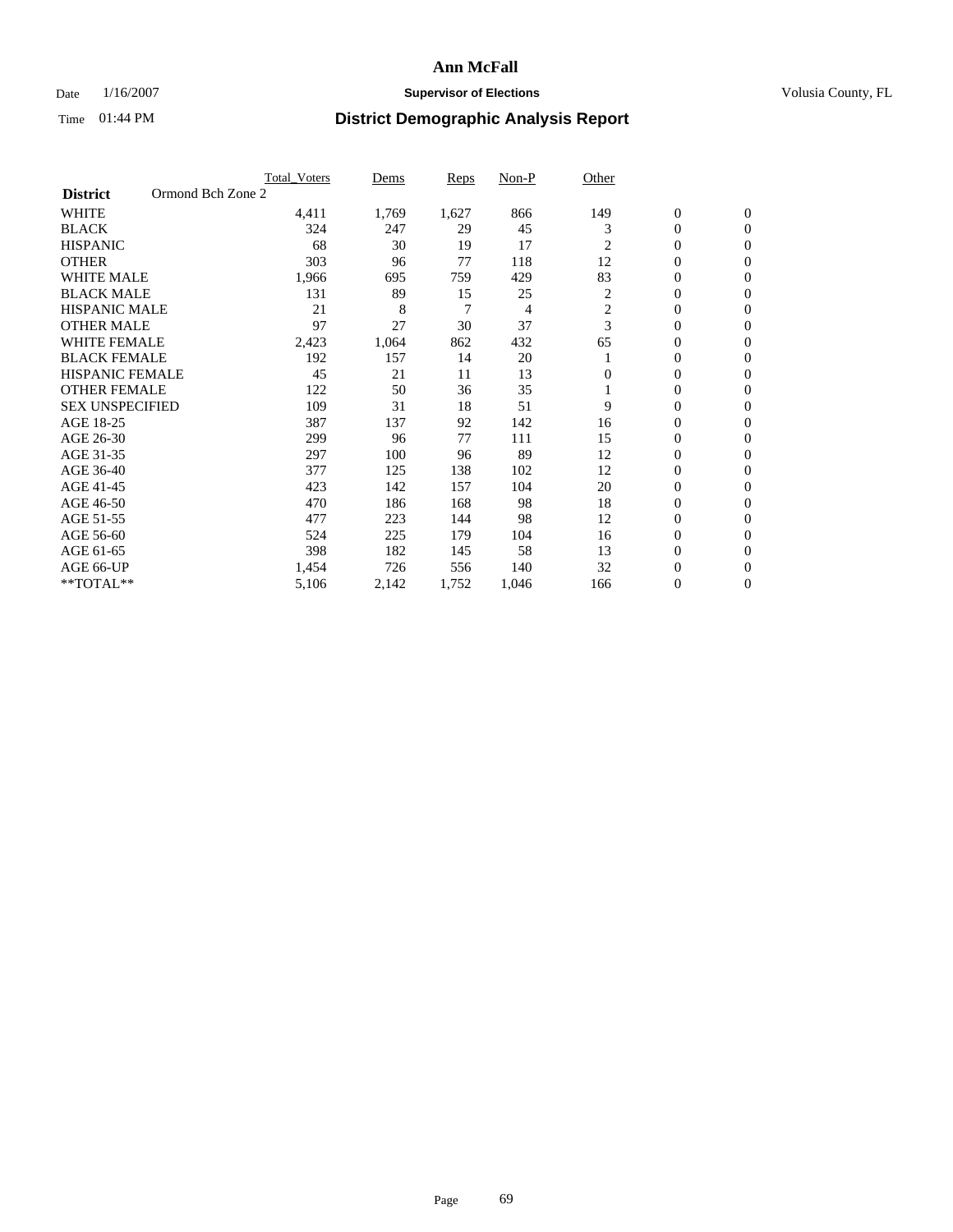**Ann McFall**

Date 1/16/2007 **Supervisor of Elections** Volusia County, FL

Time 01:44 PM **District Demographic Analysis Report**

| | Total_Voters | Dems | Reps | Non-P | Other | | |
|---|---|---|---|---|---|---|---|
| **District** Ormond Bch Zone 2 | | | | | | | |
| WHITE | 4,411 | 1,769 | 1,627 | 866 | 149 | 0 | 0 |
| BLACK | 324 | 247 | 29 | 45 | 3 | 0 | 0 |
| HISPANIC | 68 | 30 | 19 | 17 | 2 | 0 | 0 |
| OTHER | 303 | 96 | 77 | 118 | 12 | 0 | 0 |
| WHITE MALE | 1,966 | 695 | 759 | 429 | 83 | 0 | 0 |
| BLACK MALE | 131 | 89 | 15 | 25 | 2 | 0 | 0 |
| HISPANIC MALE | 21 | 8 | 7 | 4 | 2 | 0 | 0 |
| OTHER MALE | 97 | 27 | 30 | 37 | 3 | 0 | 0 |
| WHITE FEMALE | 2,423 | 1,064 | 862 | 432 | 65 | 0 | 0 |
| BLACK FEMALE | 192 | 157 | 14 | 20 | 1 | 0 | 0 |
| HISPANIC FEMALE | 45 | 21 | 11 | 13 | 0 | 0 | 0 |
| OTHER FEMALE | 122 | 50 | 36 | 35 | 1 | 0 | 0 |
| SEX UNSPECIFIED | 109 | 31 | 18 | 51 | 9 | 0 | 0 |
| AGE 18-25 | 387 | 137 | 92 | 142 | 16 | 0 | 0 |
| AGE 26-30 | 299 | 96 | 77 | 111 | 15 | 0 | 0 |
| AGE 31-35 | 297 | 100 | 96 | 89 | 12 | 0 | 0 |
| AGE 36-40 | 377 | 125 | 138 | 102 | 12 | 0 | 0 |
| AGE 41-45 | 423 | 142 | 157 | 104 | 20 | 0 | 0 |
| AGE 46-50 | 470 | 186 | 168 | 98 | 18 | 0 | 0 |
| AGE 51-55 | 477 | 223 | 144 | 98 | 12 | 0 | 0 |
| AGE 56-60 | 524 | 225 | 179 | 104 | 16 | 0 | 0 |
| AGE 61-65 | 398 | 182 | 145 | 58 | 13 | 0 | 0 |
| AGE 66-UP | 1,454 | 726 | 556 | 140 | 32 | 0 | 0 |
| **TOTAL** | 5,106 | 2,142 | 1,752 | 1,046 | 166 | 0 | 0 |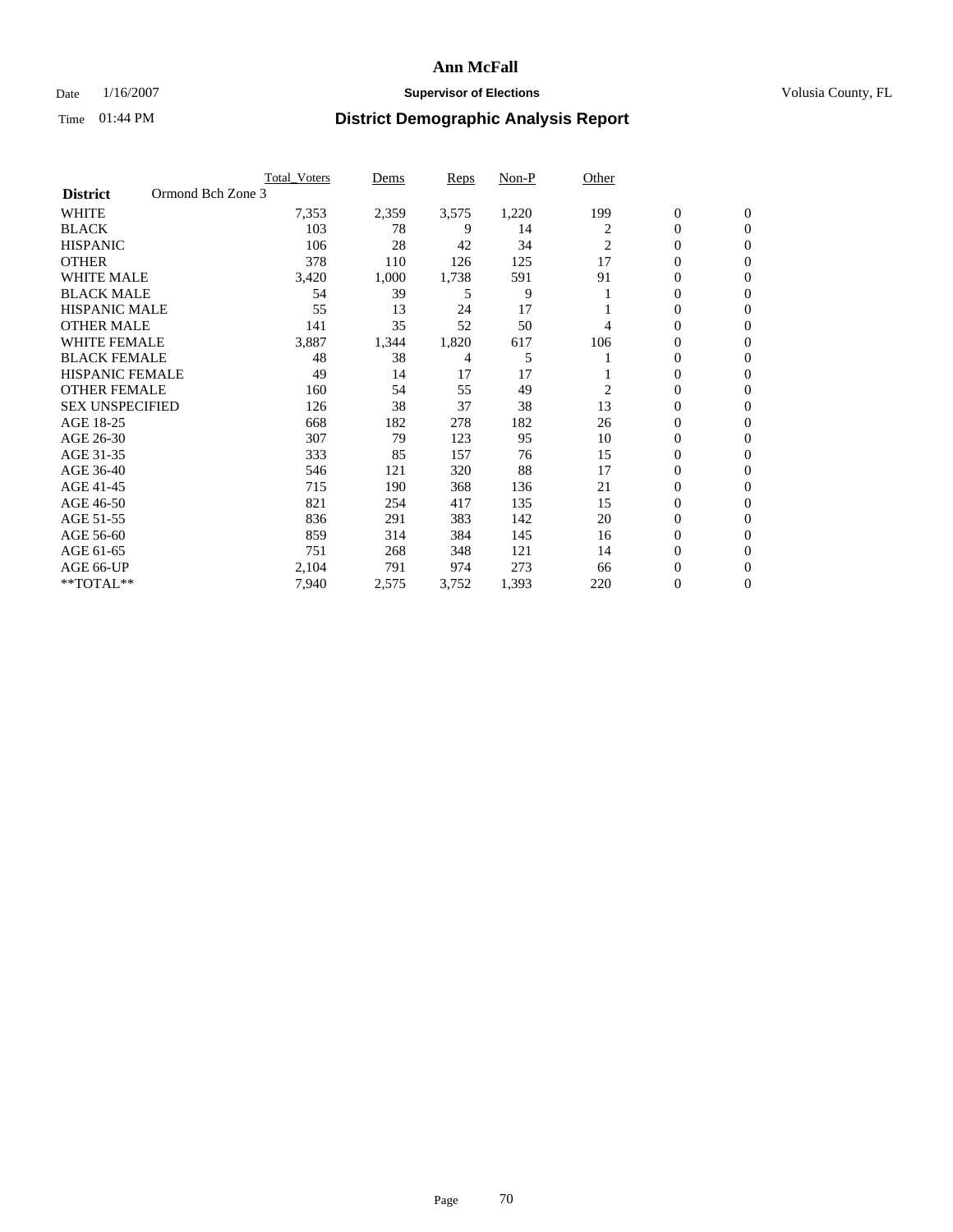# Ann McFall

Date 1/16/2007 **Supervisor of Elections** Volusia County, FL

Time 01:44 PM **District Demographic Analysis Report**

| | Total_Voters | Dems | Reps | Non-P | Other | | |
|---|---|---|---|---|---|---|---|
| **District** Ormond Bch Zone 3 | | | | | | | |
| WHITE | 7,353 | 2,359 | 3,575 | 1,220 | 199 | 0 | 0 |
| BLACK | 103 | 78 | 9 | 14 | 2 | 0 | 0 |
| HISPANIC | 106 | 28 | 42 | 34 | 2 | 0 | 0 |
| OTHER | 378 | 110 | 126 | 125 | 17 | 0 | 0 |
| WHITE MALE | 3,420 | 1,000 | 1,738 | 591 | 91 | 0 | 0 |
| BLACK MALE | 54 | 39 | 5 | 9 | 1 | 0 | 0 |
| HISPANIC MALE | 55 | 13 | 24 | 17 | 1 | 0 | 0 |
| OTHER MALE | 141 | 35 | 52 | 50 | 4 | 0 | 0 |
| WHITE FEMALE | 3,887 | 1,344 | 1,820 | 617 | 106 | 0 | 0 |
| BLACK FEMALE | 48 | 38 | 4 | 5 | 1 | 0 | 0 |
| HISPANIC FEMALE | 49 | 14 | 17 | 17 | 1 | 0 | 0 |
| OTHER FEMALE | 160 | 54 | 55 | 49 | 2 | 0 | 0 |
| SEX UNSPECIFIED | 126 | 38 | 37 | 38 | 13 | 0 | 0 |
| AGE 18-25 | 668 | 182 | 278 | 182 | 26 | 0 | 0 |
| AGE 26-30 | 307 | 79 | 123 | 95 | 10 | 0 | 0 |
| AGE 31-35 | 333 | 85 | 157 | 76 | 15 | 0 | 0 |
| AGE 36-40 | 546 | 121 | 320 | 88 | 17 | 0 | 0 |
| AGE 41-45 | 715 | 190 | 368 | 136 | 21 | 0 | 0 |
| AGE 46-50 | 821 | 254 | 417 | 135 | 15 | 0 | 0 |
| AGE 51-55 | 836 | 291 | 383 | 142 | 20 | 0 | 0 |
| AGE 56-60 | 859 | 314 | 384 | 145 | 16 | 0 | 0 |
| AGE 61-65 | 751 | 268 | 348 | 121 | 14 | 0 | 0 |
| AGE 66-UP | 2,104 | 791 | 974 | 273 | 66 | 0 | 0 |
| **TOTAL** | 7,940 | 2,575 | 3,752 | 1,393 | 220 | 0 | 0 |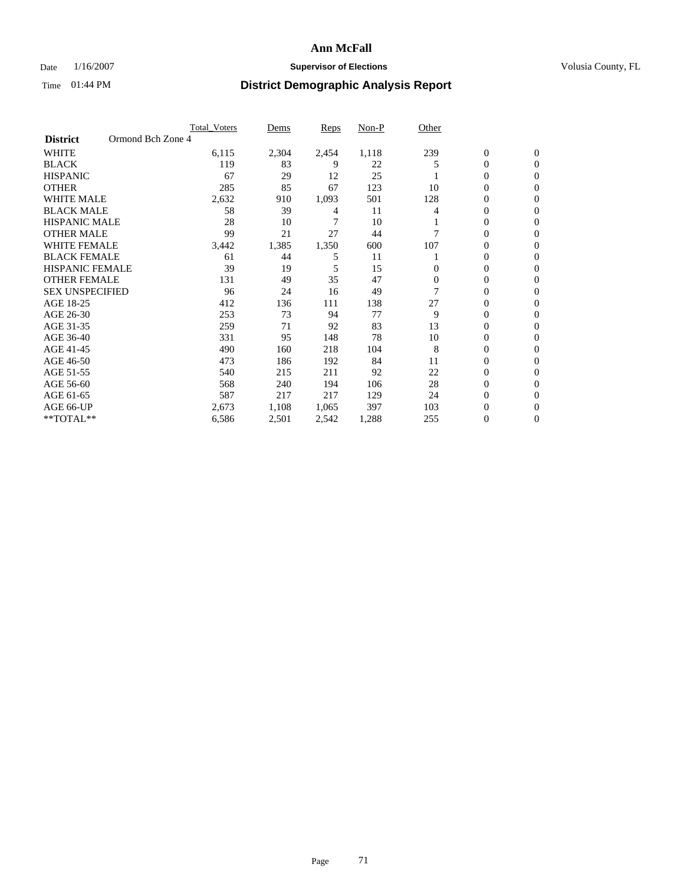# Ann McFall

Date 1/16/2007 **Supervisor of Elections** Volusia County, FL

Time 01:44 PM **District Demographic Analysis Report**

| | Total_Voters | Dems | Reps | Non-P | Other | | |
|---|---|---|---|---|---|---|---|
| **District** Ormond Bch Zone 4 | | | | | | | |
| WHITE | 6,115 | 2,304 | 2,454 | 1,118 | 239 | 0 | 0 |
| BLACK | 119 | 83 | 9 | 22 | 5 | 0 | 0 |
| HISPANIC | 67 | 29 | 12 | 25 | 1 | 0 | 0 |
| OTHER | 285 | 85 | 67 | 123 | 10 | 0 | 0 |
| WHITE MALE | 2,632 | 910 | 1,093 | 501 | 128 | 0 | 0 |
| BLACK MALE | 58 | 39 | 4 | 11 | 4 | 0 | 0 |
| HISPANIC MALE | 28 | 10 | 7 | 10 | 1 | 0 | 0 |
| OTHER MALE | 99 | 21 | 27 | 44 | 7 | 0 | 0 |
| WHITE FEMALE | 3,442 | 1,385 | 1,350 | 600 | 107 | 0 | 0 |
| BLACK FEMALE | 61 | 44 | 5 | 11 | 1 | 0 | 0 |
| HISPANIC FEMALE | 39 | 19 | 5 | 15 | 0 | 0 | 0 |
| OTHER FEMALE | 131 | 49 | 35 | 47 | 0 | 0 | 0 |
| SEX UNSPECIFIED | 96 | 24 | 16 | 49 | 7 | 0 | 0 |
| AGE 18-25 | 412 | 136 | 111 | 138 | 27 | 0 | 0 |
| AGE 26-30 | 253 | 73 | 94 | 77 | 9 | 0 | 0 |
| AGE 31-35 | 259 | 71 | 92 | 83 | 13 | 0 | 0 |
| AGE 36-40 | 331 | 95 | 148 | 78 | 10 | 0 | 0 |
| AGE 41-45 | 490 | 160 | 218 | 104 | 8 | 0 | 0 |
| AGE 46-50 | 473 | 186 | 192 | 84 | 11 | 0 | 0 |
| AGE 51-55 | 540 | 215 | 211 | 92 | 22 | 0 | 0 |
| AGE 56-60 | 568 | 240 | 194 | 106 | 28 | 0 | 0 |
| AGE 61-65 | 587 | 217 | 217 | 129 | 24 | 0 | 0 |
| AGE 66-UP | 2,673 | 1,108 | 1,065 | 397 | 103 | 0 | 0 |
| **TOTAL** | 6,586 | 2,501 | 2,542 | 1,288 | 255 | 0 | 0 |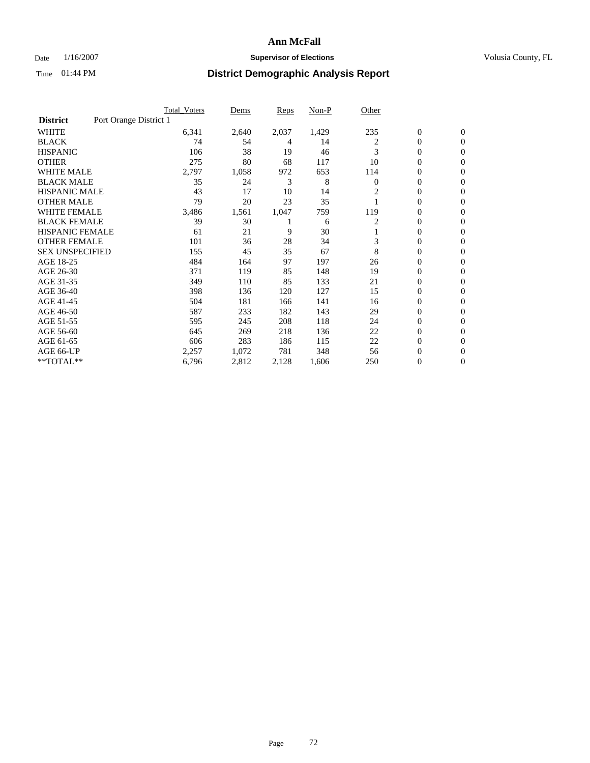# Ann McFall

Date 1/16/2007 **Supervisor of Elections** Volusia County, FL

Time 01:44 PM **District Demographic Analysis Report**

| | Total_Voters | Dems | Reps | Non-P | Other | | |
|---|---|---|---|---|---|---|---|
| **District** Port Orange District 1 | | | | | | | |
| WHITE | 6,341 | 2,640 | 2,037 | 1,429 | 235 | 0 | 0 |
| BLACK | 74 | 54 | 4 | 14 | 2 | 0 | 0 |
| HISPANIC | 106 | 38 | 19 | 46 | 3 | 0 | 0 |
| OTHER | 275 | 80 | 68 | 117 | 10 | 0 | 0 |
| WHITE MALE | 2,797 | 1,058 | 972 | 653 | 114 | 0 | 0 |
| BLACK MALE | 35 | 24 | 3 | 8 | 0 | 0 | 0 |
| HISPANIC MALE | 43 | 17 | 10 | 14 | 2 | 0 | 0 |
| OTHER MALE | 79 | 20 | 23 | 35 | 1 | 0 | 0 |
| WHITE FEMALE | 3,486 | 1,561 | 1,047 | 759 | 119 | 0 | 0 |
| BLACK FEMALE | 39 | 30 | 1 | 6 | 2 | 0 | 0 |
| HISPANIC FEMALE | 61 | 21 | 9 | 30 | 1 | 0 | 0 |
| OTHER FEMALE | 101 | 36 | 28 | 34 | 3 | 0 | 0 |
| SEX UNSPECIFIED | 155 | 45 | 35 | 67 | 8 | 0 | 0 |
| AGE 18-25 | 484 | 164 | 97 | 197 | 26 | 0 | 0 |
| AGE 26-30 | 371 | 119 | 85 | 148 | 19 | 0 | 0 |
| AGE 31-35 | 349 | 110 | 85 | 133 | 21 | 0 | 0 |
| AGE 36-40 | 398 | 136 | 120 | 127 | 15 | 0 | 0 |
| AGE 41-45 | 504 | 181 | 166 | 141 | 16 | 0 | 0 |
| AGE 46-50 | 587 | 233 | 182 | 143 | 29 | 0 | 0 |
| AGE 51-55 | 595 | 245 | 208 | 118 | 24 | 0 | 0 |
| AGE 56-60 | 645 | 269 | 218 | 136 | 22 | 0 | 0 |
| AGE 61-65 | 606 | 283 | 186 | 115 | 22 | 0 | 0 |
| AGE 66-UP | 2,257 | 1,072 | 781 | 348 | 56 | 0 | 0 |
| **TOTAL** | 6,796 | 2,812 | 2,128 | 1,606 | 250 | 0 | 0 |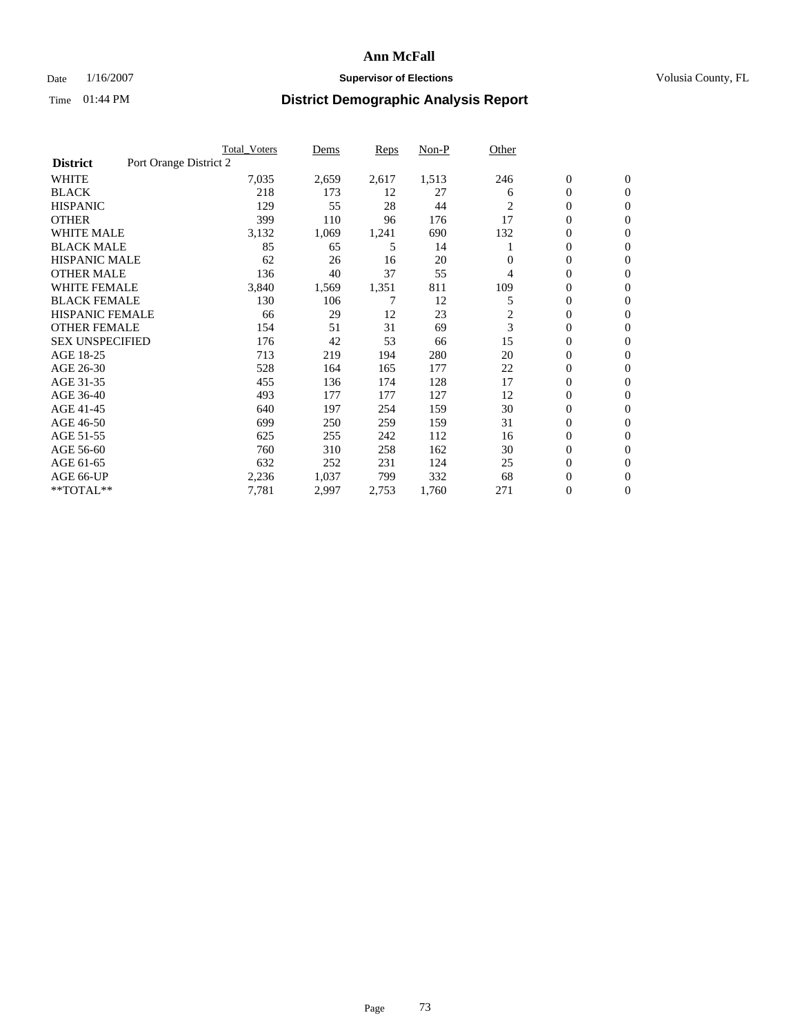# Ann McFall

Date 1/16/2007 **Supervisor of Elections** Volusia County, FL

Time 01:44 PM **District Demographic Analysis Report**

| | Total_Voters | Dems | Reps | Non-P | Other | | |
|---|---|---|---|---|---|---|---|
| **District** Port Orange District 2 | | | | | | | |
| WHITE | 7,035 | 2,659 | 2,617 | 1,513 | 246 | 0 | 0 |
| BLACK | 218 | 173 | 12 | 27 | 6 | 0 | 0 |
| HISPANIC | 129 | 55 | 28 | 44 | 2 | 0 | 0 |
| OTHER | 399 | 110 | 96 | 176 | 17 | 0 | 0 |
| WHITE MALE | 3,132 | 1,069 | 1,241 | 690 | 132 | 0 | 0 |
| BLACK MALE | 85 | 65 | 5 | 14 | 1 | 0 | 0 |
| HISPANIC MALE | 62 | 26 | 16 | 20 | 0 | 0 | 0 |
| OTHER MALE | 136 | 40 | 37 | 55 | 4 | 0 | 0 |
| WHITE FEMALE | 3,840 | 1,569 | 1,351 | 811 | 109 | 0 | 0 |
| BLACK FEMALE | 130 | 106 | 7 | 12 | 5 | 0 | 0 |
| HISPANIC FEMALE | 66 | 29 | 12 | 23 | 2 | 0 | 0 |
| OTHER FEMALE | 154 | 51 | 31 | 69 | 3 | 0 | 0 |
| SEX UNSPECIFIED | 176 | 42 | 53 | 66 | 15 | 0 | 0 |
| AGE 18-25 | 713 | 219 | 194 | 280 | 20 | 0 | 0 |
| AGE 26-30 | 528 | 164 | 165 | 177 | 22 | 0 | 0 |
| AGE 31-35 | 455 | 136 | 174 | 128 | 17 | 0 | 0 |
| AGE 36-40 | 493 | 177 | 177 | 127 | 12 | 0 | 0 |
| AGE 41-45 | 640 | 197 | 254 | 159 | 30 | 0 | 0 |
| AGE 46-50 | 699 | 250 | 259 | 159 | 31 | 0 | 0 |
| AGE 51-55 | 625 | 255 | 242 | 112 | 16 | 0 | 0 |
| AGE 56-60 | 760 | 310 | 258 | 162 | 30 | 0 | 0 |
| AGE 61-65 | 632 | 252 | 231 | 124 | 25 | 0 | 0 |
| AGE 66-UP | 2,236 | 1,037 | 799 | 332 | 68 | 0 | 0 |
| **TOTAL** | 7,781 | 2,997 | 2,753 | 1,760 | 271 | 0 | 0 |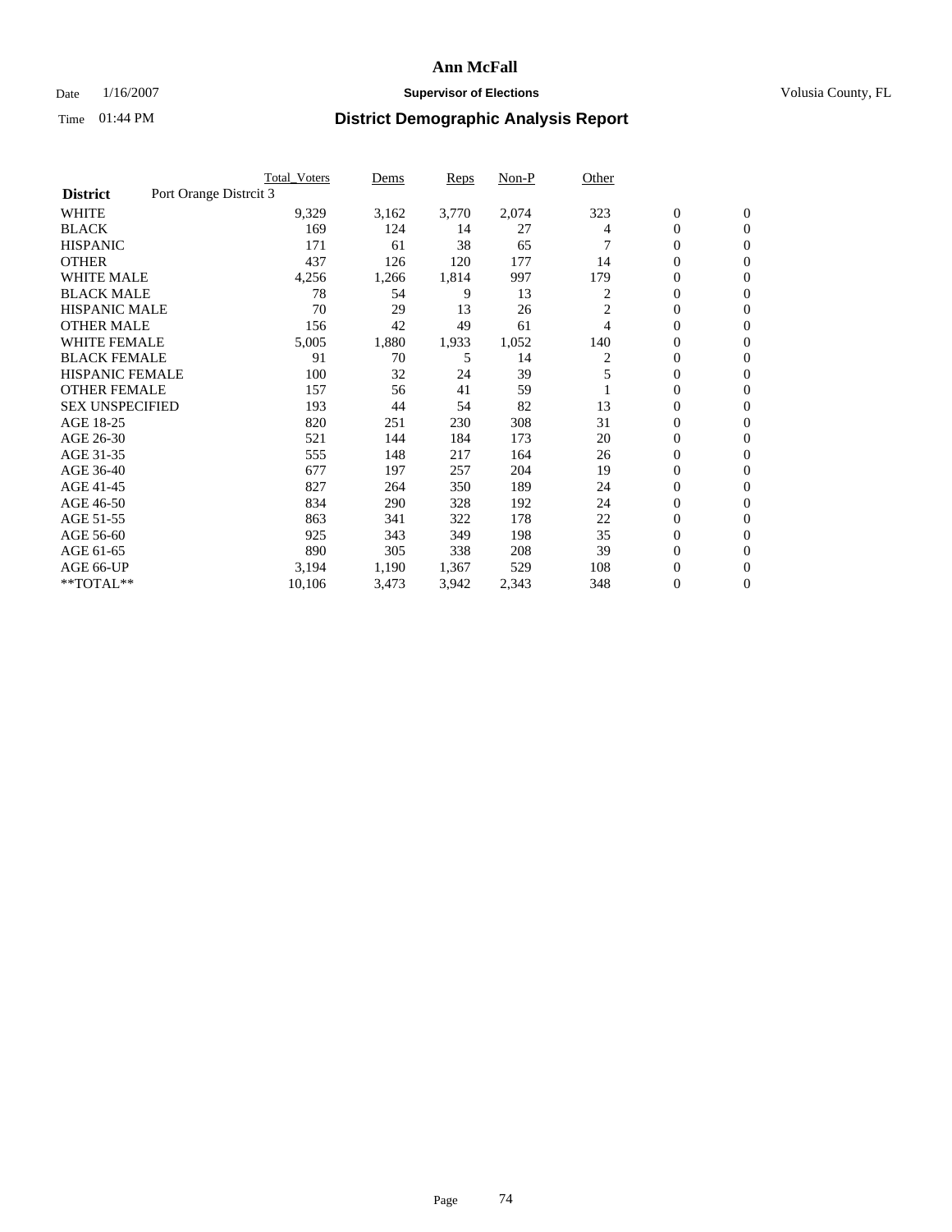# Ann McFall

Date 1/16/2007 **Supervisor of Elections** Volusia County, FL

Time 01:44 PM **District Demographic Analysis Report**

| | Total_Voters | Dems | Reps | Non-P | Other | | |
|---|---|---|---|---|---|---|---|
| **District** Port Orange Distrcit 3 | | | | | | | |
| WHITE | 9,329 | 3,162 | 3,770 | 2,074 | 323 | 0 | 0 |
| BLACK | 169 | 124 | 14 | 27 | 4 | 0 | 0 |
| HISPANIC | 171 | 61 | 38 | 65 | 7 | 0 | 0 |
| OTHER | 437 | 126 | 120 | 177 | 14 | 0 | 0 |
| WHITE MALE | 4,256 | 1,266 | 1,814 | 997 | 179 | 0 | 0 |
| BLACK MALE | 78 | 54 | 9 | 13 | 2 | 0 | 0 |
| HISPANIC MALE | 70 | 29 | 13 | 26 | 2 | 0 | 0 |
| OTHER MALE | 156 | 42 | 49 | 61 | 4 | 0 | 0 |
| WHITE FEMALE | 5,005 | 1,880 | 1,933 | 1,052 | 140 | 0 | 0 |
| BLACK FEMALE | 91 | 70 | 5 | 14 | 2 | 0 | 0 |
| HISPANIC FEMALE | 100 | 32 | 24 | 39 | 5 | 0 | 0 |
| OTHER FEMALE | 157 | 56 | 41 | 59 | 1 | 0 | 0 |
| SEX UNSPECIFIED | 193 | 44 | 54 | 82 | 13 | 0 | 0 |
| AGE 18-25 | 820 | 251 | 230 | 308 | 31 | 0 | 0 |
| AGE 26-30 | 521 | 144 | 184 | 173 | 20 | 0 | 0 |
| AGE 31-35 | 555 | 148 | 217 | 164 | 26 | 0 | 0 |
| AGE 36-40 | 677 | 197 | 257 | 204 | 19 | 0 | 0 |
| AGE 41-45 | 827 | 264 | 350 | 189 | 24 | 0 | 0 |
| AGE 46-50 | 834 | 290 | 328 | 192 | 24 | 0 | 0 |
| AGE 51-55 | 863 | 341 | 322 | 178 | 22 | 0 | 0 |
| AGE 56-60 | 925 | 343 | 349 | 198 | 35 | 0 | 0 |
| AGE 61-65 | 890 | 305 | 338 | 208 | 39 | 0 | 0 |
| AGE 66-UP | 3,194 | 1,190 | 1,367 | 529 | 108 | 0 | 0 |
| **TOTAL** | 10,106 | 3,473 | 3,942 | 2,343 | 348 | 0 | 0 |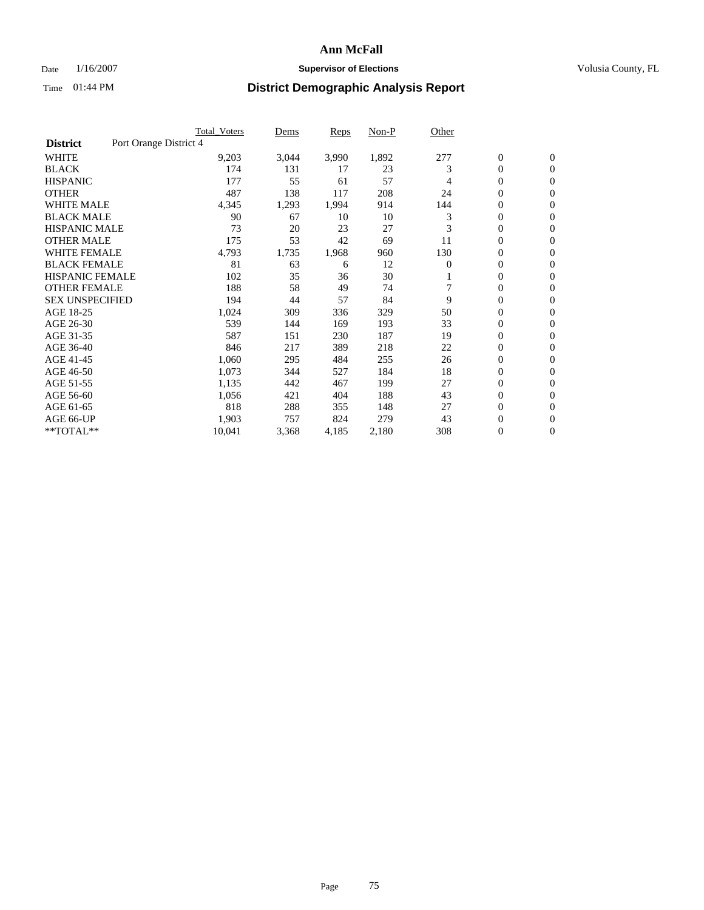# Ann McFall

Date 1/16/2007 **Supervisor of Elections** Volusia County, FL

Time 01:44 PM **District Demographic Analysis Report**

| | Total_Voters | Dems | Reps | Non-P | Other | | |
|---|---|---|---|---|---|---|---|
| **District** Port Orange District 4 | | | | | | | |
| WHITE | 9,203 | 3,044 | 3,990 | 1,892 | 277 | 0 | 0 |
| BLACK | 174 | 131 | 17 | 23 | 3 | 0 | 0 |
| HISPANIC | 177 | 55 | 61 | 57 | 4 | 0 | 0 |
| OTHER | 487 | 138 | 117 | 208 | 24 | 0 | 0 |
| WHITE MALE | 4,345 | 1,293 | 1,994 | 914 | 144 | 0 | 0 |
| BLACK MALE | 90 | 67 | 10 | 10 | 3 | 0 | 0 |
| HISPANIC MALE | 73 | 20 | 23 | 27 | 3 | 0 | 0 |
| OTHER MALE | 175 | 53 | 42 | 69 | 11 | 0 | 0 |
| WHITE FEMALE | 4,793 | 1,735 | 1,968 | 960 | 130 | 0 | 0 |
| BLACK FEMALE | 81 | 63 | 6 | 12 | 0 | 0 | 0 |
| HISPANIC FEMALE | 102 | 35 | 36 | 30 | 1 | 0 | 0 |
| OTHER FEMALE | 188 | 58 | 49 | 74 | 7 | 0 | 0 |
| SEX UNSPECIFIED | 194 | 44 | 57 | 84 | 9 | 0 | 0 |
| AGE 18-25 | 1,024 | 309 | 336 | 329 | 50 | 0 | 0 |
| AGE 26-30 | 539 | 144 | 169 | 193 | 33 | 0 | 0 |
| AGE 31-35 | 587 | 151 | 230 | 187 | 19 | 0 | 0 |
| AGE 36-40 | 846 | 217 | 389 | 218 | 22 | 0 | 0 |
| AGE 41-45 | 1,060 | 295 | 484 | 255 | 26 | 0 | 0 |
| AGE 46-50 | 1,073 | 344 | 527 | 184 | 18 | 0 | 0 |
| AGE 51-55 | 1,135 | 442 | 467 | 199 | 27 | 0 | 0 |
| AGE 56-60 | 1,056 | 421 | 404 | 188 | 43 | 0 | 0 |
| AGE 61-65 | 818 | 288 | 355 | 148 | 27 | 0 | 0 |
| AGE 66-UP | 1,903 | 757 | 824 | 279 | 43 | 0 | 0 |
| **TOTAL** | 10,041 | 3,368 | 4,185 | 2,180 | 308 | 0 | 0 |